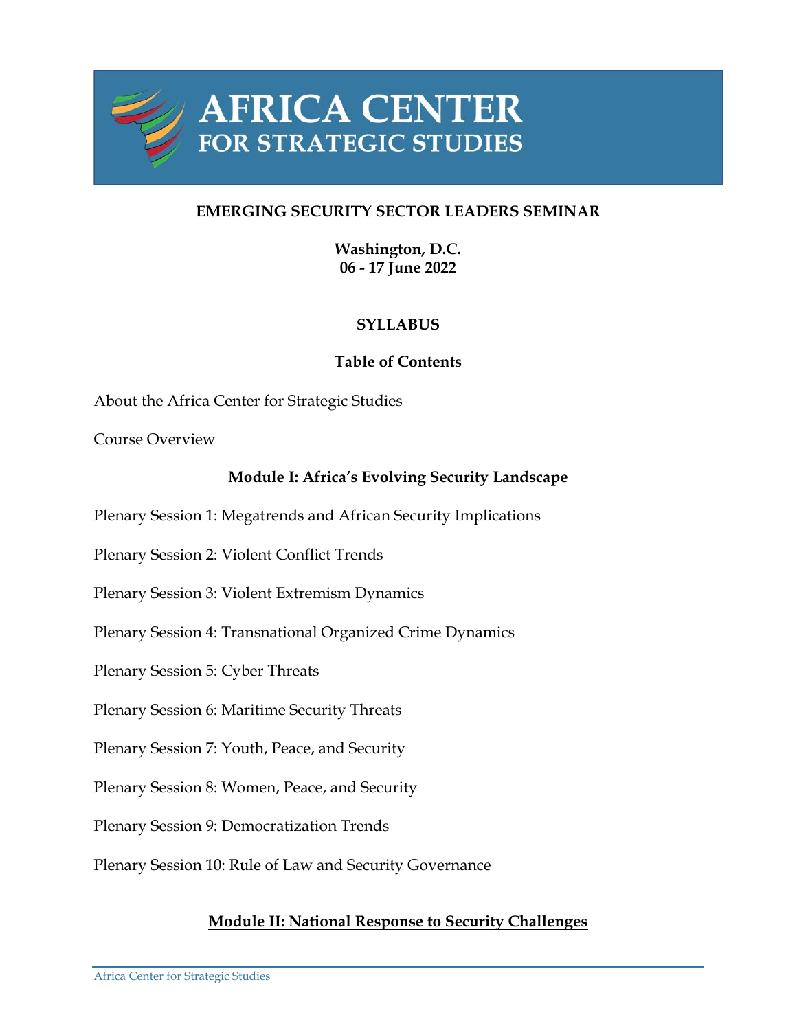# AFRICA CENTER FOR STRATEGIC STUDIES

**EMERGING SECURITY SECTOR LEADERS SEMINAR**

**Washington, D.C.**
**06 - 17 June 2022**

**SYLLABUS**

**Table of Contents**

About the Africa Center for Strategic Studies

Course Overview

## Module I: Africa's Evolving Security Landscape

Plenary Session 1: Megatrends and African Security Implications

Plenary Session 2: Violent Conflict Trends

Plenary Session 3: Violent Extremism Dynamics

Plenary Session 4: Transnational Organized Crime Dynamics

Plenary Session 5: Cyber Threats

Plenary Session 6: Maritime Security Threats

Plenary Session 7: Youth, Peace, and Security

Plenary Session 8: Women, Peace, and Security

Plenary Session 9: Democratization Trends

Plenary Session 10: Rule of Law and Security Governance

## Module II: National Response to Security Challenges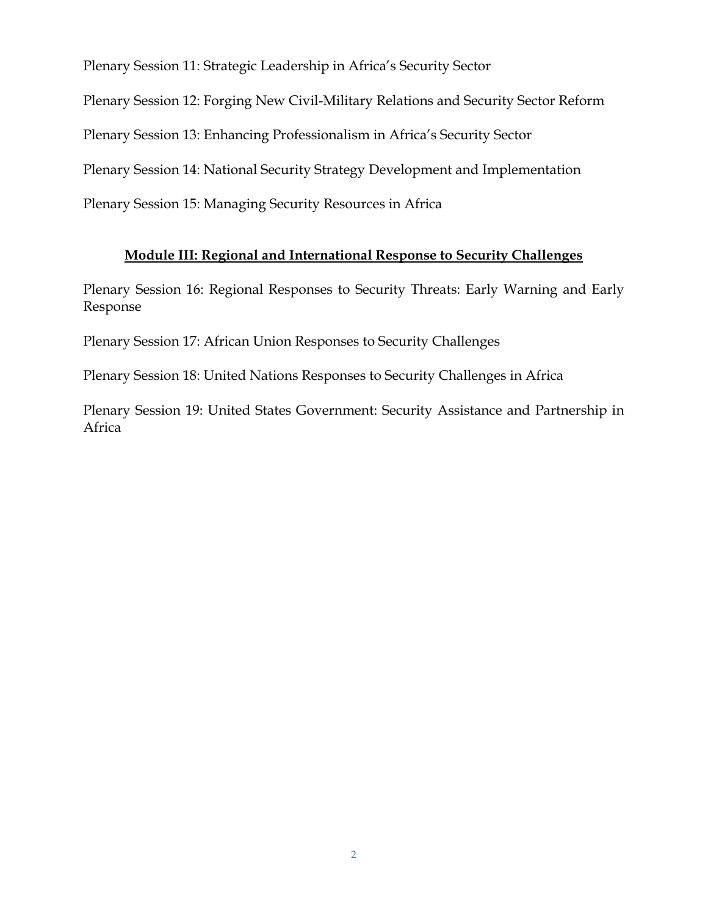Plenary Session 11: Strategic Leadership in Africa's Security Sector

Plenary Session 12: Forging New Civil-Military Relations and Security Sector Reform

Plenary Session 13: Enhancing Professionalism in Africa's Security Sector

Plenary Session 14: National Security Strategy Development and Implementation

Plenary Session 15: Managing Security Resources in Africa

## **Module III: Regional and International Response to Security Challenges**

Plenary Session 16: Regional Responses to Security Threats: Early Warning and Early Response

Plenary Session 17: African Union Responses to Security Challenges

Plenary Session 18: United Nations Responses to Security Challenges in Africa

Plenary Session 19: United States Government: Security Assistance and Partnership in Africa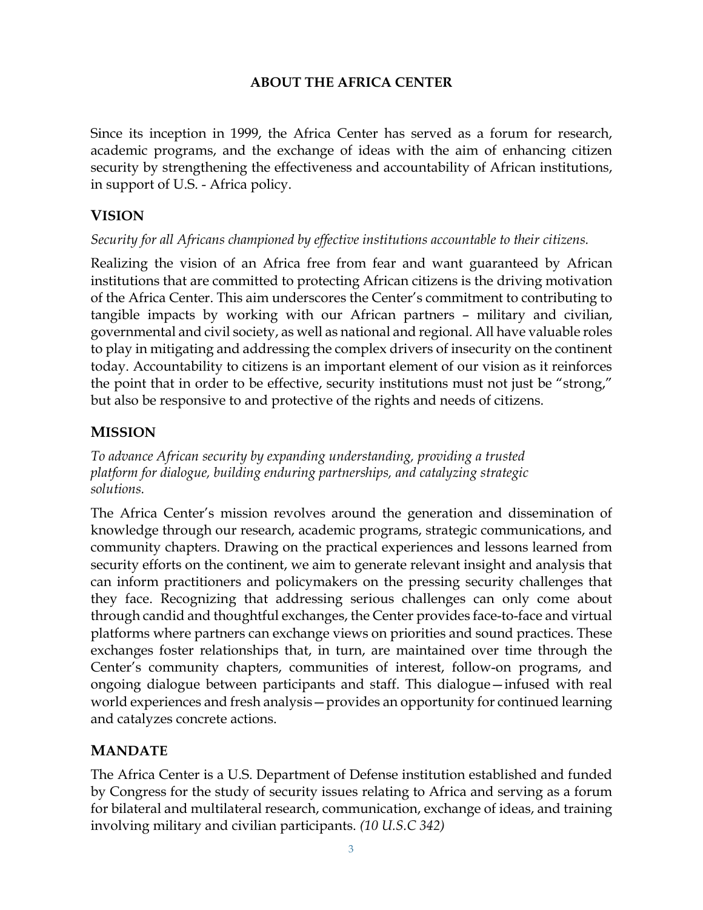## ABOUT THE AFRICA CENTER

Since its inception in 1999, the Africa Center has served as a forum for research, academic programs, and the exchange of ideas with the aim of enhancing citizen security by strengthening the effectiveness and accountability of African institutions, in support of U.S. - Africa policy.

### VISION

*Security for all Africans championed by effective institutions accountable to their citizens.*

Realizing the vision of an Africa free from fear and want guaranteed by African institutions that are committed to protecting African citizens is the driving motivation of the Africa Center. This aim underscores the Center's commitment to contributing to tangible impacts by working with our African partners – military and civilian, governmental and civil society, as well as national and regional. All have valuable roles to play in mitigating and addressing the complex drivers of insecurity on the continent today. Accountability to citizens is an important element of our vision as it reinforces the point that in order to be effective, security institutions must not just be "strong," but also be responsive to and protective of the rights and needs of citizens.

### MISSION

*To advance African security by expanding understanding, providing a trusted platform for dialogue, building enduring partnerships, and catalyzing strategic solutions.*

The Africa Center's mission revolves around the generation and dissemination of knowledge through our research, academic programs, strategic communications, and community chapters. Drawing on the practical experiences and lessons learned from security efforts on the continent, we aim to generate relevant insight and analysis that can inform practitioners and policymakers on the pressing security challenges that they face. Recognizing that addressing serious challenges can only come about through candid and thoughtful exchanges, the Center provides face-to-face and virtual platforms where partners can exchange views on priorities and sound practices. These exchanges foster relationships that, in turn, are maintained over time through the Center's community chapters, communities of interest, follow-on programs, and ongoing dialogue between participants and staff. This dialogue—infused with real world experiences and fresh analysis—provides an opportunity for continued learning and catalyzes concrete actions.

### MANDATE

The Africa Center is a U.S. Department of Defense institution established and funded by Congress for the study of security issues relating to Africa and serving as a forum for bilateral and multilateral research, communication, exchange of ideas, and training involving military and civilian participants. *(10 U.S.C 342)*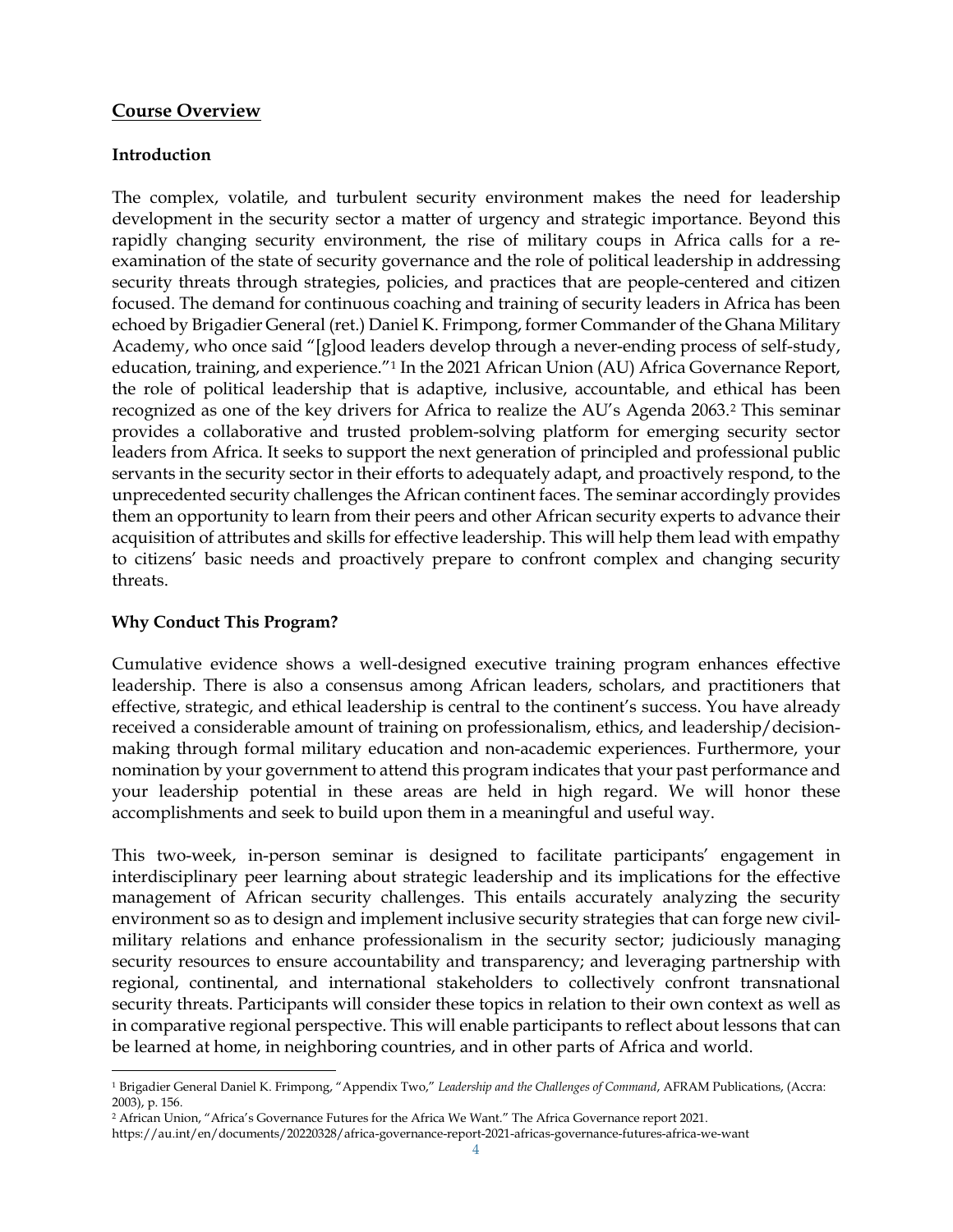## Course Overview

### Introduction

The complex, volatile, and turbulent security environment makes the need for leadership development in the security sector a matter of urgency and strategic importance. Beyond this rapidly changing security environment, the rise of military coups in Africa calls for a re-examination of the state of security governance and the role of political leadership in addressing security threats through strategies, policies, and practices that are people-centered and citizen focused. The demand for continuous coaching and training of security leaders in Africa has been echoed by Brigadier General (ret.) Daniel K. Frimpong, former Commander of the Ghana Military Academy, who once said "[g]ood leaders develop through a never-ending process of self-study, education, training, and experience."[1] In the 2021 African Union (AU) Africa Governance Report, the role of political leadership that is adaptive, inclusive, accountable, and ethical has been recognized as one of the key drivers for Africa to realize the AU's Agenda 2063.[2] This seminar provides a collaborative and trusted problem-solving platform for emerging security sector leaders from Africa. It seeks to support the next generation of principled and professional public servants in the security sector in their efforts to adequately adapt, and proactively respond, to the unprecedented security challenges the African continent faces. The seminar accordingly provides them an opportunity to learn from their peers and other African security experts to advance their acquisition of attributes and skills for effective leadership. This will help them lead with empathy to citizens' basic needs and proactively prepare to confront complex and changing security threats.

### Why Conduct This Program?

Cumulative evidence shows a well-designed executive training program enhances effective leadership. There is also a consensus among African leaders, scholars, and practitioners that effective, strategic, and ethical leadership is central to the continent's success. You have already received a considerable amount of training on professionalism, ethics, and leadership/decision-making through formal military education and non-academic experiences. Furthermore, your nomination by your government to attend this program indicates that your past performance and your leadership potential in these areas are held in high regard. We will honor these accomplishments and seek to build upon them in a meaningful and useful way.

This two-week, in-person seminar is designed to facilitate participants' engagement in interdisciplinary peer learning about strategic leadership and its implications for the effective management of African security challenges. This entails accurately analyzing the security environment so as to design and implement inclusive security strategies that can forge new civil-military relations and enhance professionalism in the security sector; judiciously managing security resources to ensure accountability and transparency; and leveraging partnership with regional, continental, and international stakeholders to collectively confront transnational security threats. Participants will consider these topics in relation to their own context as well as in comparative regional perspective. This will enable participants to reflect about lessons that can be learned at home, in neighboring countries, and in other parts of Africa and world.

---

[1] Brigadier General Daniel K. Frimpong, "Appendix Two," *Leadership and the Challenges of Command*, AFRAM Publications, (Accra: 2003), p. 156.

[2] African Union, "Africa's Governance Futures for the Africa We Want." The Africa Governance report 2021. https://au.int/en/documents/20220328/africa-governance-report-2021-africas-governance-futures-africa-we-want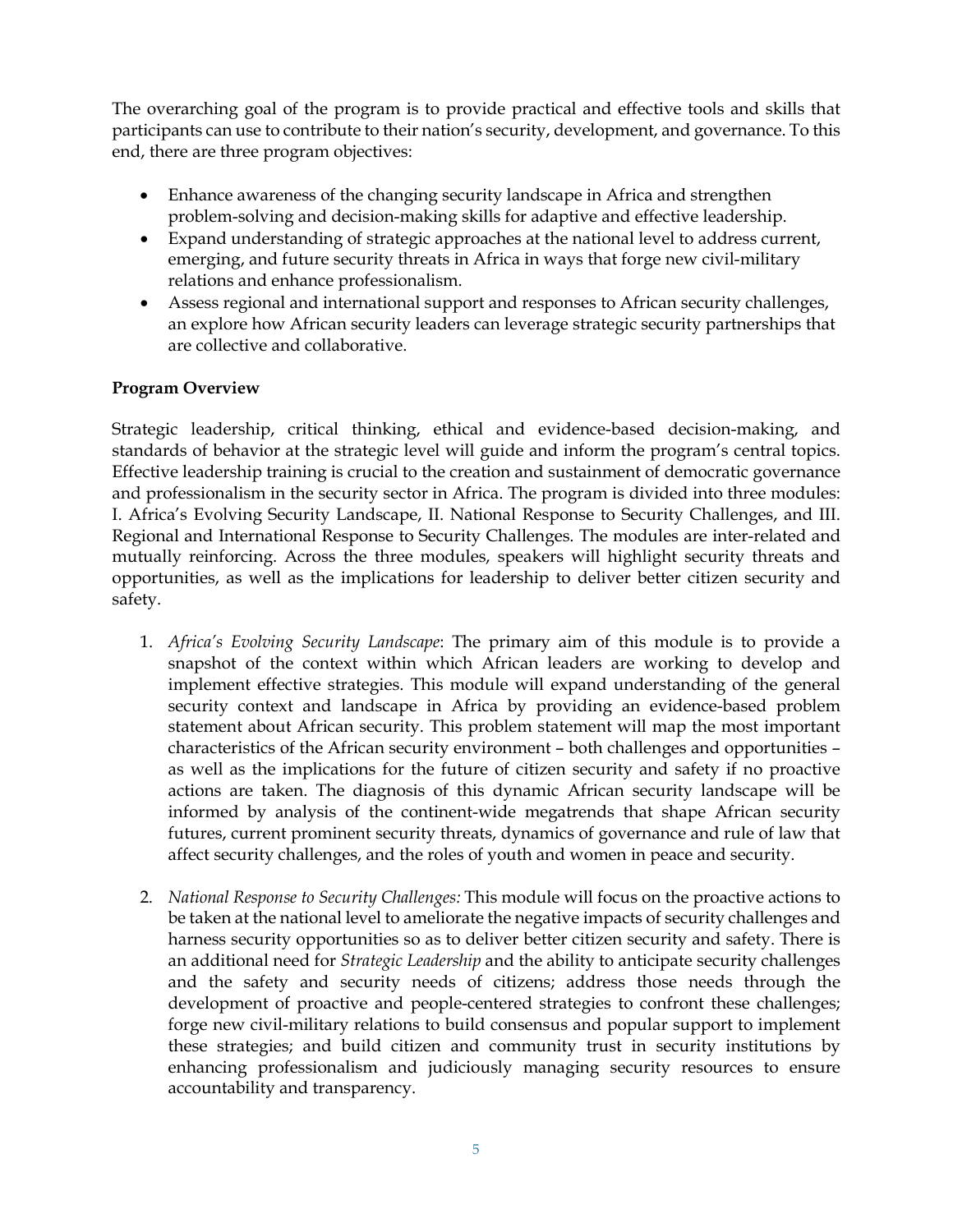The overarching goal of the program is to provide practical and effective tools and skills that participants can use to contribute to their nation's security, development, and governance. To this end, there are three program objectives:

- Enhance awareness of the changing security landscape in Africa and strengthen problem-solving and decision-making skills for adaptive and effective leadership.
- Expand understanding of strategic approaches at the national level to address current, emerging, and future security threats in Africa in ways that forge new civil-military relations and enhance professionalism.
- Assess regional and international support and responses to African security challenges, an explore how African security leaders can leverage strategic security partnerships that are collective and collaborative.

**Program Overview**

Strategic leadership, critical thinking, ethical and evidence-based decision-making, and standards of behavior at the strategic level will guide and inform the program's central topics. Effective leadership training is crucial to the creation and sustainment of democratic governance and professionalism in the security sector in Africa. The program is divided into three modules: I. Africa's Evolving Security Landscape, II. National Response to Security Challenges, and III. Regional and International Response to Security Challenges. The modules are inter-related and mutually reinforcing. Across the three modules, speakers will highlight security threats and opportunities, as well as the implications for leadership to deliver better citizen security and safety.

1. *Africa's Evolving Security Landscape*: The primary aim of this module is to provide a snapshot of the context within which African leaders are working to develop and implement effective strategies. This module will expand understanding of the general security context and landscape in Africa by providing an evidence-based problem statement about African security. This problem statement will map the most important characteristics of the African security environment – both challenges and opportunities – as well as the implications for the future of citizen security and safety if no proactive actions are taken. The diagnosis of this dynamic African security landscape will be informed by analysis of the continent-wide megatrends that shape African security futures, current prominent security threats, dynamics of governance and rule of law that affect security challenges, and the roles of youth and women in peace and security.

2. *National Response to Security Challenges:* This module will focus on the proactive actions to be taken at the national level to ameliorate the negative impacts of security challenges and harness security opportunities so as to deliver better citizen security and safety. There is an additional need for *Strategic Leadership* and the ability to anticipate security challenges and the safety and security needs of citizens; address those needs through the development of proactive and people-centered strategies to confront these challenges; forge new civil-military relations to build consensus and popular support to implement these strategies; and build citizen and community trust in security institutions by enhancing professionalism and judiciously managing security resources to ensure accountability and transparency.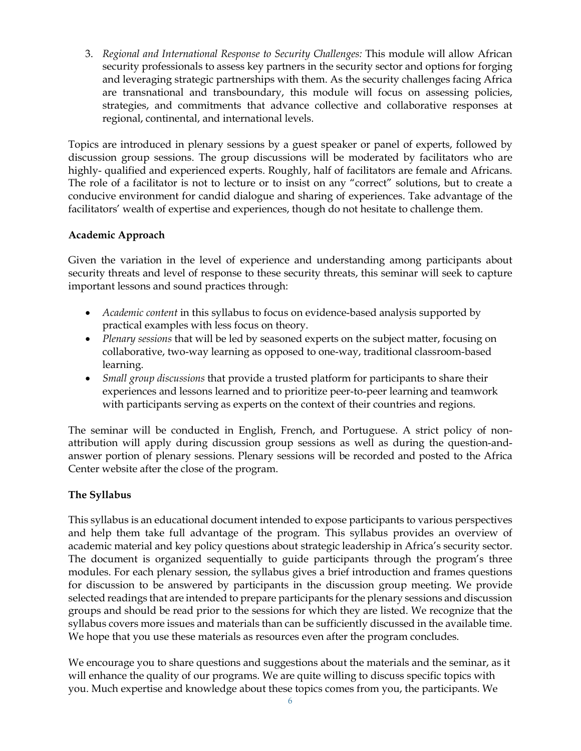3. *Regional and International Response to Security Challenges:* This module will allow African security professionals to assess key partners in the security sector and options for forging and leveraging strategic partnerships with them. As the security challenges facing Africa are transnational and transboundary, this module will focus on assessing policies, strategies, and commitments that advance collective and collaborative responses at regional, continental, and international levels.

Topics are introduced in plenary sessions by a guest speaker or panel of experts, followed by discussion group sessions. The group discussions will be moderated by facilitators who are highly- qualified and experienced experts. Roughly, half of facilitators are female and Africans. The role of a facilitator is not to lecture or to insist on any "correct" solutions, but to create a conducive environment for candid dialogue and sharing of experiences. Take advantage of the facilitators' wealth of expertise and experiences, though do not hesitate to challenge them.

**Academic Approach**

Given the variation in the level of experience and understanding among participants about security threats and level of response to these security threats, this seminar will seek to capture important lessons and sound practices through:

- *Academic content* in this syllabus to focus on evidence-based analysis supported by practical examples with less focus on theory.
- *Plenary sessions* that will be led by seasoned experts on the subject matter, focusing on collaborative, two-way learning as opposed to one-way, traditional classroom-based learning.
- *Small group discussions* that provide a trusted platform for participants to share their experiences and lessons learned and to prioritize peer-to-peer learning and teamwork with participants serving as experts on the context of their countries and regions.

The seminar will be conducted in English, French, and Portuguese. A strict policy of non-attribution will apply during discussion group sessions as well as during the question-and-answer portion of plenary sessions. Plenary sessions will be recorded and posted to the Africa Center website after the close of the program.

**The Syllabus**

This syllabus is an educational document intended to expose participants to various perspectives and help them take full advantage of the program. This syllabus provides an overview of academic material and key policy questions about strategic leadership in Africa's security sector. The document is organized sequentially to guide participants through the program's three modules. For each plenary session, the syllabus gives a brief introduction and frames questions for discussion to be answered by participants in the discussion group meeting. We provide selected readings that are intended to prepare participants for the plenary sessions and discussion groups and should be read prior to the sessions for which they are listed. We recognize that the syllabus covers more issues and materials than can be sufficiently discussed in the available time. We hope that you use these materials as resources even after the program concludes.

We encourage you to share questions and suggestions about the materials and the seminar, as it will enhance the quality of our programs. We are quite willing to discuss specific topics with you. Much expertise and knowledge about these topics comes from you, the participants. We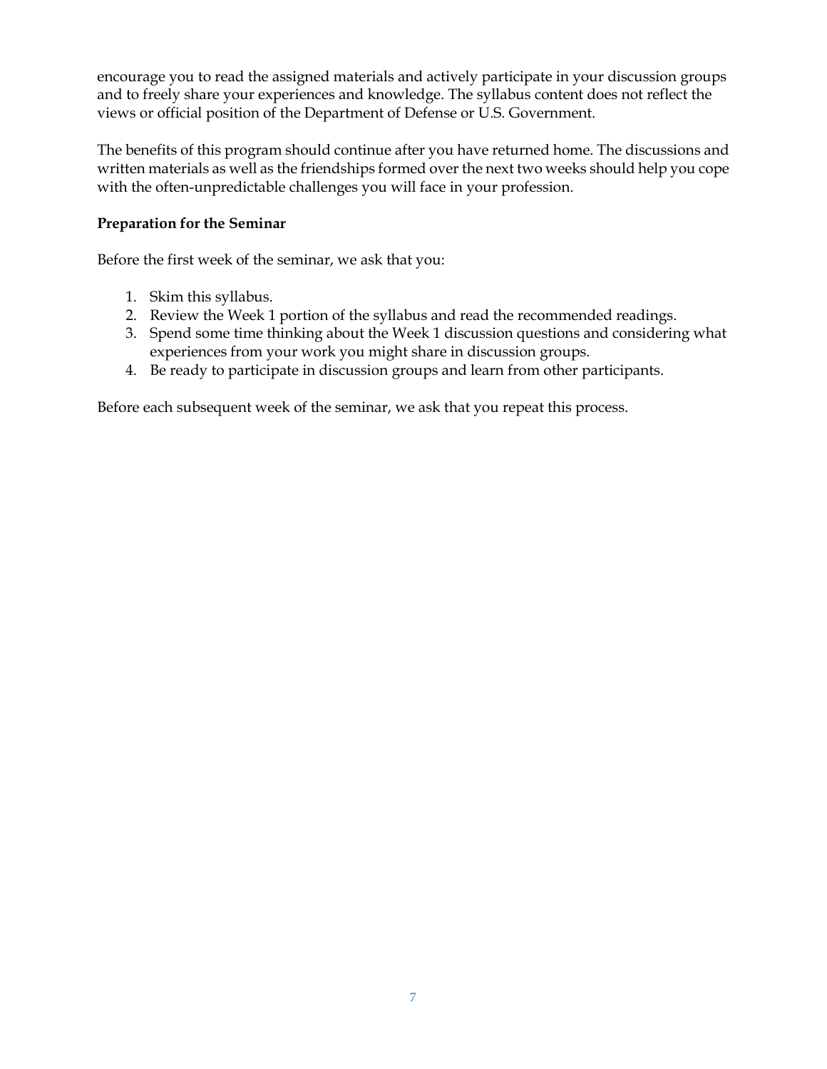encourage you to read the assigned materials and actively participate in your discussion groups and to freely share your experiences and knowledge. The syllabus content does not reflect the views or official position of the Department of Defense or U.S. Government.

The benefits of this program should continue after you have returned home. The discussions and written materials as well as the friendships formed over the next two weeks should help you cope with the often-unpredictable challenges you will face in your profession.

**Preparation for the Seminar**

Before the first week of the seminar, we ask that you:

1. Skim this syllabus.
2. Review the Week 1 portion of the syllabus and read the recommended readings.
3. Spend some time thinking about the Week 1 discussion questions and considering what experiences from your work you might share in discussion groups.
4. Be ready to participate in discussion groups and learn from other participants.

Before each subsequent week of the seminar, we ask that you repeat this process.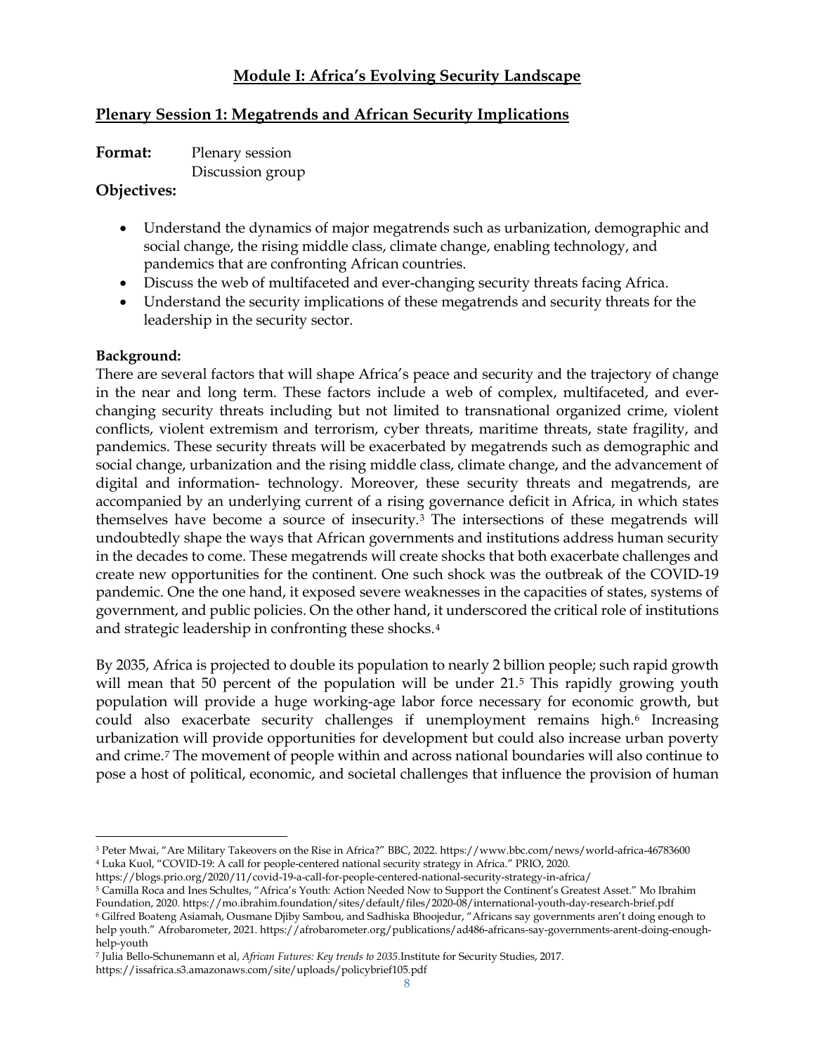## Module I: Africa's Evolving Security Landscape

### Plenary Session 1: Megatrends and African Security Implications

**Format:** Plenary session
Discussion group

**Objectives:**

- Understand the dynamics of major megatrends such as urbanization, demographic and social change, the rising middle class, climate change, enabling technology, and pandemics that are confronting African countries.
- Discuss the web of multifaceted and ever-changing security threats facing Africa.
- Understand the security implications of these megatrends and security threats for the leadership in the security sector.

**Background:**

There are several factors that will shape Africa's peace and security and the trajectory of change in the near and long term. These factors include a web of complex, multifaceted, and ever-changing security threats including but not limited to transnational organized crime, violent conflicts, violent extremism and terrorism, cyber threats, maritime threats, state fragility, and pandemics. These security threats will be exacerbated by megatrends such as demographic and social change, urbanization and the rising middle class, climate change, and the advancement of digital and information- technology. Moreover, these security threats and megatrends, are accompanied by an underlying current of a rising governance deficit in Africa, in which states themselves have become a source of insecurity.[3] The intersections of these megatrends will undoubtedly shape the ways that African governments and institutions address human security in the decades to come. These megatrends will create shocks that both exacerbate challenges and create new opportunities for the continent. One such shock was the outbreak of the COVID-19 pandemic. One the one hand, it exposed severe weaknesses in the capacities of states, systems of government, and public policies. On the other hand, it underscored the critical role of institutions and strategic leadership in confronting these shocks.[4]

By 2035, Africa is projected to double its population to nearly 2 billion people; such rapid growth will mean that 50 percent of the population will be under 21.[5] This rapidly growing youth population will provide a huge working-age labor force necessary for economic growth, but could also exacerbate security challenges if unemployment remains high.[6] Increasing urbanization will provide opportunities for development but could also increase urban poverty and crime.[7] The movement of people within and across national boundaries will also continue to pose a host of political, economic, and societal challenges that influence the provision of human

---

[3] Peter Mwai, "Are Military Takeovers on the Rise in Africa?" BBC, 2022. https://www.bbc.com/news/world-africa-46783600

[4] Luka Kuol, "COVID-19: A call for people-centered national security strategy in Africa." PRIO, 2020. https://blogs.prio.org/2020/11/covid-19-a-call-for-people-centered-national-security-strategy-in-africa/

[5] Camilla Roca and Ines Schultes, "Africa's Youth: Action Needed Now to Support the Continent's Greatest Asset." Mo Ibrahim Foundation, 2020. https://mo.ibrahim.foundation/sites/default/files/2020-08/international-youth-day-research-brief.pdf

[6] Gilfred Boateng Asiamah, Ousmane Djiby Sambou, and Sadhiska Bhoojedur, "Africans say governments aren't doing enough to help youth." Afrobarometer, 2021. https://afrobarometer.org/publications/ad486-africans-say-governments-arent-doing-enough-help-youth

[7] Julia Bello-Schunemann et al, *African Futures: Key trends to 2035.* Institute for Security Studies, 2017. https://issafrica.s3.amazonaws.com/site/uploads/policybrief105.pdf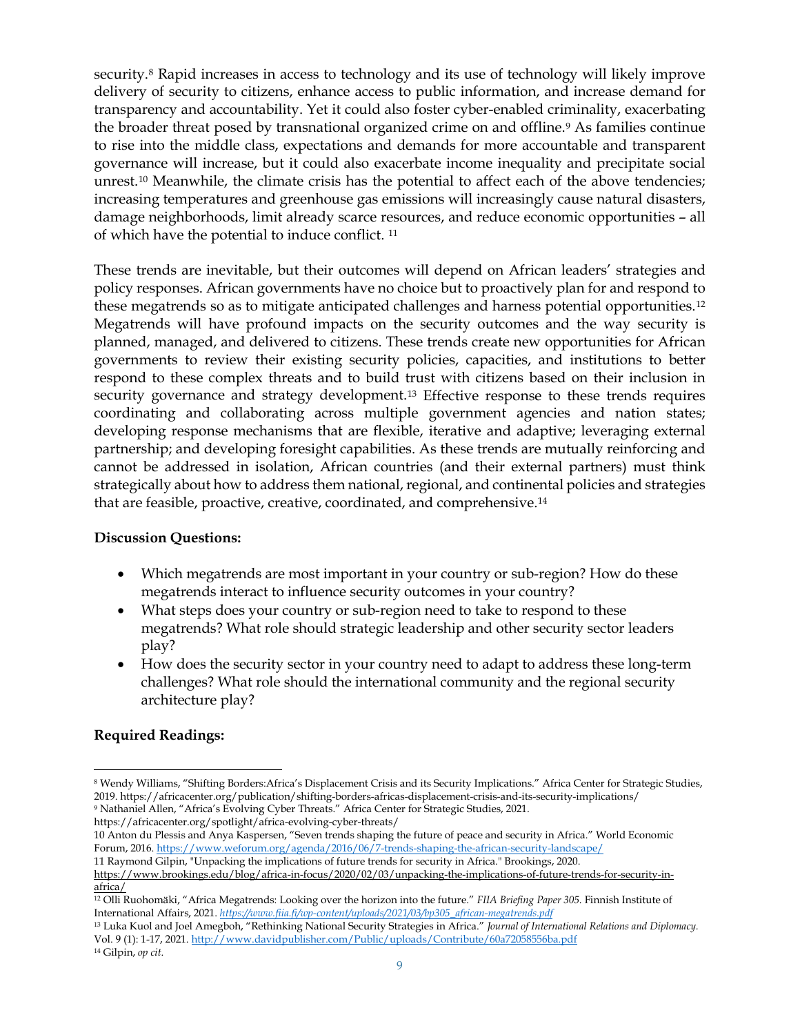security.[8] Rapid increases in access to technology and its use of technology will likely improve delivery of security to citizens, enhance access to public information, and increase demand for transparency and accountability. Yet it could also foster cyber-enabled criminality, exacerbating the broader threat posed by transnational organized crime on and offline.[9] As families continue to rise into the middle class, expectations and demands for more accountable and transparent governance will increase, but it could also exacerbate income inequality and precipitate social unrest.[10] Meanwhile, the climate crisis has the potential to affect each of the above tendencies; increasing temperatures and greenhouse gas emissions will increasingly cause natural disasters, damage neighborhoods, limit already scarce resources, and reduce economic opportunities – all of which have the potential to induce conflict. [11]

These trends are inevitable, but their outcomes will depend on African leaders' strategies and policy responses. African governments have no choice but to proactively plan for and respond to these megatrends so as to mitigate anticipated challenges and harness potential opportunities.[12] Megatrends will have profound impacts on the security outcomes and the way security is planned, managed, and delivered to citizens. These trends create new opportunities for African governments to review their existing security policies, capacities, and institutions to better respond to these complex threats and to build trust with citizens based on their inclusion in security governance and strategy development.[13] Effective response to these trends requires coordinating and collaborating across multiple government agencies and nation states; developing response mechanisms that are flexible, iterative and adaptive; leveraging external partnership; and developing foresight capabilities. As these trends are mutually reinforcing and cannot be addressed in isolation, African countries (and their external partners) must think strategically about how to address them national, regional, and continental policies and strategies that are feasible, proactive, creative, coordinated, and comprehensive.[14]

**Discussion Questions:**

- Which megatrends are most important in your country or sub-region? How do these megatrends interact to influence security outcomes in your country?
- What steps does your country or sub-region need to take to respond to these megatrends? What role should strategic leadership and other security sector leaders play?
- How does the security sector in your country need to adapt to address these long-term challenges? What role should the international community and the regional security architecture play?

**Required Readings:**

---

[8] Wendy Williams, "Shifting Borders:Africa's Displacement Crisis and its Security Implications." Africa Center for Strategic Studies, 2019. https://africacenter.org/publication/shifting-borders-africas-displacement-crisis-and-its-security-implications/

[9] Nathaniel Allen, "Africa's Evolving Cyber Threats." Africa Center for Strategic Studies, 2021. https://africacenter.org/spotlight/africa-evolving-cyber-threats/

10 Anton du Plessis and Anya Kaspersen, "Seven trends shaping the future of peace and security in Africa." World Economic Forum, 2016. https://www.weforum.org/agenda/2016/06/7-trends-shaping-the-african-security-landscape/

11 Raymond Gilpin, "Unpacking the implications of future trends for security in Africa." Brookings, 2020. https://www.brookings.edu/blog/africa-in-focus/2020/02/03/unpacking-the-implications-of-future-trends-for-security-in-africa/

[12] Olli Ruohomäki, "Africa Megatrends: Looking over the horizon into the future." *FIIA Briefing Paper 305.* Finnish Institute of International Affairs, 2021. *https://www.fiia.fi/wp-content/uploads/2021/03/bp305_african-megatrends.pdf*

[13] Luka Kuol and Joel Amegboh, "Rethinking National Security Strategies in Africa." *Journal of International Relations and Diplomacy.* Vol. 9 (1): 1-17, 2021. http://www.davidpublisher.com/Public/uploads/Contribute/60a72058556ba.pdf

[14] Gilpin, *op cit.*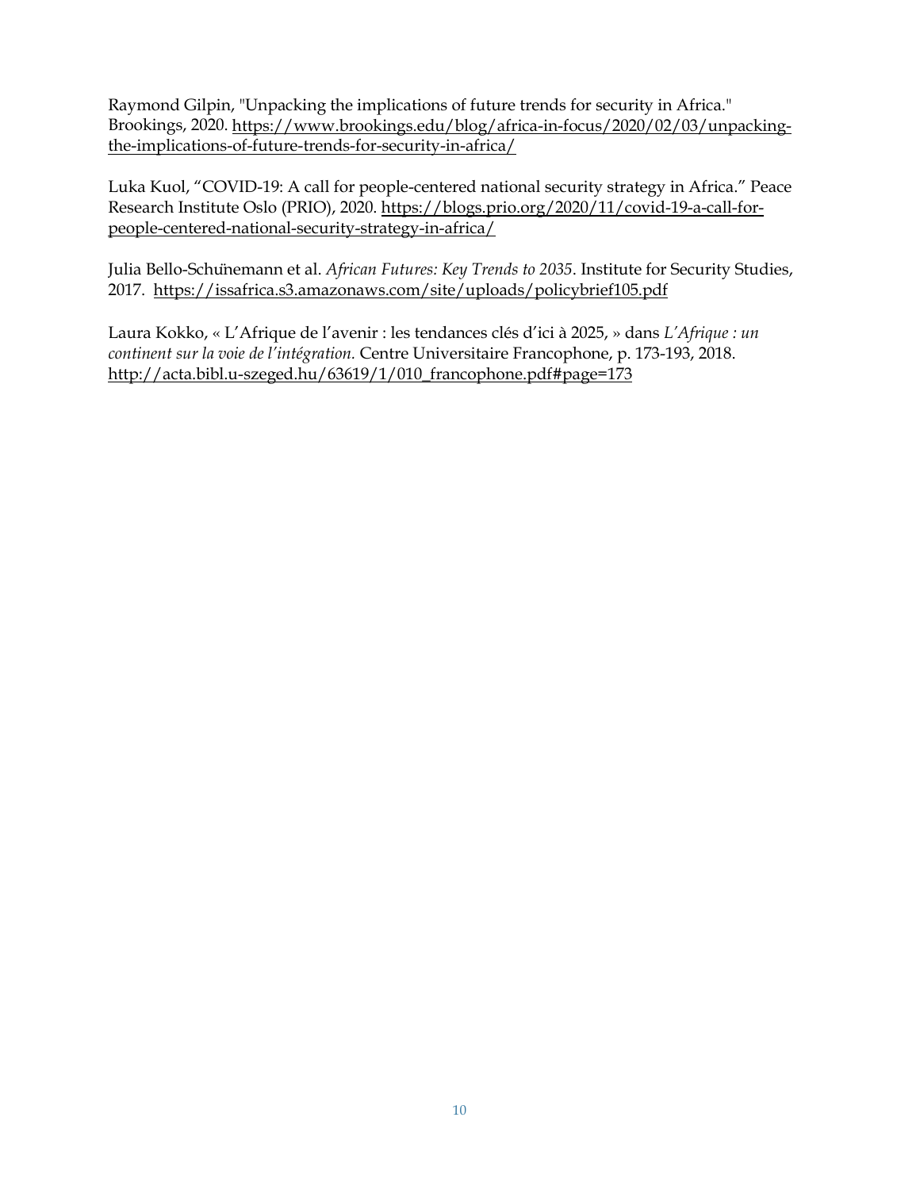Raymond Gilpin, "Unpacking the implications of future trends for security in Africa." Brookings, 2020. https://www.brookings.edu/blog/africa-in-focus/2020/02/03/unpacking-the-implications-of-future-trends-for-security-in-africa/

Luka Kuol, "COVID-19: A call for people-centered national security strategy in Africa." Peace Research Institute Oslo (PRIO), 2020. https://blogs.prio.org/2020/11/covid-19-a-call-for-people-centered-national-security-strategy-in-africa/

Julia Bello-Schünemann et al. *African Futures: Key Trends to 2035*. Institute for Security Studies, 2017. https://issafrica.s3.amazonaws.com/site/uploads/policybrief105.pdf

Laura Kokko, « L'Afrique de l'avenir : les tendances clés d'ici à 2025, » dans *L'Afrique : un continent sur la voie de l'intégration.* Centre Universitaire Francophone, p. 173-193, 2018. http://acta.bibl.u-szeged.hu/63619/1/010_francophone.pdf#page=173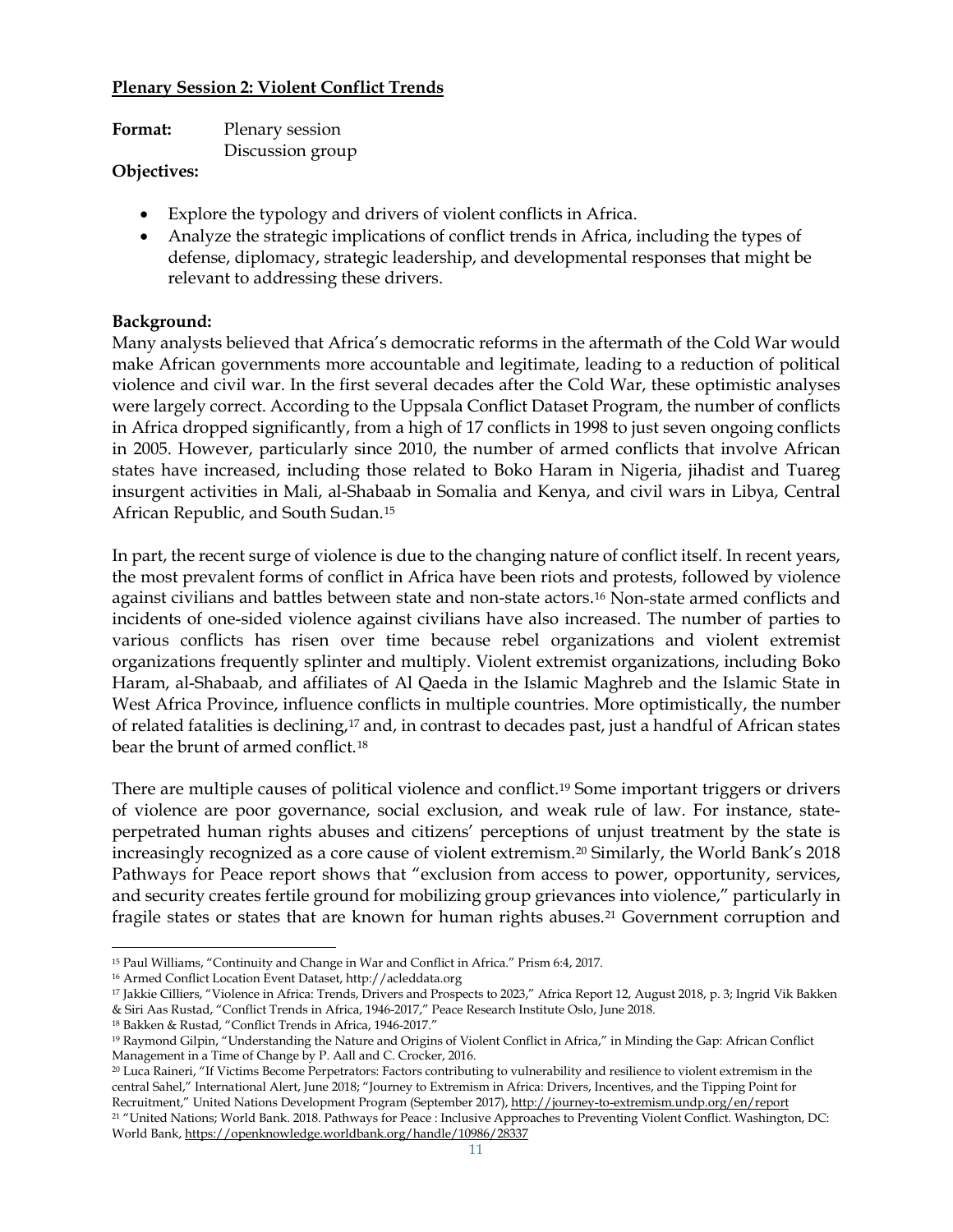## Plenary Session 2: Violent Conflict Trends

**Format:** Plenary session  
Discussion group

**Objectives:**

- Explore the typology and drivers of violent conflicts in Africa.
- Analyze the strategic implications of conflict trends in Africa, including the types of defense, diplomacy, strategic leadership, and developmental responses that might be relevant to addressing these drivers.

**Background:**

Many analysts believed that Africa's democratic reforms in the aftermath of the Cold War would make African governments more accountable and legitimate, leading to a reduction of political violence and civil war. In the first several decades after the Cold War, these optimistic analyses were largely correct. According to the Uppsala Conflict Dataset Program, the number of conflicts in Africa dropped significantly, from a high of 17 conflicts in 1998 to just seven ongoing conflicts in 2005. However, particularly since 2010, the number of armed conflicts that involve African states have increased, including those related to Boko Haram in Nigeria, jihadist and Tuareg insurgent activities in Mali, al-Shabaab in Somalia and Kenya, and civil wars in Libya, Central African Republic, and South Sudan.[15]

In part, the recent surge of violence is due to the changing nature of conflict itself. In recent years, the most prevalent forms of conflict in Africa have been riots and protests, followed by violence against civilians and battles between state and non-state actors.[16] Non-state armed conflicts and incidents of one-sided violence against civilians have also increased. The number of parties to various conflicts has risen over time because rebel organizations and violent extremist organizations frequently splinter and multiply. Violent extremist organizations, including Boko Haram, al-Shabaab, and affiliates of Al Qaeda in the Islamic Maghreb and the Islamic State in West Africa Province, influence conflicts in multiple countries. More optimistically, the number of related fatalities is declining,[17] and, in contrast to decades past, just a handful of African states bear the brunt of armed conflict.[18]

There are multiple causes of political violence and conflict.[19] Some important triggers or drivers of violence are poor governance, social exclusion, and weak rule of law. For instance, state-perpetrated human rights abuses and citizens' perceptions of unjust treatment by the state is increasingly recognized as a core cause of violent extremism.[20] Similarly, the World Bank's 2018 Pathways for Peace report shows that "exclusion from access to power, opportunity, services, and security creates fertile ground for mobilizing group grievances into violence," particularly in fragile states or states that are known for human rights abuses.[21] Government corruption and

---

[15] Paul Williams, "Continuity and Change in War and Conflict in Africa." Prism 6:4, 2017.

[16] Armed Conflict Location Event Dataset, http://acleddata.org

[17] Jakkie Cilliers, "Violence in Africa: Trends, Drivers and Prospects to 2023," Africa Report 12, August 2018, p. 3; Ingrid Vik Bakken & Siri Aas Rustad, "Conflict Trends in Africa, 1946-2017," Peace Research Institute Oslo, June 2018.

[18] Bakken & Rustad, "Conflict Trends in Africa, 1946-2017."

[19] Raymond Gilpin, "Understanding the Nature and Origins of Violent Conflict in Africa," in Minding the Gap: African Conflict Management in a Time of Change by P. Aall and C. Crocker, 2016.

[20] Luca Raineri, "If Victims Become Perpetrators: Factors contributing to vulnerability and resilience to violent extremism in the central Sahel," International Alert, June 2018; "Journey to Extremism in Africa: Drivers, Incentives, and the Tipping Point for Recruitment," United Nations Development Program (September 2017), http://journey-to-extremism.undp.org/en/report

[21] "United Nations; World Bank. 2018. Pathways for Peace : Inclusive Approaches to Preventing Violent Conflict. Washington, DC: World Bank, https://openknowledge.worldbank.org/handle/10986/28337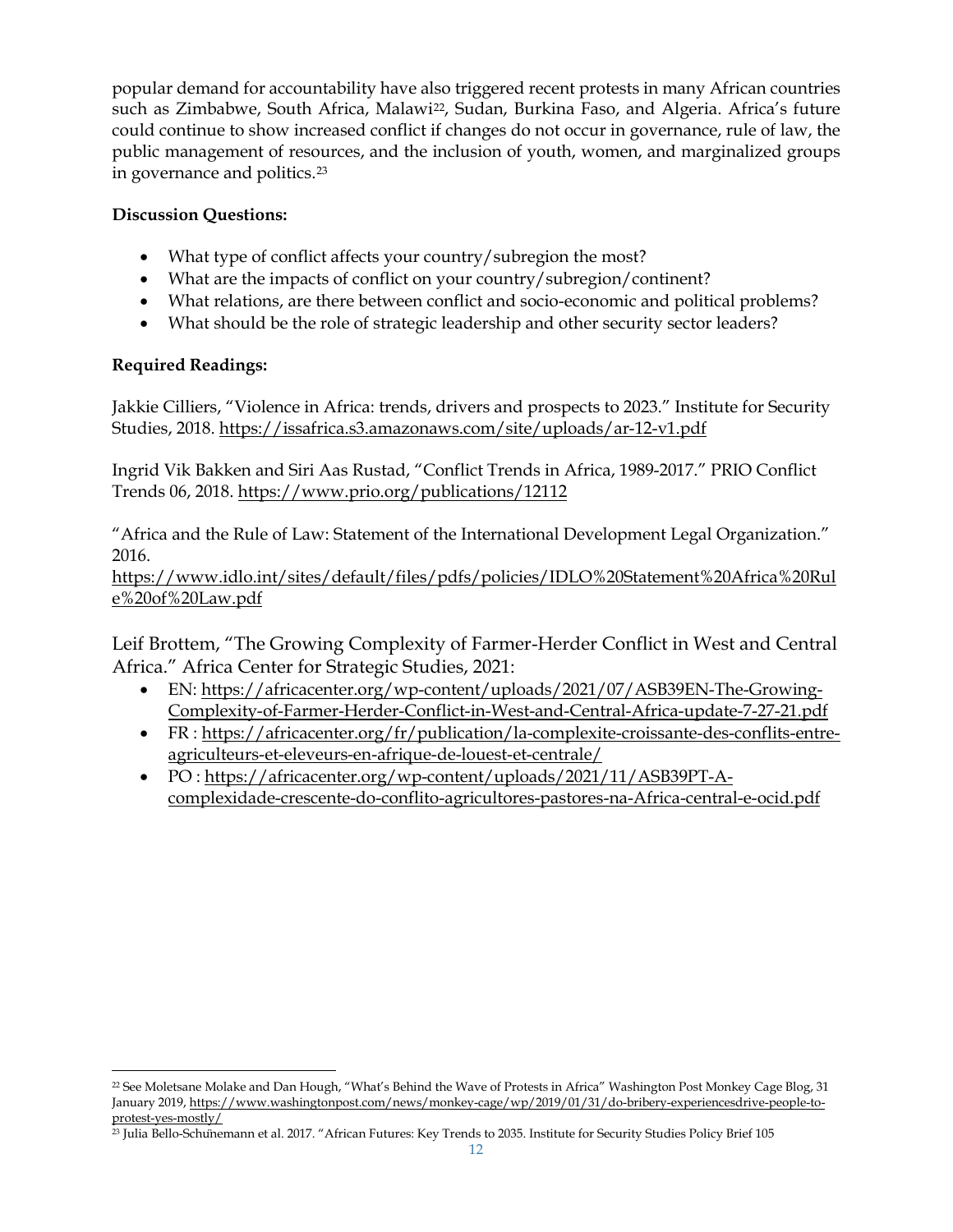popular demand for accountability have also triggered recent protests in many African countries such as Zimbabwe, South Africa, Malawi[22], Sudan, Burkina Faso, and Algeria. Africa's future could continue to show increased conflict if changes do not occur in governance, rule of law, the public management of resources, and the inclusion of youth, women, and marginalized groups in governance and politics.[23]

**Discussion Questions:**

- What type of conflict affects your country/subregion the most?
- What are the impacts of conflict on your country/subregion/continent?
- What relations, are there between conflict and socio-economic and political problems?
- What should be the role of strategic leadership and other security sector leaders?

**Required Readings:**

Jakkie Cilliers, "Violence in Africa: trends, drivers and prospects to 2023." Institute for Security Studies, 2018. https://issafrica.s3.amazonaws.com/site/uploads/ar-12-v1.pdf

Ingrid Vik Bakken and Siri Aas Rustad, "Conflict Trends in Africa, 1989-2017." PRIO Conflict Trends 06, 2018. https://www.prio.org/publications/12112

"Africa and the Rule of Law: Statement of the International Development Legal Organization." 2016. https://www.idlo.int/sites/default/files/pdfs/policies/IDLO%20Statement%20Africa%20Rule%20of%20Law.pdf

Leif Brottem, "The Growing Complexity of Farmer-Herder Conflict in West and Central Africa." Africa Center for Strategic Studies, 2021:

- EN: https://africacenter.org/wp-content/uploads/2021/07/ASB39EN-The-Growing-Complexity-of-Farmer-Herder-Conflict-in-West-and-Central-Africa-update-7-27-21.pdf
- FR : https://africacenter.org/fr/publication/la-complexite-croissante-des-conflits-entre-agriculteurs-et-eleveurs-en-afrique-de-louest-et-centrale/
- PO : https://africacenter.org/wp-content/uploads/2021/11/ASB39PT-A-complexidade-crescente-do-conflito-agricultores-pastores-na-Africa-central-e-ocid.pdf

---

[22] See Moletsane Molake and Dan Hough, "What's Behind the Wave of Protests in Africa" Washington Post Monkey Cage Blog, 31 January 2019, https://www.washingtonpost.com/news/monkey-cage/wp/2019/01/31/do-bribery-experiencesdrive-people-to-protest-yes-mostly/

[23] Julia Bello-Schünemann et al. 2017. "African Futures: Key Trends to 2035. Institute for Security Studies Policy Brief 105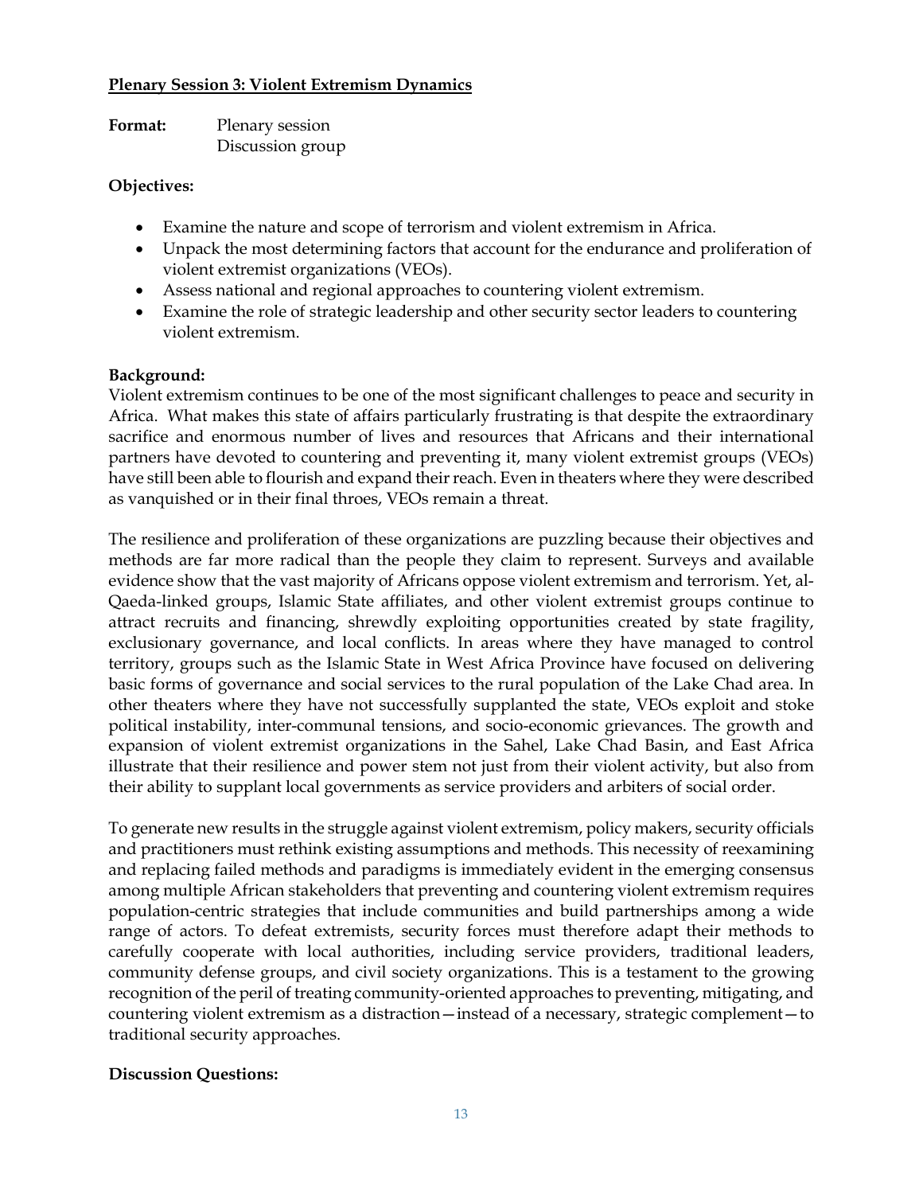## Plenary Session 3: Violent Extremism Dynamics

**Format:** Plenary session
Discussion group

**Objectives:**

- Examine the nature and scope of terrorism and violent extremism in Africa.
- Unpack the most determining factors that account for the endurance and proliferation of violent extremist organizations (VEOs).
- Assess national and regional approaches to countering violent extremism.
- Examine the role of strategic leadership and other security sector leaders to countering violent extremism.

**Background:**
Violent extremism continues to be one of the most significant challenges to peace and security in Africa. What makes this state of affairs particularly frustrating is that despite the extraordinary sacrifice and enormous number of lives and resources that Africans and their international partners have devoted to countering and preventing it, many violent extremist groups (VEOs) have still been able to flourish and expand their reach. Even in theaters where they were described as vanquished or in their final throes, VEOs remain a threat.

The resilience and proliferation of these organizations are puzzling because their objectives and methods are far more radical than the people they claim to represent. Surveys and available evidence show that the vast majority of Africans oppose violent extremism and terrorism. Yet, al-Qaeda-linked groups, Islamic State affiliates, and other violent extremist groups continue to attract recruits and financing, shrewdly exploiting opportunities created by state fragility, exclusionary governance, and local conflicts. In areas where they have managed to control territory, groups such as the Islamic State in West Africa Province have focused on delivering basic forms of governance and social services to the rural population of the Lake Chad area. In other theaters where they have not successfully supplanted the state, VEOs exploit and stoke political instability, inter-communal tensions, and socio-economic grievances. The growth and expansion of violent extremist organizations in the Sahel, Lake Chad Basin, and East Africa illustrate that their resilience and power stem not just from their violent activity, but also from their ability to supplant local governments as service providers and arbiters of social order.

To generate new results in the struggle against violent extremism, policy makers, security officials and practitioners must rethink existing assumptions and methods. This necessity of reexamining and replacing failed methods and paradigms is immediately evident in the emerging consensus among multiple African stakeholders that preventing and countering violent extremism requires population-centric strategies that include communities and build partnerships among a wide range of actors. To defeat extremists, security forces must therefore adapt their methods to carefully cooperate with local authorities, including service providers, traditional leaders, community defense groups, and civil society organizations. This is a testament to the growing recognition of the peril of treating community-oriented approaches to preventing, mitigating, and countering violent extremism as a distraction—instead of a necessary, strategic complement—to traditional security approaches.

**Discussion Questions:**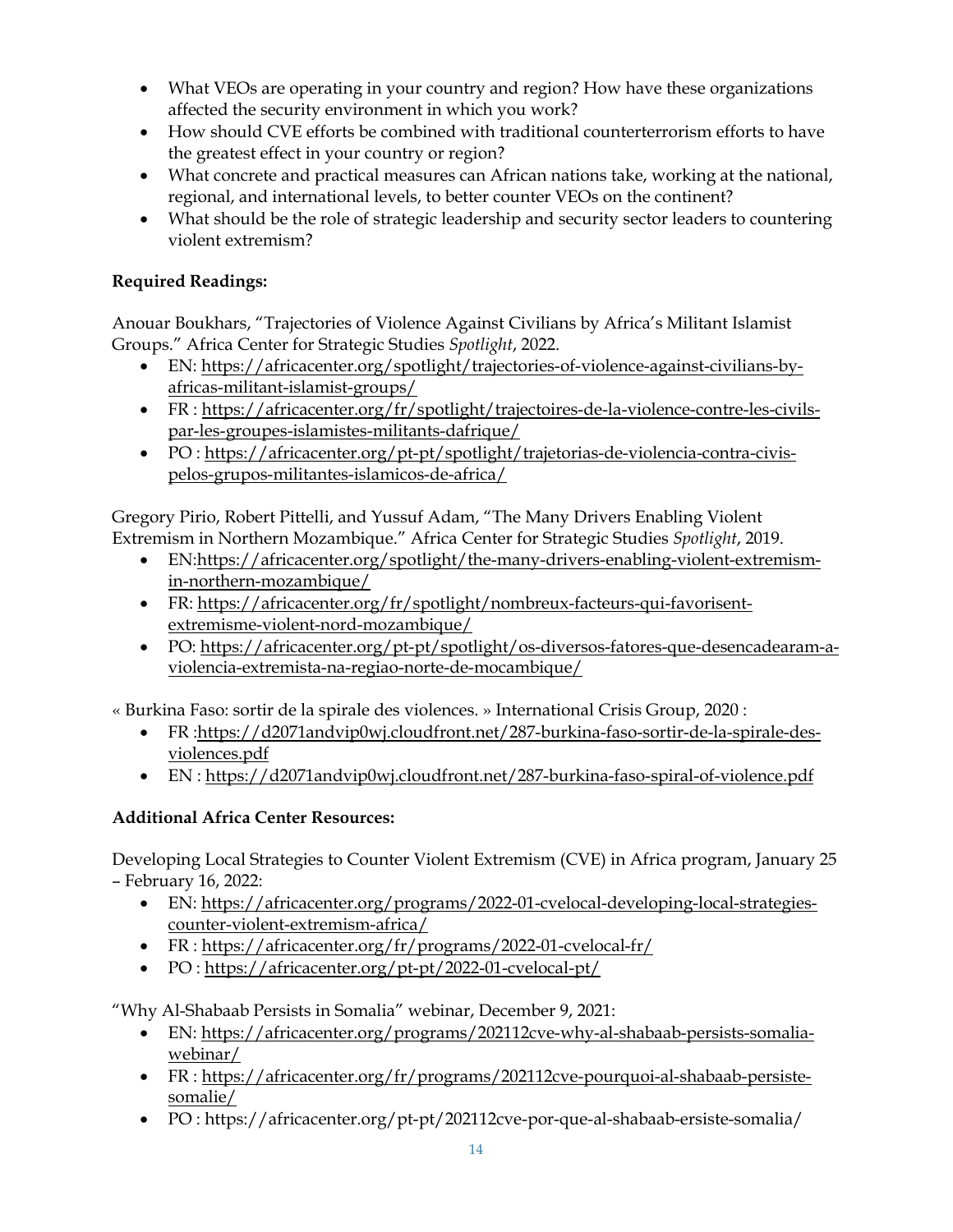- What VEOs are operating in your country and region? How have these organizations affected the security environment in which you work?
- How should CVE efforts be combined with traditional counterterrorism efforts to have the greatest effect in your country or region?
- What concrete and practical measures can African nations take, working at the national, regional, and international levels, to better counter VEOs on the continent?
- What should be the role of strategic leadership and security sector leaders to countering violent extremism?

**Required Readings:**

Anouar Boukhars, "Trajectories of Violence Against Civilians by Africa's Militant Islamist Groups." Africa Center for Strategic Studies *Spotlight*, 2022.

- EN: https://africacenter.org/spotlight/trajectories-of-violence-against-civilians-by-africas-militant-islamist-groups/
- FR : https://africacenter.org/fr/spotlight/trajectoires-de-la-violence-contre-les-civils-par-les-groupes-islamistes-militants-dafrique/
- PO : https://africacenter.org/pt-pt/spotlight/trajetorias-de-violencia-contra-civis-pelos-grupos-militantes-islamicos-de-africa/

Gregory Pirio, Robert Pittelli, and Yussuf Adam, "The Many Drivers Enabling Violent Extremism in Northern Mozambique." Africa Center for Strategic Studies *Spotlight*, 2019.

- EN:https://africacenter.org/spotlight/the-many-drivers-enabling-violent-extremism-in-northern-mozambique/
- FR: https://africacenter.org/fr/spotlight/nombreux-facteurs-qui-favorisent-extremisme-violent-nord-mozambique/
- PO: https://africacenter.org/pt-pt/spotlight/os-diversos-fatores-que-desencadearam-a-violencia-extremista-na-regiao-norte-de-mocambique/

« Burkina Faso: sortir de la spirale des violences. » International Crisis Group, 2020 :

- FR :https://d2071andvip0wj.cloudfront.net/287-burkina-faso-sortir-de-la-spirale-des-violences.pdf
- EN : https://d2071andvip0wj.cloudfront.net/287-burkina-faso-spiral-of-violence.pdf

**Additional Africa Center Resources:**

Developing Local Strategies to Counter Violent Extremism (CVE) in Africa program, January 25 – February 16, 2022:

- EN: https://africacenter.org/programs/2022-01-cvelocal-developing-local-strategies-counter-violent-extremism-africa/
- FR : https://africacenter.org/fr/programs/2022-01-cvelocal-fr/
- PO : https://africacenter.org/pt-pt/2022-01-cvelocal-pt/

"Why Al-Shabaab Persists in Somalia" webinar, December 9, 2021:

- EN: https://africacenter.org/programs/202112cve-why-al-shabaab-persists-somalia-webinar/
- FR : https://africacenter.org/fr/programs/202112cve-pourquoi-al-shabaab-persiste-somalie/
- PO : https://africacenter.org/pt-pt/202112cve-por-que-al-shabaab-ersiste-somalia/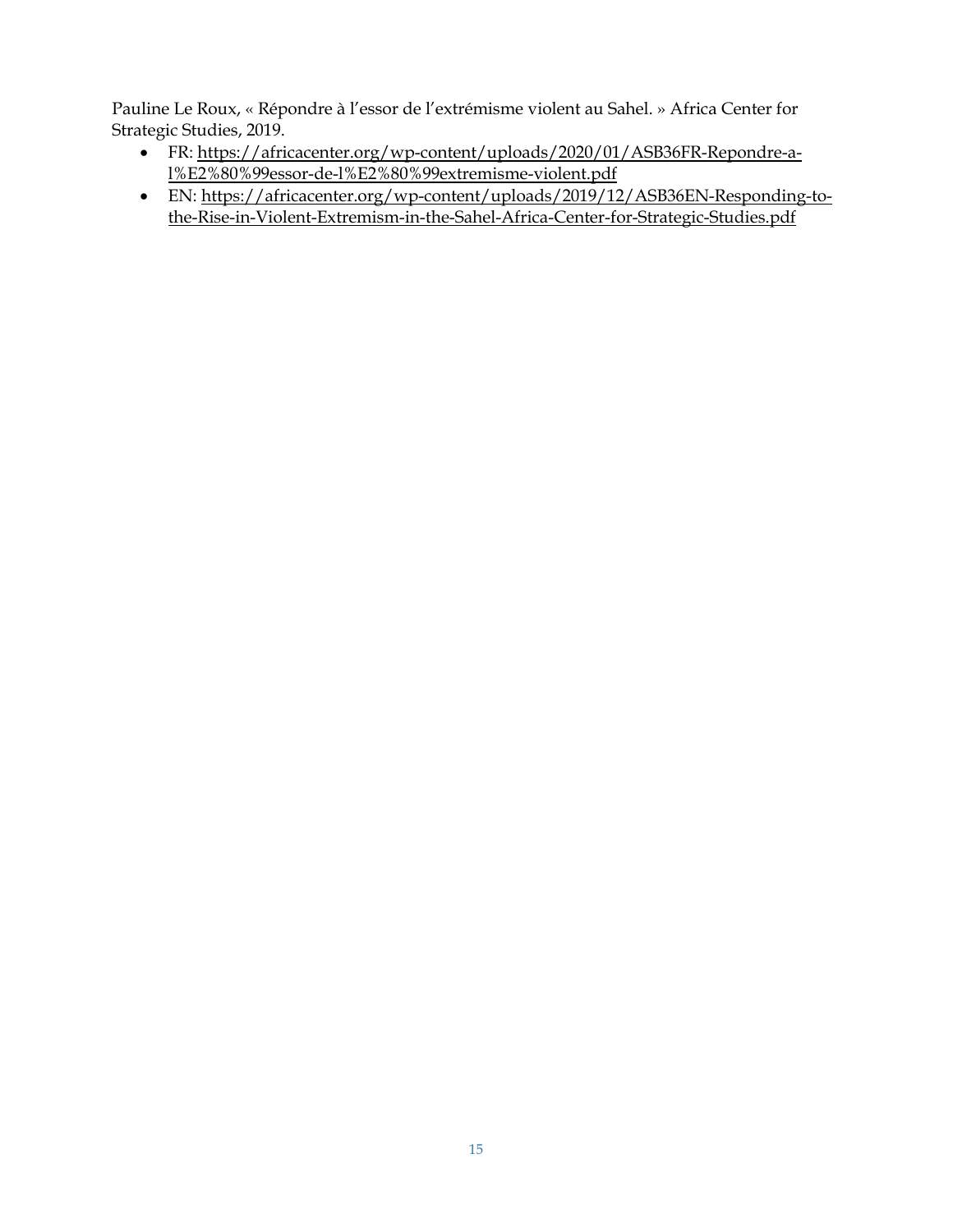Pauline Le Roux, « Répondre à l'essor de l'extrémisme violent au Sahel. » Africa Center for Strategic Studies, 2019.

- FR: https://africacenter.org/wp-content/uploads/2020/01/ASB36FR-Repondre-a-l%E2%80%99essor-de-l%E2%80%99extremisme-violent.pdf
- EN: https://africacenter.org/wp-content/uploads/2019/12/ASB36EN-Responding-to-the-Rise-in-Violent-Extremism-in-the-Sahel-Africa-Center-for-Strategic-Studies.pdf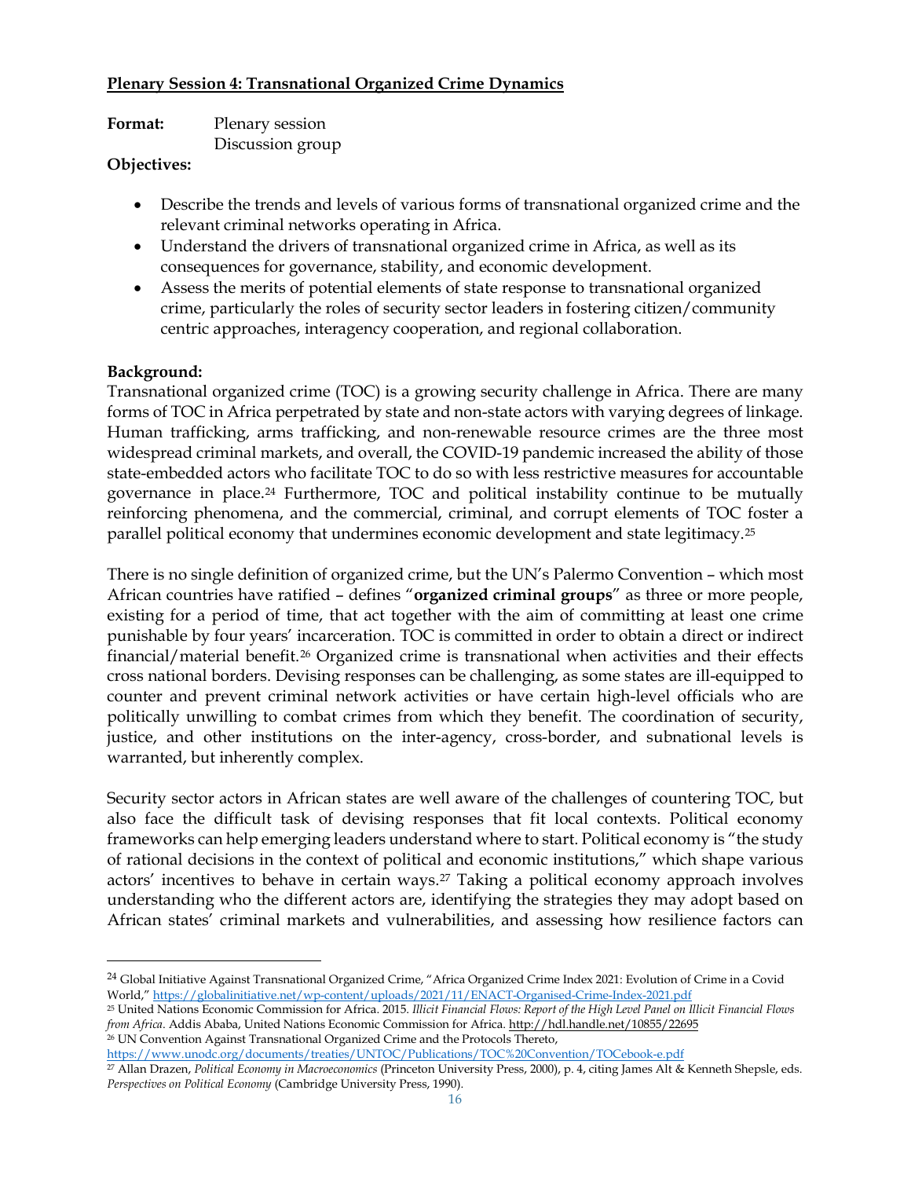## Plenary Session 4: Transnational Organized Crime Dynamics

**Format:** Plenary session
Discussion group

**Objectives:**

- Describe the trends and levels of various forms of transnational organized crime and the relevant criminal networks operating in Africa.
- Understand the drivers of transnational organized crime in Africa, as well as its consequences for governance, stability, and economic development.
- Assess the merits of potential elements of state response to transnational organized crime, particularly the roles of security sector leaders in fostering citizen/community centric approaches, interagency cooperation, and regional collaboration.

**Background:**

Transnational organized crime (TOC) is a growing security challenge in Africa. There are many forms of TOC in Africa perpetrated by state and non-state actors with varying degrees of linkage. Human trafficking, arms trafficking, and non-renewable resource crimes are the three most widespread criminal markets, and overall, the COVID-19 pandemic increased the ability of those state-embedded actors who facilitate TOC to do so with less restrictive measures for accountable governance in place.[24] Furthermore, TOC and political instability continue to be mutually reinforcing phenomena, and the commercial, criminal, and corrupt elements of TOC foster a parallel political economy that undermines economic development and state legitimacy.[25]

There is no single definition of organized crime, but the UN's Palermo Convention – which most African countries have ratified – defines "**organized criminal groups**" as three or more people, existing for a period of time, that act together with the aim of committing at least one crime punishable by four years' incarceration. TOC is committed in order to obtain a direct or indirect financial/material benefit.[26] Organized crime is transnational when activities and their effects cross national borders. Devising responses can be challenging, as some states are ill-equipped to counter and prevent criminal network activities or have certain high-level officials who are politically unwilling to combat crimes from which they benefit. The coordination of security, justice, and other institutions on the inter-agency, cross-border, and subnational levels is warranted, but inherently complex.

Security sector actors in African states are well aware of the challenges of countering TOC, but also face the difficult task of devising responses that fit local contexts. Political economy frameworks can help emerging leaders understand where to start. Political economy is "the study of rational decisions in the context of political and economic institutions," which shape various actors' incentives to behave in certain ways.[27] Taking a political economy approach involves understanding who the different actors are, identifying the strategies they may adopt based on African states' criminal markets and vulnerabilities, and assessing how resilience factors can

---

[24] Global Initiative Against Transnational Organized Crime, "Africa Organized Crime Index 2021: Evolution of Crime in a Covid World," https://globalinitiative.net/wp-content/uploads/2021/11/ENACT-Organised-Crime-Index-2021.pdf

[25] United Nations Economic Commission for Africa. 2015. *Illicit Financial Flows: Report of the High Level Panel on Illicit Financial Flows from Africa*. Addis Ababa, United Nations Economic Commission for Africa. http://hdl.handle.net/10855/22695

[26] UN Convention Against Transnational Organized Crime and the Protocols Thereto, https://www.unodc.org/documents/treaties/UNTOC/Publications/TOC%20Convention/TOCebook-e.pdf

[27] Allan Drazen, *Political Economy in Macroeconomics* (Princeton University Press, 2000), p. 4, citing James Alt & Kenneth Shepsle, eds. *Perspectives on Political Economy* (Cambridge University Press, 1990).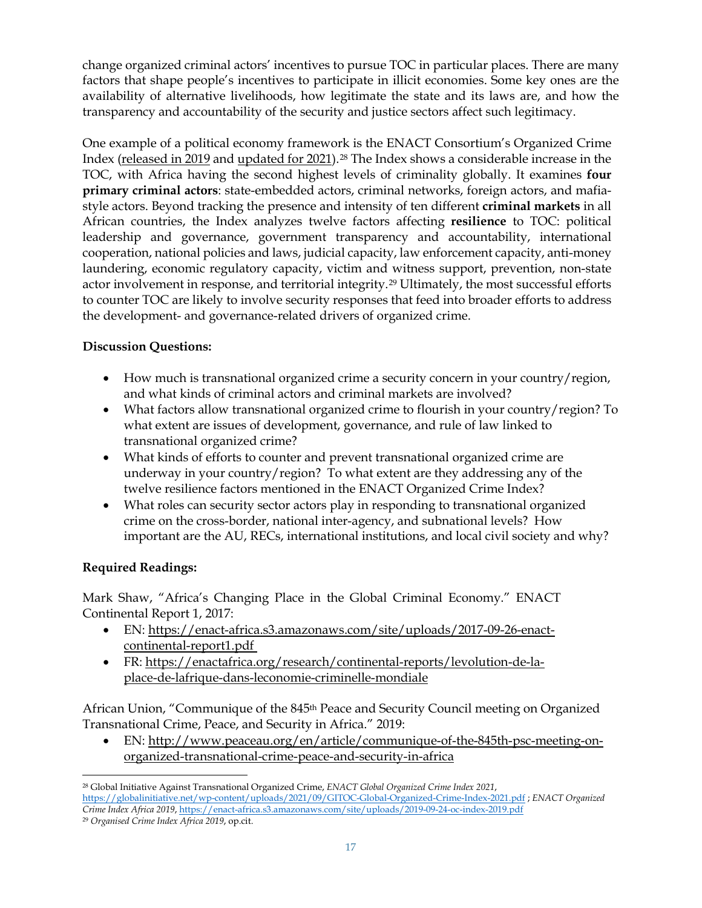change organized criminal actors' incentives to pursue TOC in particular places. There are many factors that shape people's incentives to participate in illicit economies. Some key ones are the availability of alternative livelihoods, how legitimate the state and its laws are, and how the transparency and accountability of the security and justice sectors affect such legitimacy.

One example of a political economy framework is the ENACT Consortium's Organized Crime Index (released in 2019 and updated for 2021).[28] The Index shows a considerable increase in the TOC, with Africa having the second highest levels of criminality globally. It examines **four primary criminal actors**: state-embedded actors, criminal networks, foreign actors, and mafia-style actors. Beyond tracking the presence and intensity of ten different **criminal markets** in all African countries, the Index analyzes twelve factors affecting **resilience** to TOC: political leadership and governance, government transparency and accountability, international cooperation, national policies and laws, judicial capacity, law enforcement capacity, anti-money laundering, economic regulatory capacity, victim and witness support, prevention, non-state actor involvement in response, and territorial integrity.[29] Ultimately, the most successful efforts to counter TOC are likely to involve security responses that feed into broader efforts to address the development- and governance-related drivers of organized crime.

**Discussion Questions:**

- How much is transnational organized crime a security concern in your country/region, and what kinds of criminal actors and criminal markets are involved?
- What factors allow transnational organized crime to flourish in your country/region? To what extent are issues of development, governance, and rule of law linked to transnational organized crime?
- What kinds of efforts to counter and prevent transnational organized crime are underway in your country/region? To what extent are they addressing any of the twelve resilience factors mentioned in the ENACT Organized Crime Index?
- What roles can security sector actors play in responding to transnational organized crime on the cross-border, national inter-agency, and subnational levels? How important are the AU, RECs, international institutions, and local civil society and why?

**Required Readings:**

Mark Shaw, "Africa's Changing Place in the Global Criminal Economy." ENACT Continental Report 1, 2017:

- EN: https://enact-africa.s3.amazonaws.com/site/uploads/2017-09-26-enact-continental-report1.pdf
- FR: https://enactafrica.org/research/continental-reports/levolution-de-la-place-de-lafrique-dans-leconomie-criminelle-mondiale

African Union, "Communique of the 845th Peace and Security Council meeting on Organized Transnational Crime, Peace, and Security in Africa." 2019:

- EN: http://www.peaceau.org/en/article/communique-of-the-845th-psc-meeting-on-organized-transnational-crime-peace-and-security-in-africa

---

[28] Global Initiative Against Transnational Organized Crime, *ENACT Global Organized Crime Index 2021*, https://globalinitiative.net/wp-content/uploads/2021/09/GITOC-Global-Organized-Crime-Index-2021.pdf ; *ENACT Organized Crime Index Africa 2019*, https://enact-africa.s3.amazonaws.com/site/uploads/2019-09-24-oc-index-2019.pdf

[29] *Organised Crime Index Africa 2019*, op.cit.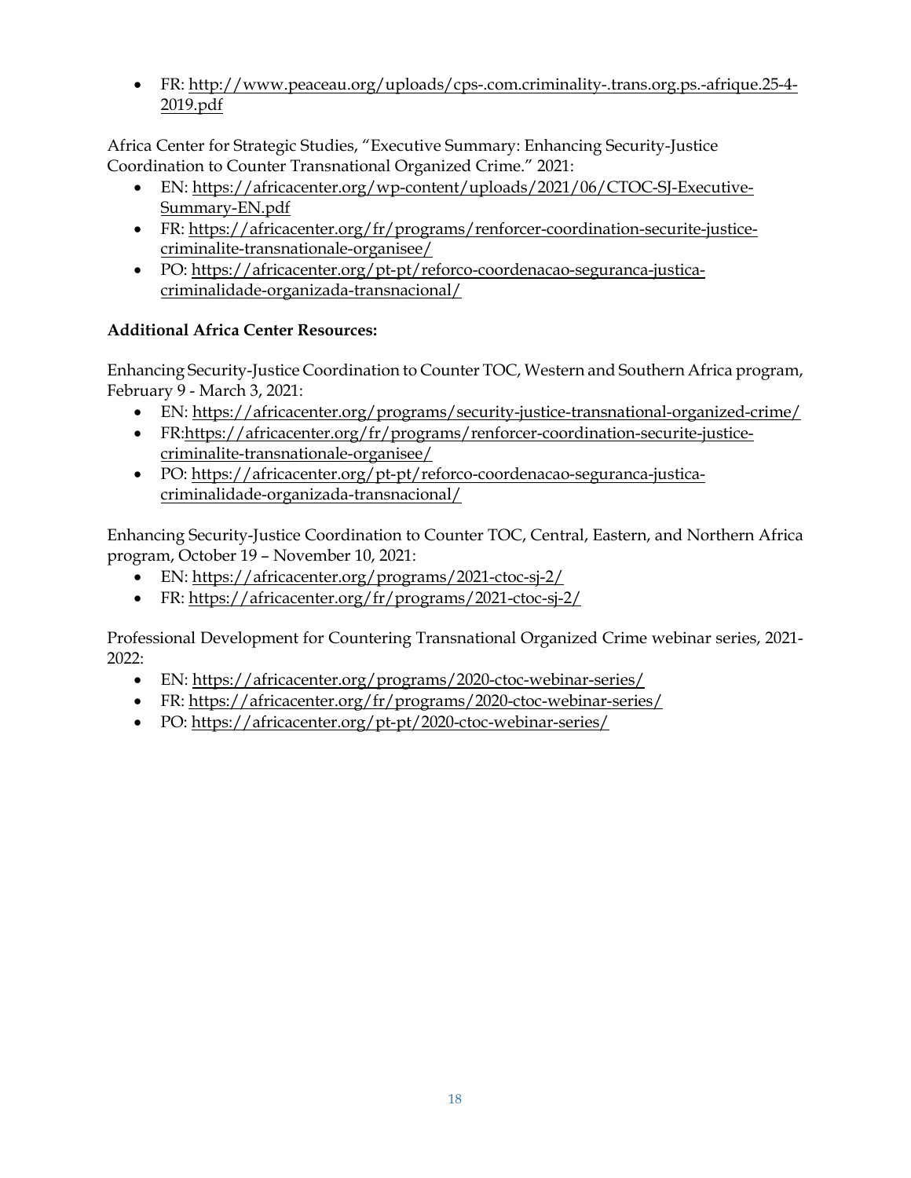- FR: http://www.peaceau.org/uploads/cps-.com.criminality-.trans.org.ps.-afrique.25-4-2019.pdf

Africa Center for Strategic Studies, "Executive Summary: Enhancing Security-Justice Coordination to Counter Transnational Organized Crime." 2021:

- EN: https://africacenter.org/wp-content/uploads/2021/06/CTOC-SJ-Executive-Summary-EN.pdf
- FR: https://africacenter.org/fr/programs/renforcer-coordination-securite-justice-criminalite-transnationale-organisee/
- PO: https://africacenter.org/pt-pt/reforco-coordenacao-seguranca-justica-criminalidade-organizada-transnacional/

**Additional Africa Center Resources:**

Enhancing Security-Justice Coordination to Counter TOC, Western and Southern Africa program, February 9 - March 3, 2021:

- EN: https://africacenter.org/programs/security-justice-transnational-organized-crime/
- FR:https://africacenter.org/fr/programs/renforcer-coordination-securite-justice-criminalite-transnationale-organisee/
- PO: https://africacenter.org/pt-pt/reforco-coordenacao-seguranca-justica-criminalidade-organizada-transnacional/

Enhancing Security-Justice Coordination to Counter TOC, Central, Eastern, and Northern Africa program, October 19 – November 10, 2021:

- EN: https://africacenter.org/programs/2021-ctoc-sj-2/
- FR: https://africacenter.org/fr/programs/2021-ctoc-sj-2/

Professional Development for Countering Transnational Organized Crime webinar series, 2021-2022:

- EN: https://africacenter.org/programs/2020-ctoc-webinar-series/
- FR: https://africacenter.org/fr/programs/2020-ctoc-webinar-series/
- PO: https://africacenter.org/pt-pt/2020-ctoc-webinar-series/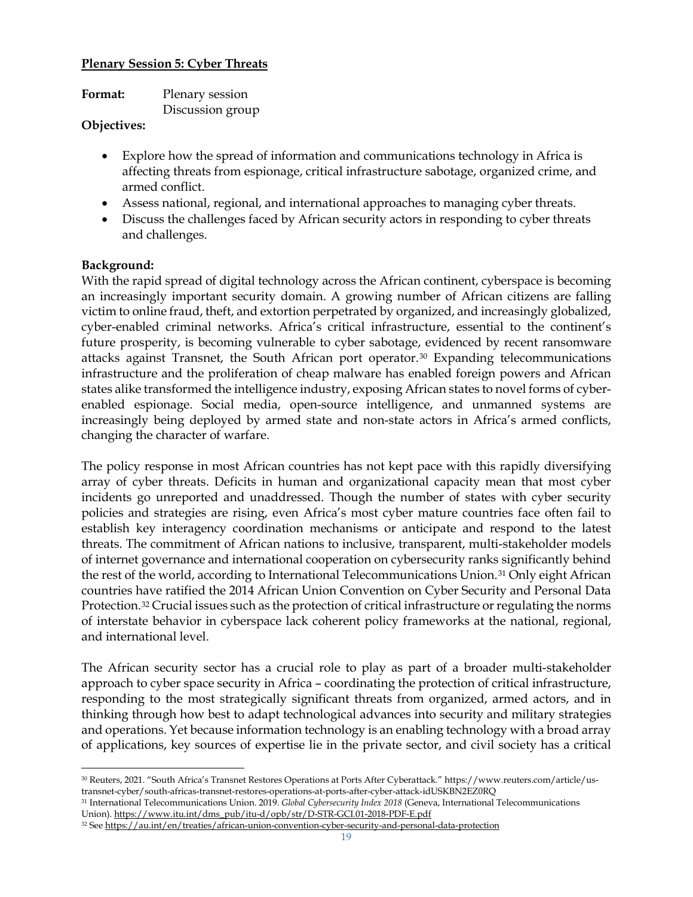**Plenary Session 5: Cyber Threats**

**Format:** Plenary session
Discussion group

**Objectives:**

- Explore how the spread of information and communications technology in Africa is affecting threats from espionage, critical infrastructure sabotage, organized crime, and armed conflict.
- Assess national, regional, and international approaches to managing cyber threats.
- Discuss the challenges faced by African security actors in responding to cyber threats and challenges.

**Background:**

With the rapid spread of digital technology across the African continent, cyberspace is becoming an increasingly important security domain. A growing number of African citizens are falling victim to online fraud, theft, and extortion perpetrated by organized, and increasingly globalized, cyber-enabled criminal networks. Africa's critical infrastructure, essential to the continent's future prosperity, is becoming vulnerable to cyber sabotage, evidenced by recent ransomware attacks against Transnet, the South African port operator.[30] Expanding telecommunications infrastructure and the proliferation of cheap malware has enabled foreign powers and African states alike transformed the intelligence industry, exposing African states to novel forms of cyber-enabled espionage. Social media, open-source intelligence, and unmanned systems are increasingly being deployed by armed state and non-state actors in Africa's armed conflicts, changing the character of warfare.

The policy response in most African countries has not kept pace with this rapidly diversifying array of cyber threats. Deficits in human and organizational capacity mean that most cyber incidents go unreported and unaddressed. Though the number of states with cyber security policies and strategies are rising, even Africa's most cyber mature countries face often fail to establish key interagency coordination mechanisms or anticipate and respond to the latest threats. The commitment of African nations to inclusive, transparent, multi-stakeholder models of internet governance and international cooperation on cybersecurity ranks significantly behind the rest of the world, according to International Telecommunications Union.[31] Only eight African countries have ratified the 2014 African Union Convention on Cyber Security and Personal Data Protection.[32] Crucial issues such as the protection of critical infrastructure or regulating the norms of interstate behavior in cyberspace lack coherent policy frameworks at the national, regional, and international level.

The African security sector has a crucial role to play as part of a broader multi-stakeholder approach to cyber space security in Africa – coordinating the protection of critical infrastructure, responding to the most strategically significant threats from organized, armed actors, and in thinking through how best to adapt technological advances into security and military strategies and operations. Yet because information technology is an enabling technology with a broad array of applications, key sources of expertise lie in the private sector, and civil society has a critical

---

[30] Reuters, 2021. "South Africa's Transnet Restores Operations at Ports After Cyberattack." https://www.reuters.com/article/us-transnet-cyber/south-africas-transnet-restores-operations-at-ports-after-cyber-attack-idUSKBN2EZ0RQ

[31] International Telecommunications Union. 2019. *Global Cybersecurity Index 2018* (Geneva, International Telecommunications Union). https://www.itu.int/dms_pub/itu-d/opb/str/D-STR-GCI.01-2018-PDF-E.pdf

[32] See https://au.int/en/treaties/african-union-convention-cyber-security-and-personal-data-protection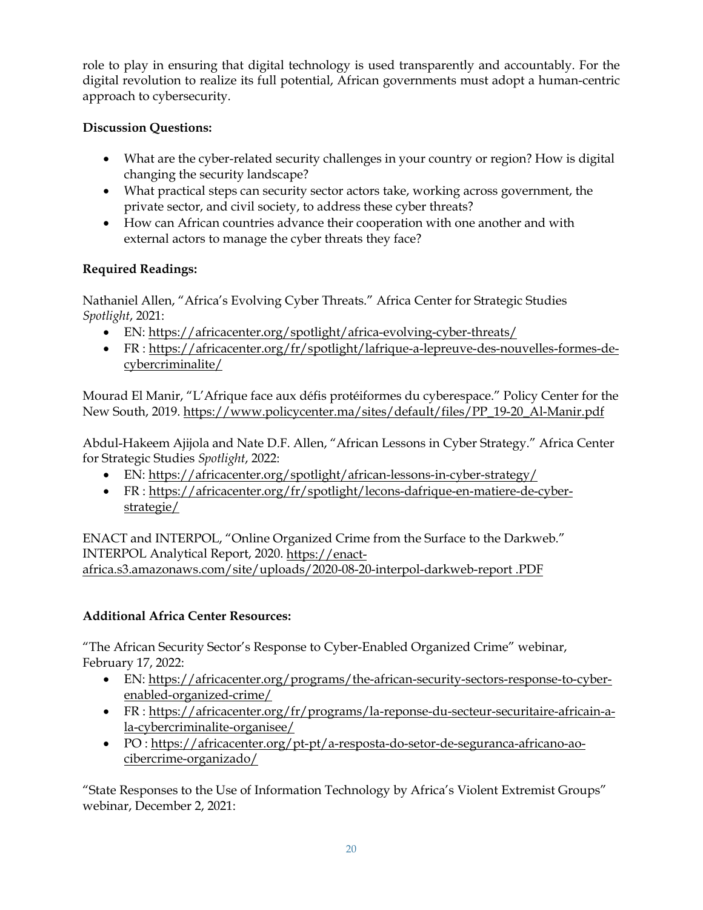role to play in ensuring that digital technology is used transparently and accountably. For the digital revolution to realize its full potential, African governments must adopt a human-centric approach to cybersecurity.

**Discussion Questions:**

- What are the cyber-related security challenges in your country or region? How is digital changing the security landscape?
- What practical steps can security sector actors take, working across government, the private sector, and civil society, to address these cyber threats?
- How can African countries advance their cooperation with one another and with external actors to manage the cyber threats they face?

**Required Readings:**

Nathaniel Allen, "Africa's Evolving Cyber Threats." Africa Center for Strategic Studies *Spotlight*, 2021:

- EN: https://africacenter.org/spotlight/africa-evolving-cyber-threats/
- FR : https://africacenter.org/fr/spotlight/lafrique-a-lepreuve-des-nouvelles-formes-de-cybercriminalite/

Mourad El Manir, "L'Afrique face aux défis protéiformes du cyberespace." Policy Center for the New South, 2019. https://www.policycenter.ma/sites/default/files/PP_19-20_Al-Manir.pdf

Abdul-Hakeem Ajijola and Nate D.F. Allen, "African Lessons in Cyber Strategy." Africa Center for Strategic Studies *Spotlight*, 2022:

- EN: https://africacenter.org/spotlight/african-lessons-in-cyber-strategy/
- FR : https://africacenter.org/fr/spotlight/lecons-dafrique-en-matiere-de-cyber-strategie/

ENACT and INTERPOL, "Online Organized Crime from the Surface to the Darkweb." INTERPOL Analytical Report, 2020. https://enact-africa.s3.amazonaws.com/site/uploads/2020-08-20-interpol-darkweb-report .PDF

**Additional Africa Center Resources:**

"The African Security Sector's Response to Cyber-Enabled Organized Crime" webinar, February 17, 2022:

- EN: https://africacenter.org/programs/the-african-security-sectors-response-to-cyber-enabled-organized-crime/
- FR : https://africacenter.org/fr/programs/la-reponse-du-secteur-securitaire-africain-a-la-cybercriminalite-organisee/
- PO : https://africacenter.org/pt-pt/a-resposta-do-setor-de-seguranca-africano-ao-cibercrime-organizado/

"State Responses to the Use of Information Technology by Africa's Violent Extremist Groups" webinar, December 2, 2021: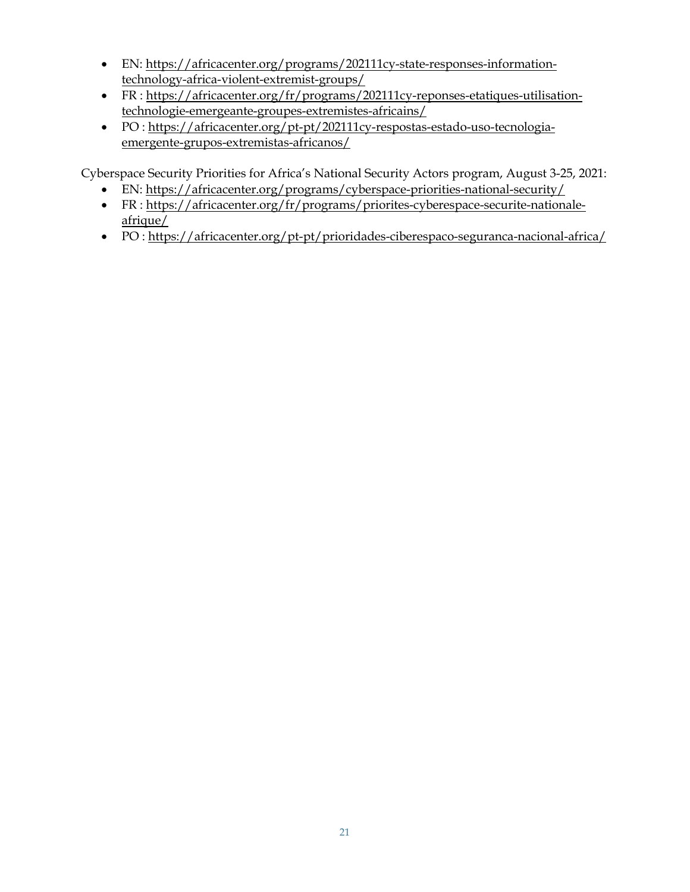- EN: https://africacenter.org/programs/202111cy-state-responses-information-technology-africa-violent-extremist-groups/
- FR : https://africacenter.org/fr/programs/202111cy-reponses-etatiques-utilisation-technologie-emergeante-groupes-extremistes-africains/
- PO : https://africacenter.org/pt-pt/202111cy-respostas-estado-uso-tecnologia-emergente-grupos-extremistas-africanos/

Cyberspace Security Priorities for Africa's National Security Actors program, August 3-25, 2021:

- EN: https://africacenter.org/programs/cyberspace-priorities-national-security/
- FR : https://africacenter.org/fr/programs/priorites-cyberespace-securite-nationale-afrique/
- PO : https://africacenter.org/pt-pt/prioridades-ciberespaco-seguranca-nacional-africa/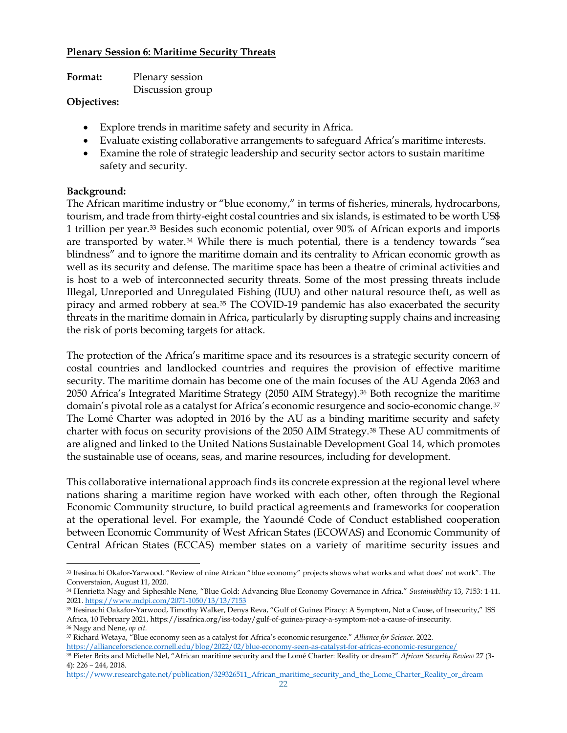**Plenary Session 6: Maritime Security Threats**

**Format:** Plenary session
Discussion group

**Objectives:**

- Explore trends in maritime safety and security in Africa.
- Evaluate existing collaborative arrangements to safeguard Africa's maritime interests.
- Examine the role of strategic leadership and security sector actors to sustain maritime safety and security.

**Background:**

The African maritime industry or "blue economy," in terms of fisheries, minerals, hydrocarbons, tourism, and trade from thirty-eight costal countries and six islands, is estimated to be worth US$ 1 trillion per year.[33] Besides such economic potential, over 90% of African exports and imports are transported by water.[34] While there is much potential, there is a tendency towards "sea blindness" and to ignore the maritime domain and its centrality to African economic growth as well as its security and defense. The maritime space has been a theatre of criminal activities and is host to a web of interconnected security threats. Some of the most pressing threats include Illegal, Unreported and Unregulated Fishing (IUU) and other natural resource theft, as well as piracy and armed robbery at sea.[35] The COVID-19 pandemic has also exacerbated the security threats in the maritime domain in Africa, particularly by disrupting supply chains and increasing the risk of ports becoming targets for attack.

The protection of the Africa's maritime space and its resources is a strategic security concern of costal countries and landlocked countries and requires the provision of effective maritime security. The maritime domain has become one of the main focuses of the AU Agenda 2063 and 2050 Africa's Integrated Maritime Strategy (2050 AIM Strategy).[36] Both recognize the maritime domain's pivotal role as a catalyst for Africa's economic resurgence and socio-economic change.[37] The Lomé Charter was adopted in 2016 by the AU as a binding maritime security and safety charter with focus on security provisions of the 2050 AIM Strategy.[38] These AU commitments of are aligned and linked to the United Nations Sustainable Development Goal 14, which promotes the sustainable use of oceans, seas, and marine resources, including for development.

This collaborative international approach finds its concrete expression at the regional level where nations sharing a maritime region have worked with each other, often through the Regional Economic Community structure, to build practical agreements and frameworks for cooperation at the operational level. For example, the Yaoundé Code of Conduct established cooperation between Economic Community of West African States (ECOWAS) and Economic Community of Central African States (ECCAS) member states on a variety of maritime security issues and

---

[33] Ifesinachi Okafor-Yarwood. "Review of nine African "blue economy" projects shows what works and what does' not work". The Converstaion, August 11, 2020.

[34] Henrietta Nagy and Siphesihle Nene, "Blue Gold: Advancing Blue Economy Governance in Africa." *Sustainability* 13, 7153: 1-11. 2021. https://www.mdpi.com/2071-1050/13/13/7153

[35] Ifesinachi Oakafor-Yarwood, Timothy Walker, Denys Reva, "Gulf of Guinea Piracy: A Symptom, Not a Cause, of Insecurity," ISS Africa, 10 February 2021, https://issafrica.org/iss-today/gulf-of-guinea-piracy-a-symptom-not-a-cause-of-insecurity.

[36] Nagy and Nene, *op cit.*

[37] Richard Wetaya, "Blue economy seen as a catalyst for Africa's economic resurgence." *Alliance for Science.* 2022. https://allianceforscience.cornell.edu/blog/2022/02/blue-economy-seen-as-catalyst-for-africas-economic-resurgence/

[38] Pieter Brits and Michelle Nel, "African maritime security and the Lomé Charter: Reality or dream?" *African Security Review* 27 (3-4): 226 – 244, 2018. https://www.researchgate.net/publication/329326511_African_maritime_security_and_the_Lome_Charter_Reality_or_dream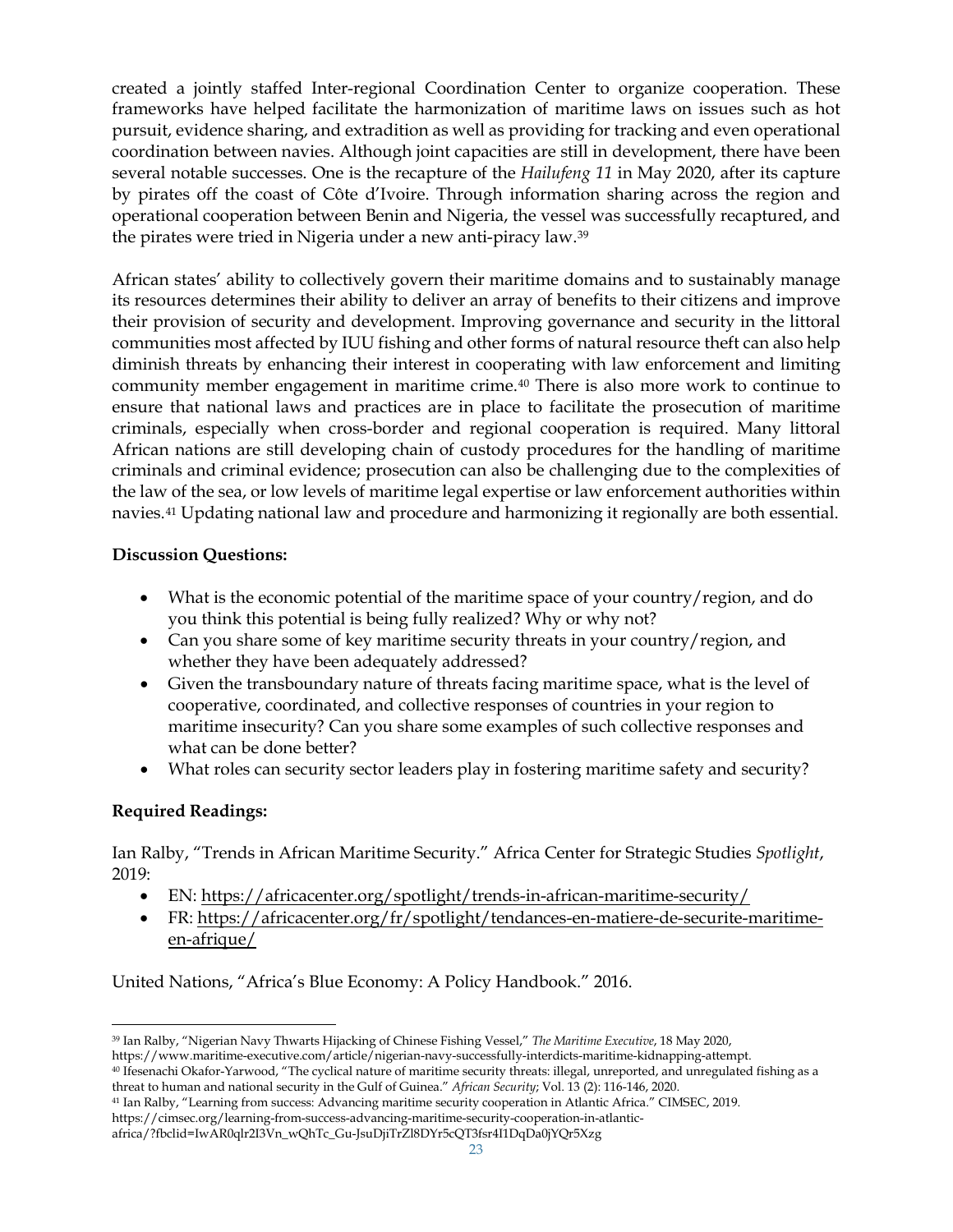created a jointly staffed Inter-regional Coordination Center to organize cooperation. These frameworks have helped facilitate the harmonization of maritime laws on issues such as hot pursuit, evidence sharing, and extradition as well as providing for tracking and even operational coordination between navies. Although joint capacities are still in development, there have been several notable successes. One is the recapture of the *Hailufeng 11* in May 2020, after its capture by pirates off the coast of Côte d'Ivoire. Through information sharing across the region and operational cooperation between Benin and Nigeria, the vessel was successfully recaptured, and the pirates were tried in Nigeria under a new anti-piracy law.[39]

African states' ability to collectively govern their maritime domains and to sustainably manage its resources determines their ability to deliver an array of benefits to their citizens and improve their provision of security and development. Improving governance and security in the littoral communities most affected by IUU fishing and other forms of natural resource theft can also help diminish threats by enhancing their interest in cooperating with law enforcement and limiting community member engagement in maritime crime.[40] There is also more work to continue to ensure that national laws and practices are in place to facilitate the prosecution of maritime criminals, especially when cross-border and regional cooperation is required. Many littoral African nations are still developing chain of custody procedures for the handling of maritime criminals and criminal evidence; prosecution can also be challenging due to the complexities of the law of the sea, or low levels of maritime legal expertise or law enforcement authorities within navies.[41] Updating national law and procedure and harmonizing it regionally are both essential.

**Discussion Questions:**

- What is the economic potential of the maritime space of your country/region, and do you think this potential is being fully realized? Why or why not?
- Can you share some of key maritime security threats in your country/region, and whether they have been adequately addressed?
- Given the transboundary nature of threats facing maritime space, what is the level of cooperative, coordinated, and collective responses of countries in your region to maritime insecurity? Can you share some examples of such collective responses and what can be done better?
- What roles can security sector leaders play in fostering maritime safety and security?

**Required Readings:**

Ian Ralby, "Trends in African Maritime Security." Africa Center for Strategic Studies *Spotlight*, 2019:

- EN: https://africacenter.org/spotlight/trends-in-african-maritime-security/
- FR: https://africacenter.org/fr/spotlight/tendances-en-matiere-de-securite-maritime-en-afrique/

United Nations, "Africa's Blue Economy: A Policy Handbook." 2016.

---

[39] Ian Ralby, "Nigerian Navy Thwarts Hijacking of Chinese Fishing Vessel," *The Maritime Executive*, 18 May 2020, https://www.maritime-executive.com/article/nigerian-navy-successfully-interdicts-maritime-kidnapping-attempt.

[40] Ifesenachi Okafor-Yarwood, "The cyclical nature of maritime security threats: illegal, unreported, and unregulated fishing as a threat to human and national security in the Gulf of Guinea." *African Security*; Vol. 13 (2): 116-146, 2020.

[41] Ian Ralby, "Learning from success: Advancing maritime security cooperation in Atlantic Africa." CIMSEC, 2019. https://cimsec.org/learning-from-success-advancing-maritime-security-cooperation-in-atlantic-africa/?fbclid=IwAR0qlr2I3Vn_wQhTc_Gu-JsuDjiTrZl8DYr5cQT3fsr4I1DqDa0jYQr5Xzg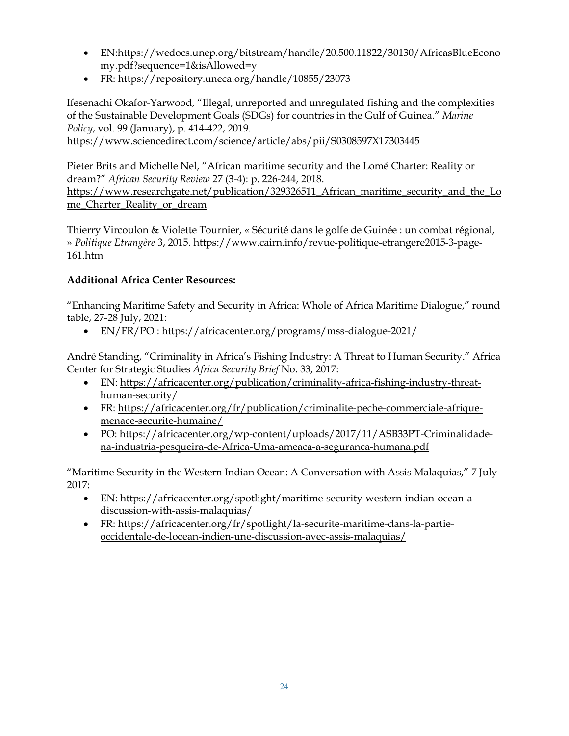- EN:https://wedocs.unep.org/bitstream/handle/20.500.11822/30130/AfricasBlueEconomy.pdf?sequence=1&isAllowed=y
- FR: https://repository.uneca.org/handle/10855/23073

Ifesenachi Okafor-Yarwood, "Illegal, unreported and unregulated fishing and the complexities of the Sustainable Development Goals (SDGs) for countries in the Gulf of Guinea." *Marine Policy*, vol. 99 (January), p. 414-422, 2019. https://www.sciencedirect.com/science/article/abs/pii/S0308597X17303445

Pieter Brits and Michelle Nel, "African maritime security and the Lomé Charter: Reality or dream?" *African Security Review* 27 (3-4): p. 226-244, 2018. https://www.researchgate.net/publication/329326511_African_maritime_security_and_the_Lome_Charter_Reality_or_dream

Thierry Vircoulon & Violette Tournier, « Sécurité dans le golfe de Guinée : un combat régional, » *Politique Etrangère* 3, 2015. https://www.cairn.info/revue-politique-etrangere2015-3-page-161.htm

**Additional Africa Center Resources:**

"Enhancing Maritime Safety and Security in Africa: Whole of Africa Maritime Dialogue," round table, 27-28 July, 2021:

- EN/FR/PO : https://africacenter.org/programs/mss-dialogue-2021/

André Standing, "Criminality in Africa's Fishing Industry: A Threat to Human Security." Africa Center for Strategic Studies *Africa Security Brief* No. 33, 2017:

- EN: https://africacenter.org/publication/criminality-africa-fishing-industry-threat-human-security/
- FR: https://africacenter.org/fr/publication/criminalite-peche-commerciale-afrique-menace-securite-humaine/
- PO: https://africacenter.org/wp-content/uploads/2017/11/ASB33PT-Criminalidade-na-industria-pesqueira-de-Africa-Uma-ameaca-a-seguranca-humana.pdf

"Maritime Security in the Western Indian Ocean: A Conversation with Assis Malaquias," 7 July 2017:

- EN: https://africacenter.org/spotlight/maritime-security-western-indian-ocean-a-discussion-with-assis-malaquias/
- FR: https://africacenter.org/fr/spotlight/la-securite-maritime-dans-la-partie-occidentale-de-locean-indien-une-discussion-avec-assis-malaquias/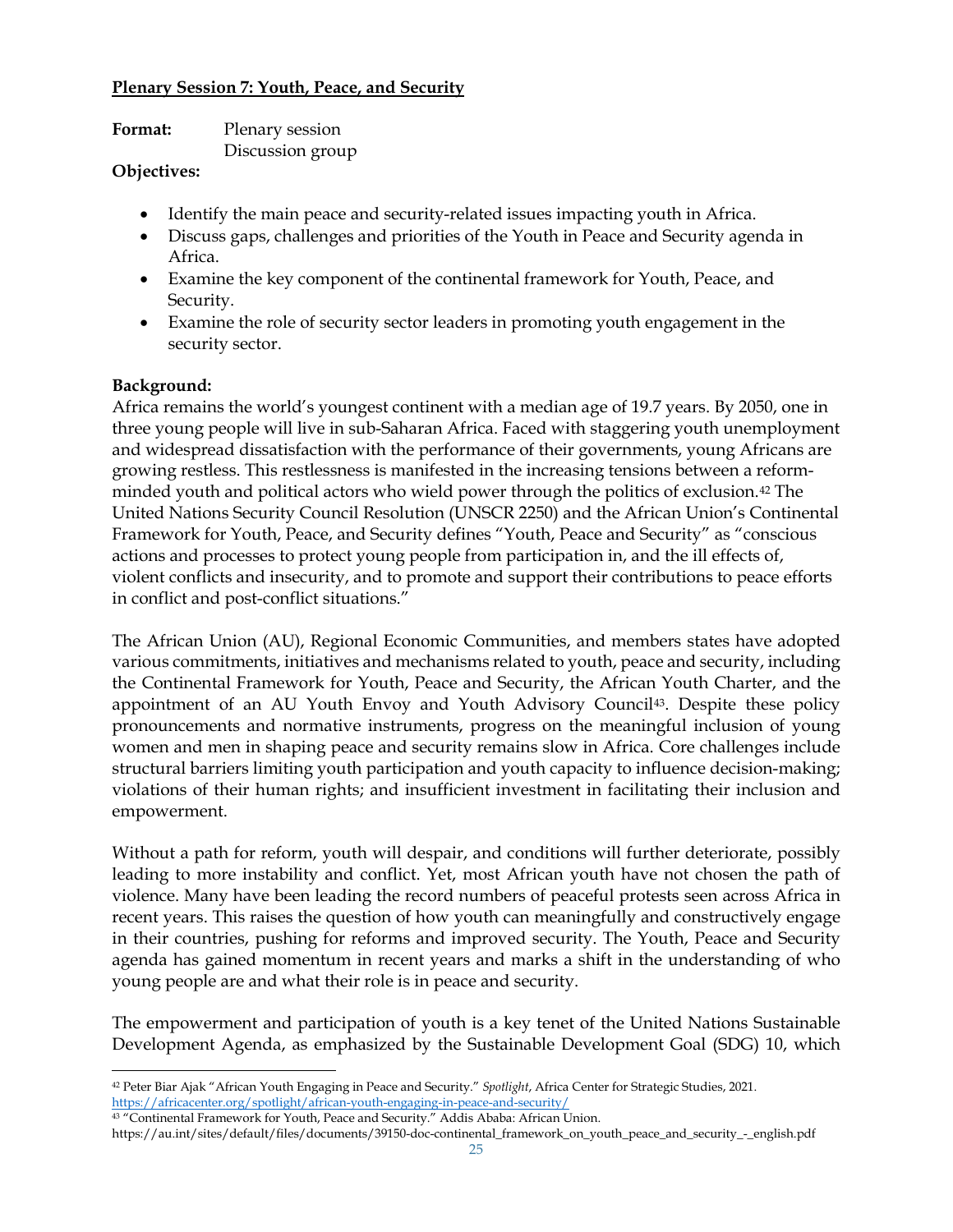**Plenary Session 7: Youth, Peace, and Security**

**Format:** Plenary session
Discussion group

**Objectives:**

- Identify the main peace and security-related issues impacting youth in Africa.
- Discuss gaps, challenges and priorities of the Youth in Peace and Security agenda in Africa.
- Examine the key component of the continental framework for Youth, Peace, and Security.
- Examine the role of security sector leaders in promoting youth engagement in the security sector.

**Background:**

Africa remains the world's youngest continent with a median age of 19.7 years. By 2050, one in three young people will live in sub-Saharan Africa. Faced with staggering youth unemployment and widespread dissatisfaction with the performance of their governments, young Africans are growing restless. This restlessness is manifested in the increasing tensions between a reform-minded youth and political actors who wield power through the politics of exclusion.[42] The United Nations Security Council Resolution (UNSCR 2250) and the African Union's Continental Framework for Youth, Peace, and Security defines "Youth, Peace and Security" as "conscious actions and processes to protect young people from participation in, and the ill effects of, violent conflicts and insecurity, and to promote and support their contributions to peace efforts in conflict and post-conflict situations."

The African Union (AU), Regional Economic Communities, and members states have adopted various commitments, initiatives and mechanisms related to youth, peace and security, including the Continental Framework for Youth, Peace and Security, the African Youth Charter, and the appointment of an AU Youth Envoy and Youth Advisory Council[43]. Despite these policy pronouncements and normative instruments, progress on the meaningful inclusion of young women and men in shaping peace and security remains slow in Africa. Core challenges include structural barriers limiting youth participation and youth capacity to influence decision-making; violations of their human rights; and insufficient investment in facilitating their inclusion and empowerment.

Without a path for reform, youth will despair, and conditions will further deteriorate, possibly leading to more instability and conflict. Yet, most African youth have not chosen the path of violence. Many have been leading the record numbers of peaceful protests seen across Africa in recent years. This raises the question of how youth can meaningfully and constructively engage in their countries, pushing for reforms and improved security. The Youth, Peace and Security agenda has gained momentum in recent years and marks a shift in the understanding of who young people are and what their role is in peace and security.

The empowerment and participation of youth is a key tenet of the United Nations Sustainable Development Agenda, as emphasized by the Sustainable Development Goal (SDG) 10, which

---

[42] Peter Biar Ajak "African Youth Engaging in Peace and Security." *Spotlight*, Africa Center for Strategic Studies, 2021. https://africacenter.org/spotlight/african-youth-engaging-in-peace-and-security/

[43] "Continental Framework for Youth, Peace and Security." Addis Ababa: African Union. https://au.int/sites/default/files/documents/39150-doc-continental_framework_on_youth_peace_and_security_-_english.pdf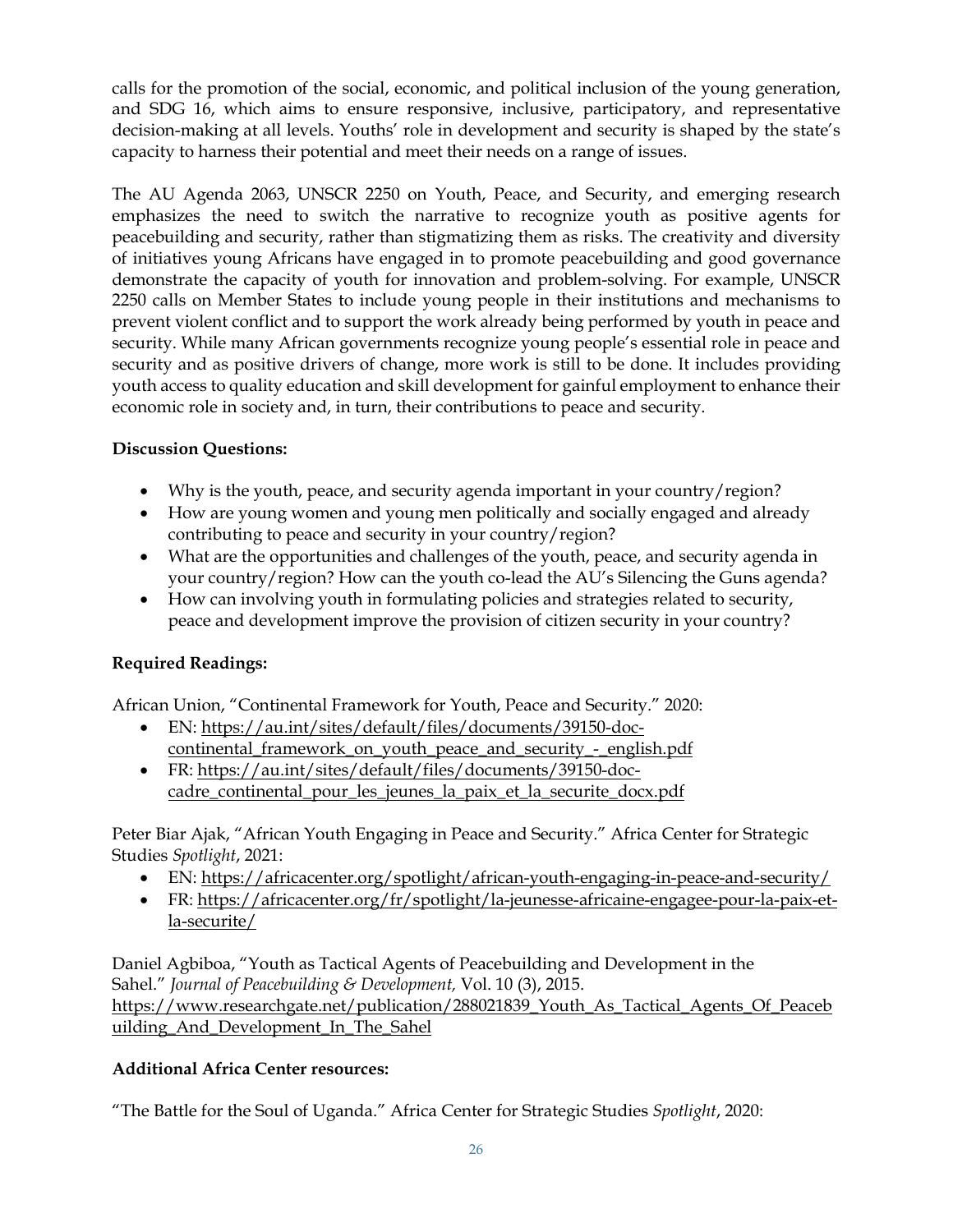calls for the promotion of the social, economic, and political inclusion of the young generation, and SDG 16, which aims to ensure responsive, inclusive, participatory, and representative decision-making at all levels. Youths' role in development and security is shaped by the state's capacity to harness their potential and meet their needs on a range of issues.

The AU Agenda 2063, UNSCR 2250 on Youth, Peace, and Security, and emerging research emphasizes the need to switch the narrative to recognize youth as positive agents for peacebuilding and security, rather than stigmatizing them as risks. The creativity and diversity of initiatives young Africans have engaged in to promote peacebuilding and good governance demonstrate the capacity of youth for innovation and problem-solving. For example, UNSCR 2250 calls on Member States to include young people in their institutions and mechanisms to prevent violent conflict and to support the work already being performed by youth in peace and security. While many African governments recognize young people's essential role in peace and security and as positive drivers of change, more work is still to be done. It includes providing youth access to quality education and skill development for gainful employment to enhance their economic role in society and, in turn, their contributions to peace and security.

**Discussion Questions:**

- Why is the youth, peace, and security agenda important in your country/region?
- How are young women and young men politically and socially engaged and already contributing to peace and security in your country/region?
- What are the opportunities and challenges of the youth, peace, and security agenda in your country/region? How can the youth co-lead the AU's Silencing the Guns agenda?
- How can involving youth in formulating policies and strategies related to security, peace and development improve the provision of citizen security in your country?

**Required Readings:**

African Union, "Continental Framework for Youth, Peace and Security." 2020:

- EN: https://au.int/sites/default/files/documents/39150-doc-continental_framework_on_youth_peace_and_security_-_english.pdf
- FR: https://au.int/sites/default/files/documents/39150-doc-cadre_continental_pour_les_jeunes_la_paix_et_la_securite_docx.pdf

Peter Biar Ajak, "African Youth Engaging in Peace and Security." Africa Center for Strategic Studies *Spotlight*, 2021:

- EN: https://africacenter.org/spotlight/african-youth-engaging-in-peace-and-security/
- FR: https://africacenter.org/fr/spotlight/la-jeunesse-africaine-engagee-pour-la-paix-et-la-securite/

Daniel Agbiboa, "Youth as Tactical Agents of Peacebuilding and Development in the Sahel." *Journal of Peacebuilding & Development,* Vol. 10 (3), 2015. https://www.researchgate.net/publication/288021839_Youth_As_Tactical_Agents_Of_Peacebuilding_And_Development_In_The_Sahel

**Additional Africa Center resources:**

"The Battle for the Soul of Uganda." Africa Center for Strategic Studies *Spotlight*, 2020: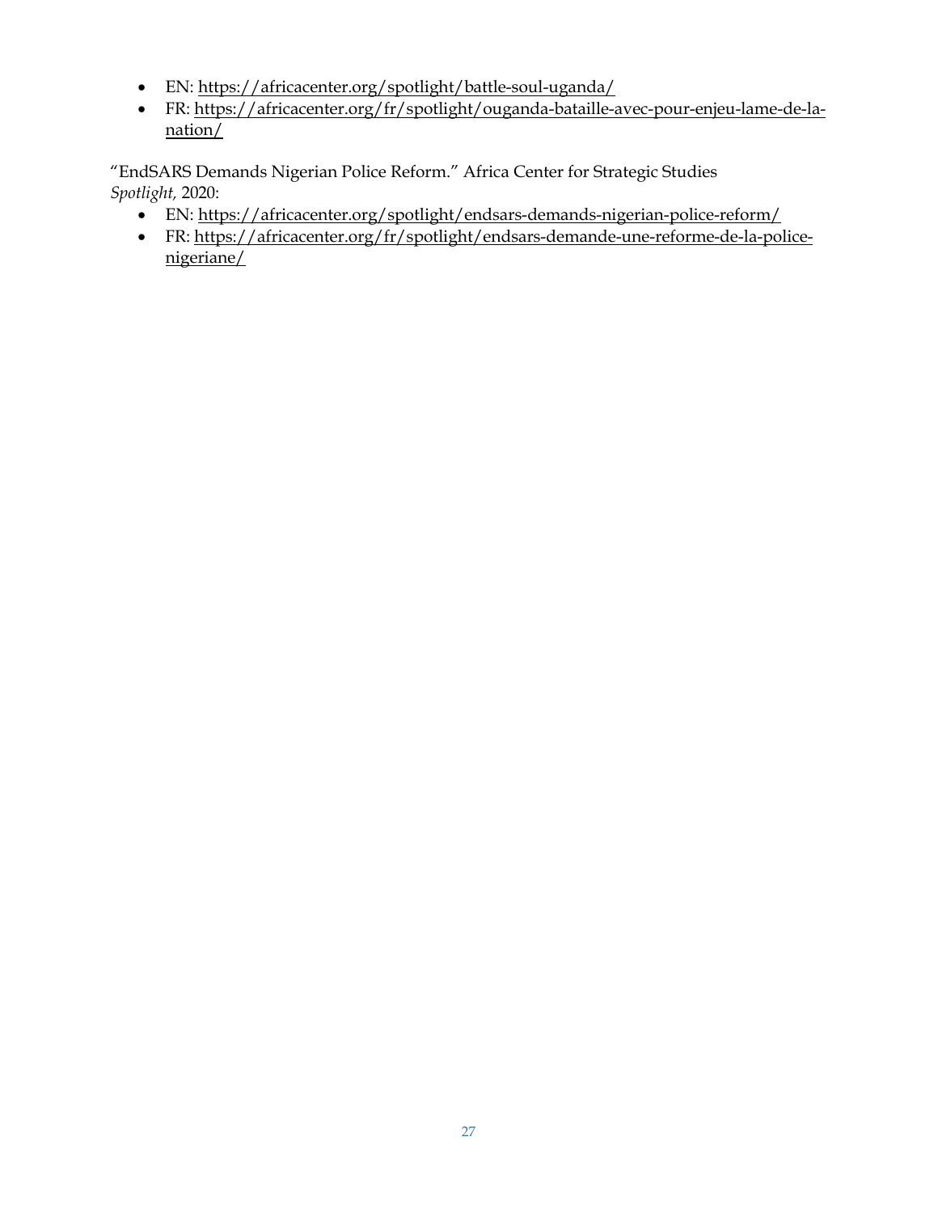- EN: https://africacenter.org/spotlight/battle-soul-uganda/
- FR: https://africacenter.org/fr/spotlight/ouganda-bataille-avec-pour-enjeu-lame-de-la-nation/

"EndSARS Demands Nigerian Police Reform." Africa Center for Strategic Studies *Spotlight,* 2020:

- EN: https://africacenter.org/spotlight/endsars-demands-nigerian-police-reform/
- FR: https://africacenter.org/fr/spotlight/endsars-demande-une-reforme-de-la-police-nigeriane/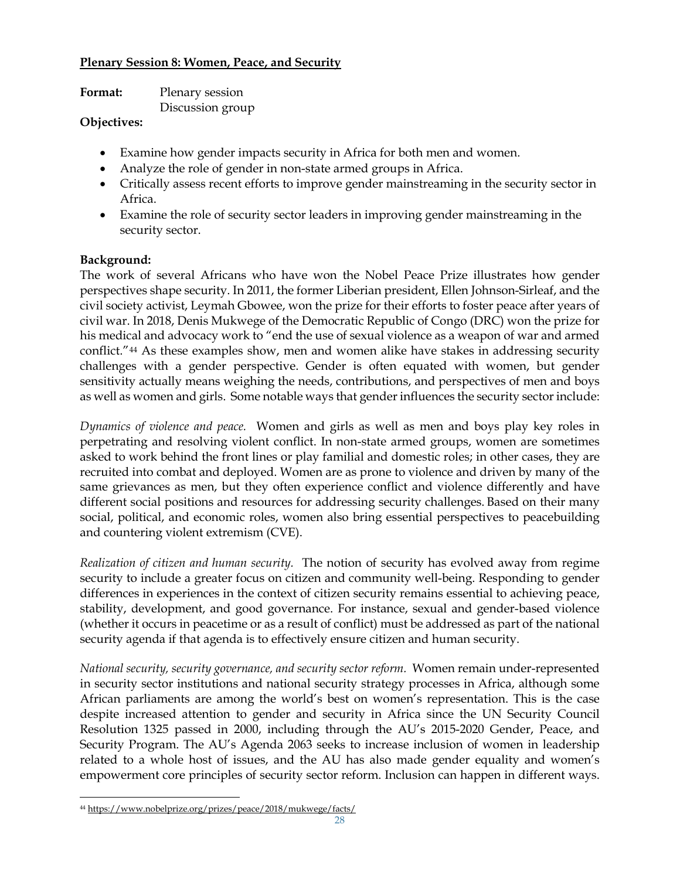## **Plenary Session 8: Women, Peace, and Security**

**Format:** Plenary session
Discussion group

**Objectives:**

- Examine how gender impacts security in Africa for both men and women.
- Analyze the role of gender in non-state armed groups in Africa.
- Critically assess recent efforts to improve gender mainstreaming in the security sector in Africa.
- Examine the role of security sector leaders in improving gender mainstreaming in the security sector.

**Background:**

The work of several Africans who have won the Nobel Peace Prize illustrates how gender perspectives shape security. In 2011, the former Liberian president, Ellen Johnson-Sirleaf, and the civil society activist, Leymah Gbowee, won the prize for their efforts to foster peace after years of civil war. In 2018, Denis Mukwege of the Democratic Republic of Congo (DRC) won the prize for his medical and advocacy work to "end the use of sexual violence as a weapon of war and armed conflict."[44] As these examples show, men and women alike have stakes in addressing security challenges with a gender perspective. Gender is often equated with women, but gender sensitivity actually means weighing the needs, contributions, and perspectives of men and boys as well as women and girls. Some notable ways that gender influences the security sector include:

*Dynamics of violence and peace.* Women and girls as well as men and boys play key roles in perpetrating and resolving violent conflict. In non-state armed groups, women are sometimes asked to work behind the front lines or play familial and domestic roles; in other cases, they are recruited into combat and deployed. Women are as prone to violence and driven by many of the same grievances as men, but they often experience conflict and violence differently and have different social positions and resources for addressing security challenges. Based on their many social, political, and economic roles, women also bring essential perspectives to peacebuilding and countering violent extremism (CVE).

*Realization of citizen and human security.* The notion of security has evolved away from regime security to include a greater focus on citizen and community well-being. Responding to gender differences in experiences in the context of citizen security remains essential to achieving peace, stability, development, and good governance. For instance, sexual and gender-based violence (whether it occurs in peacetime or as a result of conflict) must be addressed as part of the national security agenda if that agenda is to effectively ensure citizen and human security.

*National security, security governance, and security sector reform.* Women remain under-represented in security sector institutions and national security strategy processes in Africa, although some African parliaments are among the world's best on women's representation. This is the case despite increased attention to gender and security in Africa since the UN Security Council Resolution 1325 passed in 2000, including through the AU's 2015-2020 Gender, Peace, and Security Program. The AU's Agenda 2063 seeks to increase inclusion of women in leadership related to a whole host of issues, and the AU has also made gender equality and women's empowerment core principles of security sector reform. Inclusion can happen in different ways.

---

[44] https://www.nobelprize.org/prizes/peace/2018/mukwege/facts/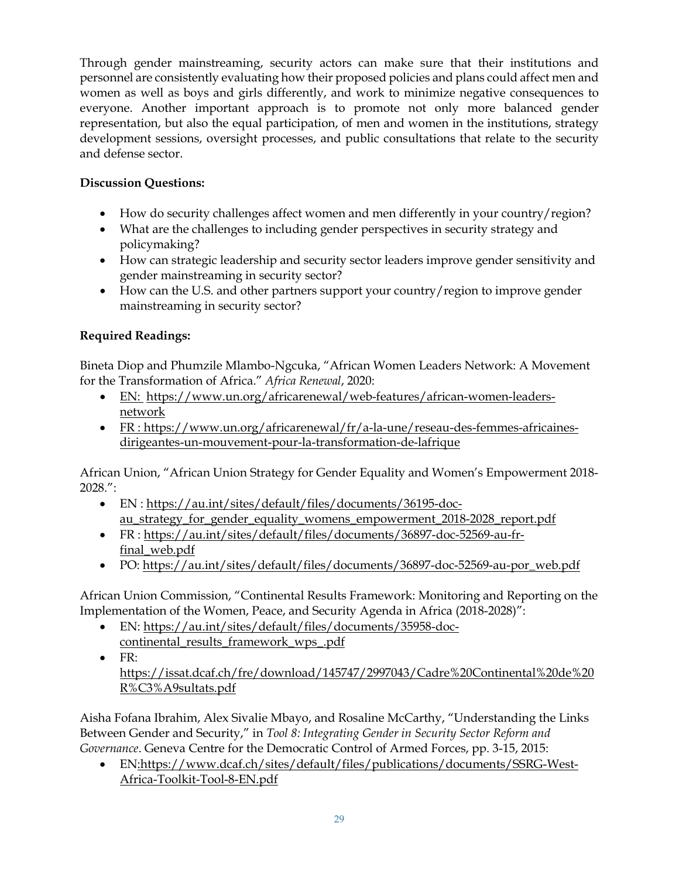Through gender mainstreaming, security actors can make sure that their institutions and personnel are consistently evaluating how their proposed policies and plans could affect men and women as well as boys and girls differently, and work to minimize negative consequences to everyone. Another important approach is to promote not only more balanced gender representation, but also the equal participation, of men and women in the institutions, strategy development sessions, oversight processes, and public consultations that relate to the security and defense sector.

**Discussion Questions:**

- How do security challenges affect women and men differently in your country/region?
- What are the challenges to including gender perspectives in security strategy and policymaking?
- How can strategic leadership and security sector leaders improve gender sensitivity and gender mainstreaming in security sector?
- How can the U.S. and other partners support your country/region to improve gender mainstreaming in security sector?

**Required Readings:**

Bineta Diop and Phumzile Mlambo-Ngcuka, "African Women Leaders Network: A Movement for the Transformation of Africa." *Africa Renewal*, 2020:

- EN: https://www.un.org/africarenewal/web-features/african-women-leaders-network
- FR : https://www.un.org/africarenewal/fr/a-la-une/reseau-des-femmes-africaines-dirigeantes-un-mouvement-pour-la-transformation-de-lafrique

African Union, "African Union Strategy for Gender Equality and Women's Empowerment 2018-2028.":

- EN : https://au.int/sites/default/files/documents/36195-doc-au_strategy_for_gender_equality_womens_empowerment_2018-2028_report.pdf
- FR : https://au.int/sites/default/files/documents/36897-doc-52569-au-fr-final_web.pdf
- PO: https://au.int/sites/default/files/documents/36897-doc-52569-au-por_web.pdf

African Union Commission, "Continental Results Framework: Monitoring and Reporting on the Implementation of the Women, Peace, and Security Agenda in Africa (2018-2028)":

- EN: https://au.int/sites/default/files/documents/35958-doc-continental_results_framework_wps_.pdf
- FR: https://issat.dcaf.ch/fre/download/145747/2997043/Cadre%20Continental%20de%20R%C3%A9sultats.pdf

Aisha Fofana Ibrahim, Alex Sivalie Mbayo, and Rosaline McCarthy, "Understanding the Links Between Gender and Security," in *Tool 8: Integrating Gender in Security Sector Reform and Governance*. Geneva Centre for the Democratic Control of Armed Forces, pp. 3-15, 2015:

- EN:https://www.dcaf.ch/sites/default/files/publications/documents/SSRG-West-Africa-Toolkit-Tool-8-EN.pdf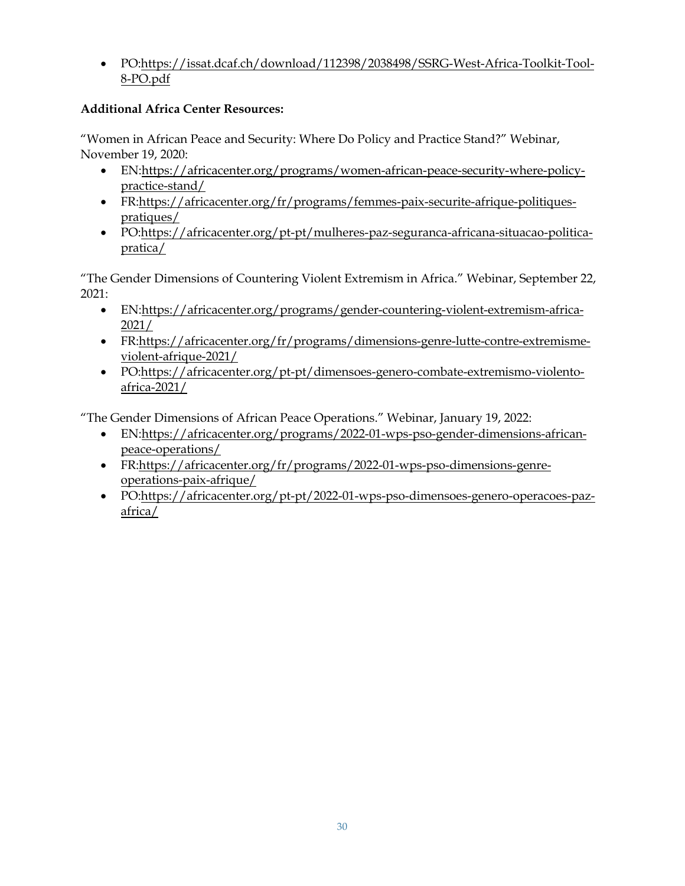- PO:https://issat.dcaf.ch/download/112398/2038498/SSRG-West-Africa-Toolkit-Tool-8-PO.pdf

**Additional Africa Center Resources:**

"Women in African Peace and Security: Where Do Policy and Practice Stand?" Webinar, November 19, 2020:

- EN:https://africacenter.org/programs/women-african-peace-security-where-policy-practice-stand/
- FR:https://africacenter.org/fr/programs/femmes-paix-securite-afrique-politiques-pratiques/
- PO:https://africacenter.org/pt-pt/mulheres-paz-seguranca-africana-situacao-politica-pratica/

"The Gender Dimensions of Countering Violent Extremism in Africa." Webinar, September 22, 2021:

- EN:https://africacenter.org/programs/gender-countering-violent-extremism-africa-2021/
- FR:https://africacenter.org/fr/programs/dimensions-genre-lutte-contre-extremisme-violent-afrique-2021/
- PO:https://africacenter.org/pt-pt/dimensoes-genero-combate-extremismo-violento-africa-2021/

"The Gender Dimensions of African Peace Operations." Webinar, January 19, 2022:

- EN:https://africacenter.org/programs/2022-01-wps-pso-gender-dimensions-african-peace-operations/
- FR:https://africacenter.org/fr/programs/2022-01-wps-pso-dimensions-genre-operations-paix-afrique/
- PO:https://africacenter.org/pt-pt/2022-01-wps-pso-dimensoes-genero-operacoes-paz-africa/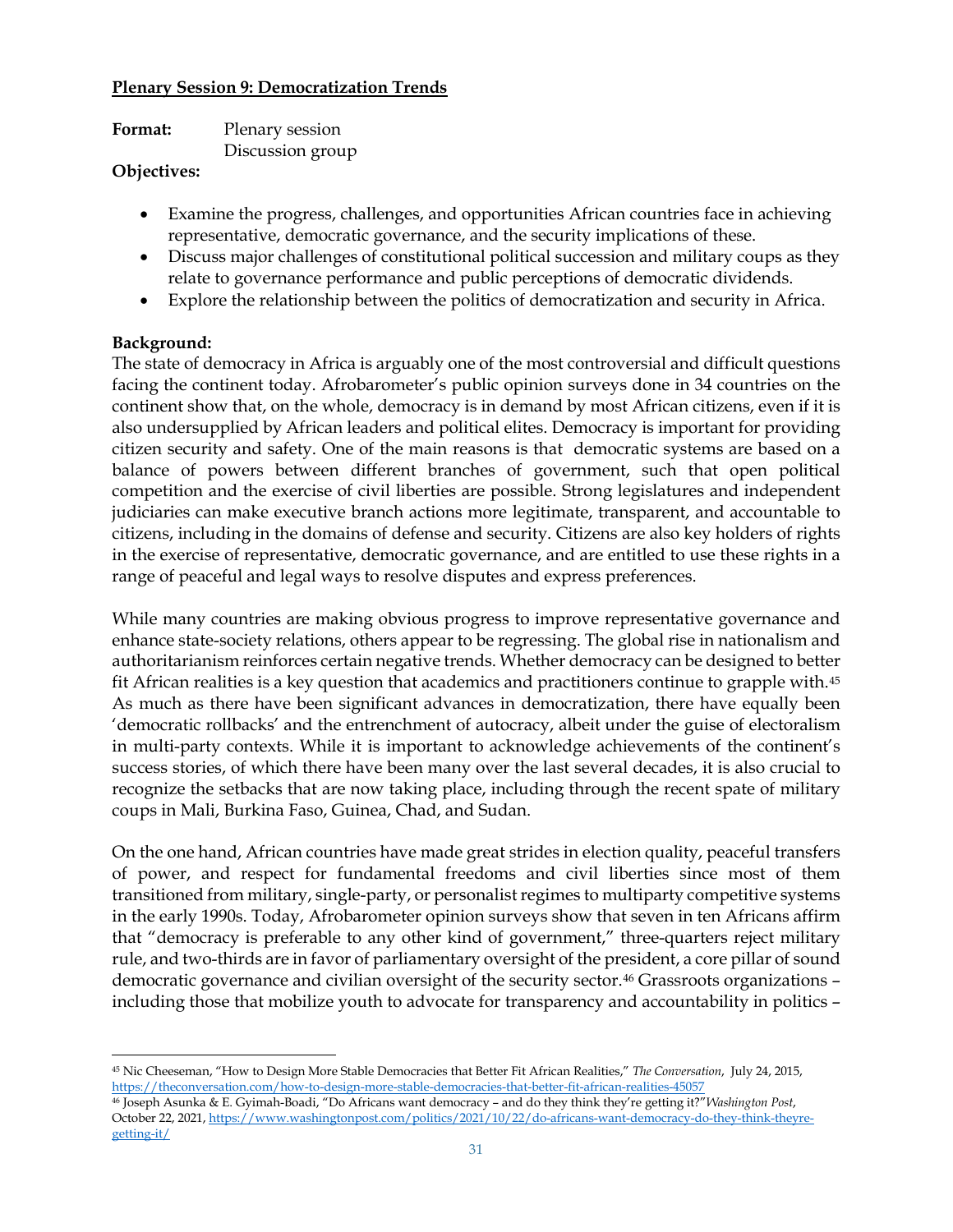## Plenary Session 9: Democratization Trends

**Format:** Plenary session
Discussion group

**Objectives:**

- Examine the progress, challenges, and opportunities African countries face in achieving representative, democratic governance, and the security implications of these.
- Discuss major challenges of constitutional political succession and military coups as they relate to governance performance and public perceptions of democratic dividends.
- Explore the relationship between the politics of democratization and security in Africa.

**Background:**

The state of democracy in Africa is arguably one of the most controversial and difficult questions facing the continent today. Afrobarometer's public opinion surveys done in 34 countries on the continent show that, on the whole, democracy is in demand by most African citizens, even if it is also undersupplied by African leaders and political elites. Democracy is important for providing citizen security and safety. One of the main reasons is that democratic systems are based on a balance of powers between different branches of government, such that open political competition and the exercise of civil liberties are possible. Strong legislatures and independent judiciaries can make executive branch actions more legitimate, transparent, and accountable to citizens, including in the domains of defense and security. Citizens are also key holders of rights in the exercise of representative, democratic governance, and are entitled to use these rights in a range of peaceful and legal ways to resolve disputes and express preferences.

While many countries are making obvious progress to improve representative governance and enhance state-society relations, others appear to be regressing. The global rise in nationalism and authoritarianism reinforces certain negative trends. Whether democracy can be designed to better fit African realities is a key question that academics and practitioners continue to grapple with.[45] As much as there have been significant advances in democratization, there have equally been 'democratic rollbacks' and the entrenchment of autocracy, albeit under the guise of electoralism in multi-party contexts. While it is important to acknowledge achievements of the continent's success stories, of which there have been many over the last several decades, it is also crucial to recognize the setbacks that are now taking place, including through the recent spate of military coups in Mali, Burkina Faso, Guinea, Chad, and Sudan.

On the one hand, African countries have made great strides in election quality, peaceful transfers of power, and respect for fundamental freedoms and civil liberties since most of them transitioned from military, single-party, or personalist regimes to multiparty competitive systems in the early 1990s. Today, Afrobarometer opinion surveys show that seven in ten Africans affirm that "democracy is preferable to any other kind of government," three-quarters reject military rule, and two-thirds are in favor of parliamentary oversight of the president, a core pillar of sound democratic governance and civilian oversight of the security sector.[46] Grassroots organizations – including those that mobilize youth to advocate for transparency and accountability in politics –

---

[45] Nic Cheeseman, "How to Design More Stable Democracies that Better Fit African Realities," *The Conversation*, July 24, 2015, https://theconversation.com/how-to-design-more-stable-democracies-that-better-fit-african-realities-45057

[46] Joseph Asunka & E. Gyimah-Boadi, "Do Africans want democracy – and do they think they're getting it?" *Washington Post*, October 22, 2021, https://www.washingtonpost.com/politics/2021/10/22/do-africans-want-democracy-do-think-theyre-getting-it/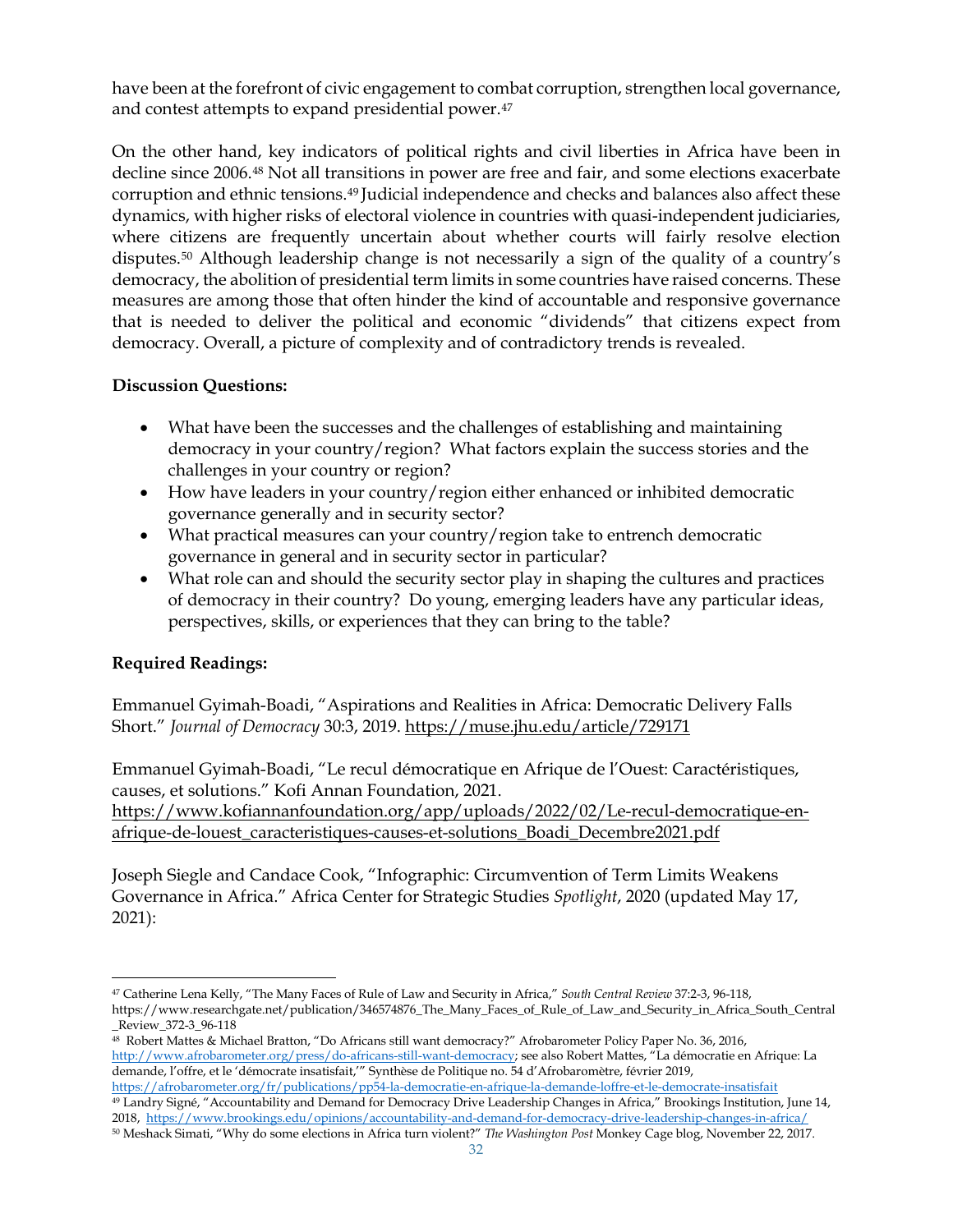have been at the forefront of civic engagement to combat corruption, strengthen local governance, and contest attempts to expand presidential power.[47]

On the other hand, key indicators of political rights and civil liberties in Africa have been in decline since 2006.[48] Not all transitions in power are free and fair, and some elections exacerbate corruption and ethnic tensions.[49] Judicial independence and checks and balances also affect these dynamics, with higher risks of electoral violence in countries with quasi-independent judiciaries, where citizens are frequently uncertain about whether courts will fairly resolve election disputes.[50] Although leadership change is not necessarily a sign of the quality of a country's democracy, the abolition of presidential term limits in some countries have raised concerns. These measures are among those that often hinder the kind of accountable and responsive governance that is needed to deliver the political and economic "dividends" that citizens expect from democracy. Overall, a picture of complexity and of contradictory trends is revealed.

**Discussion Questions:**

- What have been the successes and the challenges of establishing and maintaining democracy in your country/region? What factors explain the success stories and the challenges in your country or region?
- How have leaders in your country/region either enhanced or inhibited democratic governance generally and in security sector?
- What practical measures can your country/region take to entrench democratic governance in general and in security sector in particular?
- What role can and should the security sector play in shaping the cultures and practices of democracy in their country? Do young, emerging leaders have any particular ideas, perspectives, skills, or experiences that they can bring to the table?

**Required Readings:**

Emmanuel Gyimah-Boadi, "Aspirations and Realities in Africa: Democratic Delivery Falls Short." *Journal of Democracy* 30:3, 2019. https://muse.jhu.edu/article/729171

Emmanuel Gyimah-Boadi, "Le recul démocratique en Afrique de l'Ouest: Caractéristiques, causes, et solutions." Kofi Annan Foundation, 2021. https://www.kofiannanfoundation.org/app/uploads/2022/02/Le-recul-democratique-en-afrique-de-louest_caracteristiques-causes-et-solutions_Boadi_Decembre2021.pdf

Joseph Siegle and Candace Cook, "Infographic: Circumvention of Term Limits Weakens Governance in Africa." Africa Center for Strategic Studies *Spotlight*, 2020 (updated May 17, 2021):

---

[47] Catherine Lena Kelly, "The Many Faces of Rule of Law and Security in Africa," *South Central Review* 37:2-3, 96-118, https://www.researchgate.net/publication/346574876_The_Many_Faces_of_Rule_of_Law_and_Security_in_Africa_South_Central_Review_372-3_96-118

[48] Robert Mattes & Michael Bratton, "Do Africans still want democracy?" Afrobarometer Policy Paper No. 36, 2016, http://www.afrobarometer.org/press/do-africans-still-want-democracy; see also Robert Mattes, "La démocratie en Afrique: La demande, l'offre, et le 'démocrate insatisfait,'" Synthèse de Politique no. 54 d'Afrobaromètre, février 2019, https://afrobarometer.org/fr/publications/pp54-la-democratie-en-afrique-la-demande-loffre-et-le-democrate-insatisfait

[49] Landry Signé, "Accountability and Demand for Democracy Drive Leadership Changes in Africa," Brookings Institution, June 14, 2018, https://www.brookings.edu/opinions/accountability-and-demand-for-democracy-drive-leadership-changes-in-africa/

[50] Meshack Simati, "Why do some elections in Africa turn violent?" *The Washington Post* Monkey Cage blog, November 22, 2017.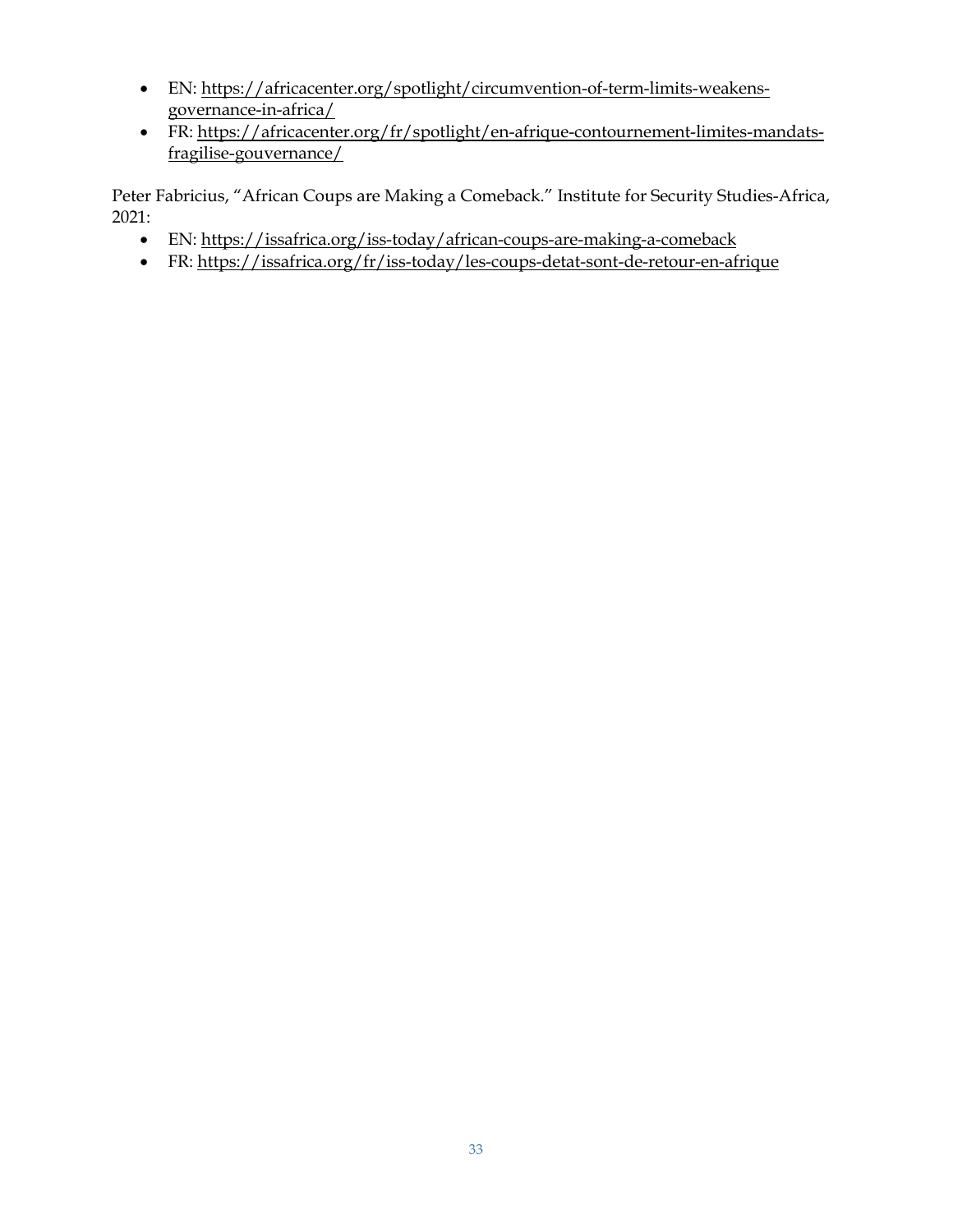- EN: https://africacenter.org/spotlight/circumvention-of-term-limits-weakens-governance-in-africa/
- FR: https://africacenter.org/fr/spotlight/en-afrique-contournement-limites-mandats-fragilise-gouvernance/

Peter Fabricius, "African Coups are Making a Comeback." Institute for Security Studies-Africa, 2021:

- EN: https://issafrica.org/iss-today/african-coups-are-making-a-comeback
- FR: https://issafrica.org/fr/iss-today/les-coups-detat-sont-de-retour-en-afrique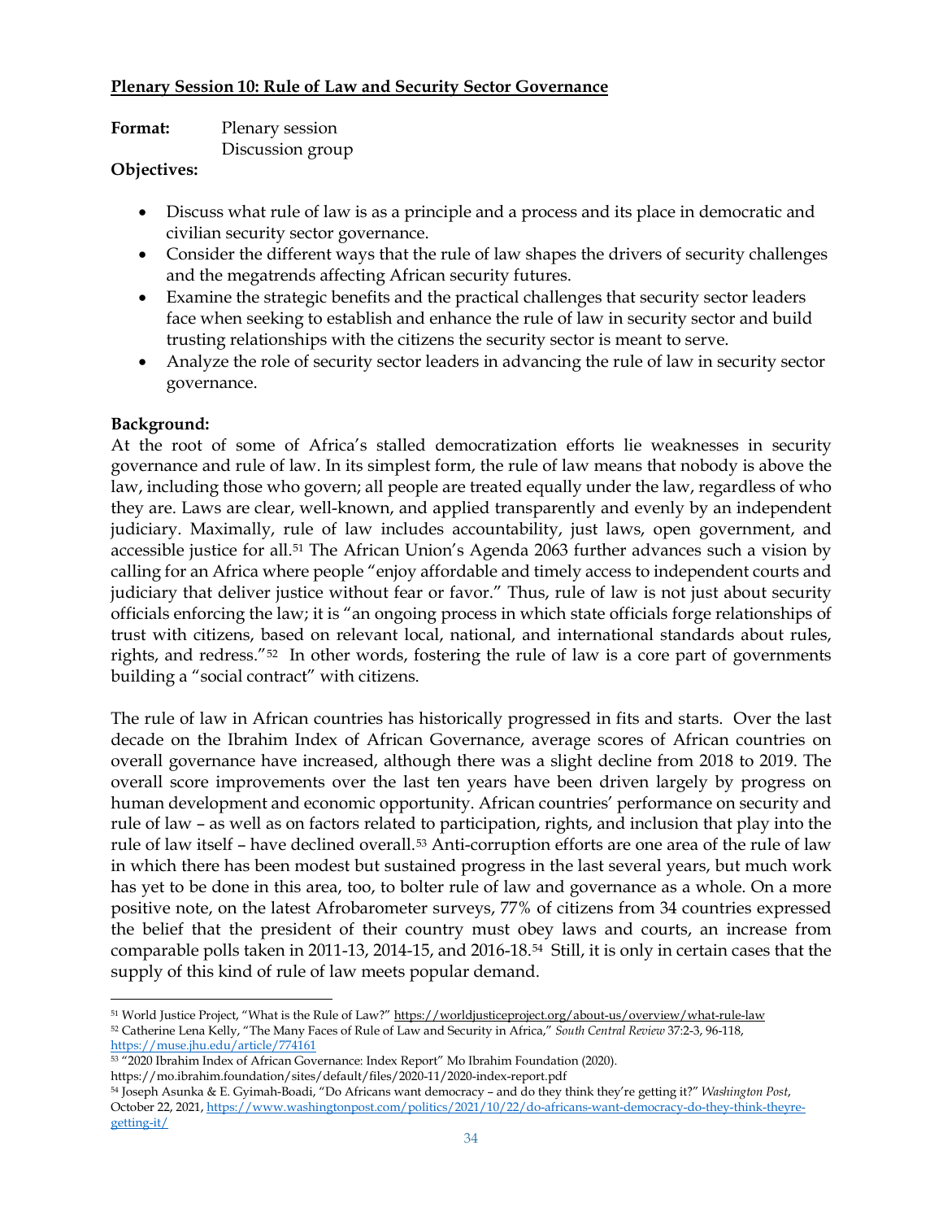**Plenary Session 10: Rule of Law and Security Sector Governance**

**Format:** Plenary session
Discussion group

**Objectives:**

- Discuss what rule of law is as a principle and a process and its place in democratic and civilian security sector governance.
- Consider the different ways that the rule of law shapes the drivers of security challenges and the megatrends affecting African security futures.
- Examine the strategic benefits and the practical challenges that security sector leaders face when seeking to establish and enhance the rule of law in security sector and build trusting relationships with the citizens the security sector is meant to serve.
- Analyze the role of security sector leaders in advancing the rule of law in security sector governance.

**Background:**

At the root of some of Africa's stalled democratization efforts lie weaknesses in security governance and rule of law. In its simplest form, the rule of law means that nobody is above the law, including those who govern; all people are treated equally under the law, regardless of who they are. Laws are clear, well-known, and applied transparently and evenly by an independent judiciary. Maximally, rule of law includes accountability, just laws, open government, and accessible justice for all.[51] The African Union's Agenda 2063 further advances such a vision by calling for an Africa where people "enjoy affordable and timely access to independent courts and judiciary that deliver justice without fear or favor." Thus, rule of law is not just about security officials enforcing the law; it is "an ongoing process in which state officials forge relationships of trust with citizens, based on relevant local, national, and international standards about rules, rights, and redress."[52] In other words, fostering the rule of law is a core part of governments building a "social contract" with citizens.

The rule of law in African countries has historically progressed in fits and starts. Over the last decade on the Ibrahim Index of African Governance, average scores of African countries on overall governance have increased, although there was a slight decline from 2018 to 2019. The overall score improvements over the last ten years have been driven largely by progress on human development and economic opportunity. African countries' performance on security and rule of law – as well as on factors related to participation, rights, and inclusion that play into the rule of law itself – have declined overall.[53] Anti-corruption efforts are one area of the rule of law in which there has been modest but sustained progress in the last several years, but much work has yet to be done in this area, too, to bolter rule of law and governance as a whole. On a more positive note, on the latest Afrobarometer surveys, 77% of citizens from 34 countries expressed the belief that the president of their country must obey laws and courts, an increase from comparable polls taken in 2011-13, 2014-15, and 2016-18.[54] Still, it is only in certain cases that the supply of this kind of rule of law meets popular demand.

---

[51] World Justice Project, "What is the Rule of Law?" https://worldjusticeproject.org/about-us/overview/what-rule-law

[52] Catherine Lena Kelly, "The Many Faces of Rule of Law and Security in Africa," *South Central Review* 37:2-3, 96-118, https://muse.jhu.edu/article/774161

[53] "2020 Ibrahim Index of African Governance: Index Report" Mo Ibrahim Foundation (2020). https://mo.ibrahim.foundation/sites/default/files/2020-11/2020-index-report.pdf

[54] Joseph Asunka & E. Gyimah-Boadi, "Do Africans want democracy – and do they think they're getting it?" *Washington Post*, October 22, 2021, https://www.washingtonpost.com/politics/2021/10/22/do-africans-want-democracy-do-they-think-theyre-getting-it/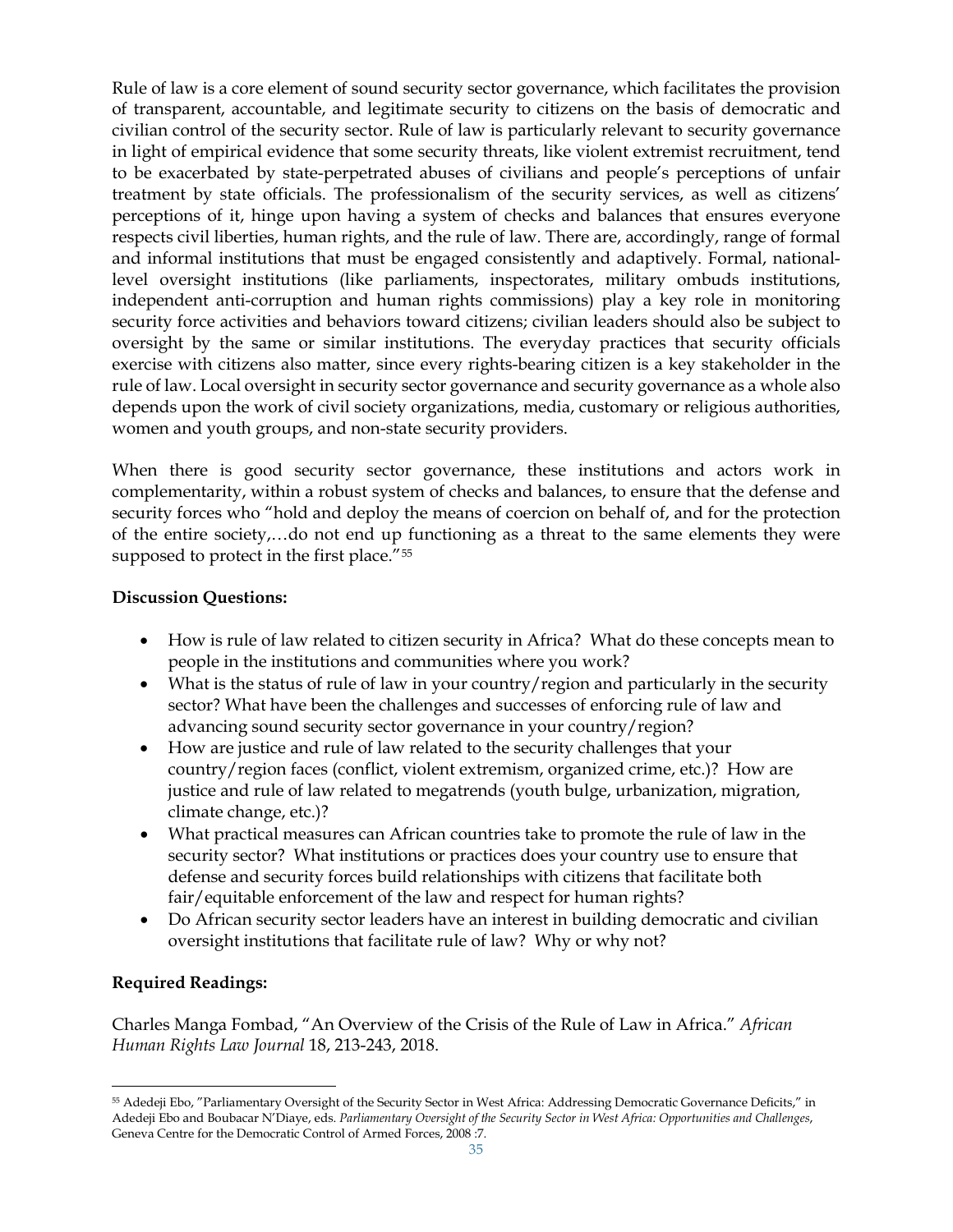Rule of law is a core element of sound security sector governance, which facilitates the provision of transparent, accountable, and legitimate security to citizens on the basis of democratic and civilian control of the security sector. Rule of law is particularly relevant to security governance in light of empirical evidence that some security threats, like violent extremist recruitment, tend to be exacerbated by state-perpetrated abuses of civilians and people's perceptions of unfair treatment by state officials. The professionalism of the security services, as well as citizens' perceptions of it, hinge upon having a system of checks and balances that ensures everyone respects civil liberties, human rights, and the rule of law. There are, accordingly, range of formal and informal institutions that must be engaged consistently and adaptively. Formal, national-level oversight institutions (like parliaments, inspectorates, military ombuds institutions, independent anti-corruption and human rights commissions) play a key role in monitoring security force activities and behaviors toward citizens; civilian leaders should also be subject to oversight by the same or similar institutions. The everyday practices that security officials exercise with citizens also matter, since every rights-bearing citizen is a key stakeholder in the rule of law. Local oversight in security sector governance and security governance as a whole also depends upon the work of civil society organizations, media, customary or religious authorities, women and youth groups, and non-state security providers.

When there is good security sector governance, these institutions and actors work in complementarity, within a robust system of checks and balances, to ensure that the defense and security forces who "hold and deploy the means of coercion on behalf of, and for the protection of the entire society,…do not end up functioning as a threat to the same elements they were supposed to protect in the first place."[55]

**Discussion Questions:**

- How is rule of law related to citizen security in Africa? What do these concepts mean to people in the institutions and communities where you work?
- What is the status of rule of law in your country/region and particularly in the security sector? What have been the challenges and successes of enforcing rule of law and advancing sound security sector governance in your country/region?
- How are justice and rule of law related to the security challenges that your country/region faces (conflict, violent extremism, organized crime, etc.)? How are justice and rule of law related to megatrends (youth bulge, urbanization, migration, climate change, etc.)?
- What practical measures can African countries take to promote the rule of law in the security sector? What institutions or practices does your country use to ensure that defense and security forces build relationships with citizens that facilitate both fair/equitable enforcement of the law and respect for human rights?
- Do African security sector leaders have an interest in building democratic and civilian oversight institutions that facilitate rule of law? Why or why not?

**Required Readings:**

Charles Manga Fombad, "An Overview of the Crisis of the Rule of Law in Africa." *African Human Rights Law Journal* 18, 213-243, 2018.

---

[55] Adedeji Ebo, "Parliamentary Oversight of the Security Sector in West Africa: Addressing Democratic Governance Deficits," in Adedeji Ebo and Boubacar N'Diaye, eds. *Parliamentary Oversight of the Security Sector in West Africa: Opportunities and Challenges*, Geneva Centre for the Democratic Control of Armed Forces, 2008 :7.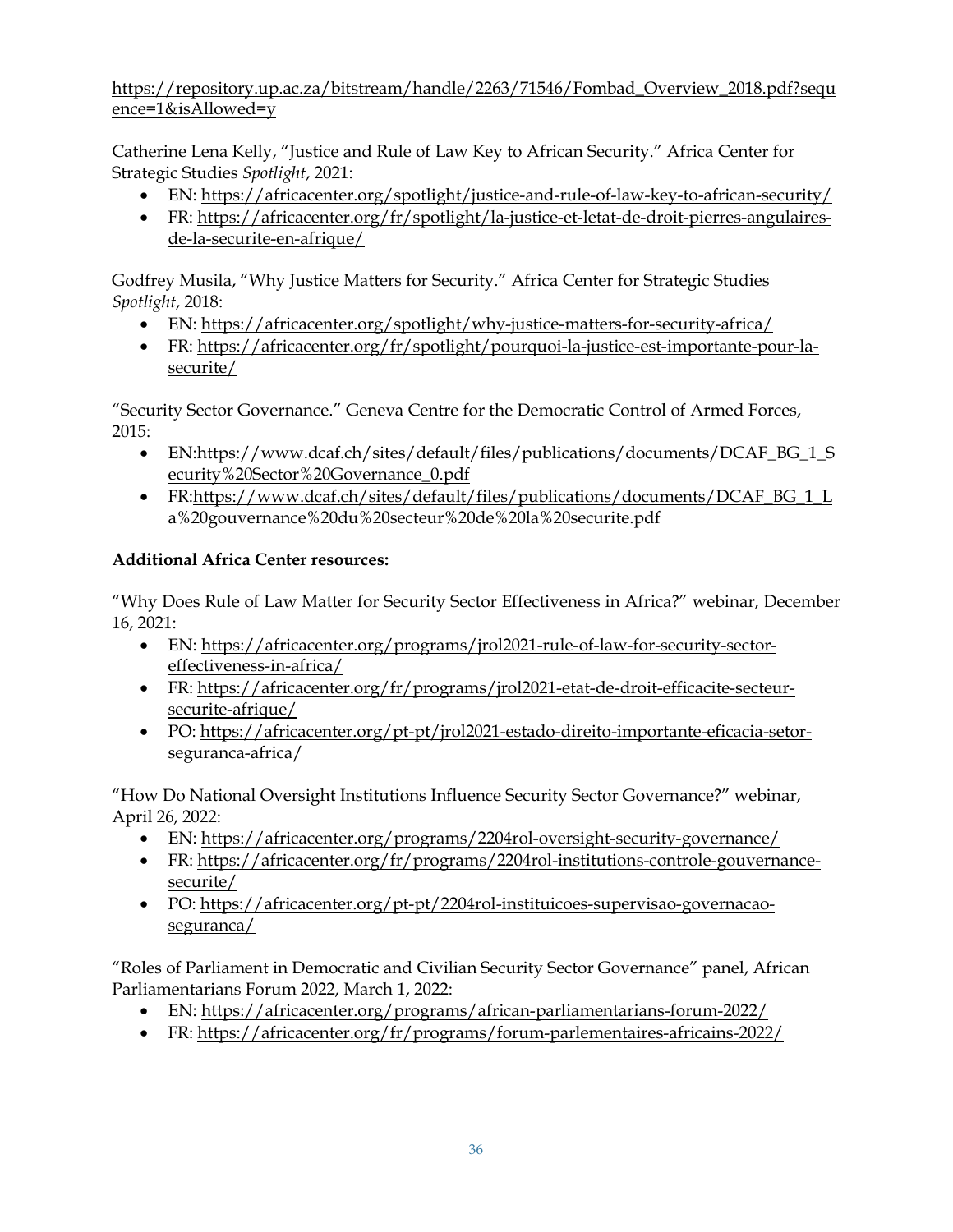https://repository.up.ac.za/bitstream/handle/2263/71546/Fombad_Overview_2018.pdf?sequence=1&isAllowed=y

Catherine Lena Kelly, "Justice and Rule of Law Key to African Security." Africa Center for Strategic Studies *Spotlight*, 2021:

- EN: https://africacenter.org/spotlight/justice-and-rule-of-law-key-to-african-security/
- FR: https://africacenter.org/fr/spotlight/la-justice-et-letat-de-droit-pierres-angulaires-de-la-securite-en-afrique/

Godfrey Musila, "Why Justice Matters for Security." Africa Center for Strategic Studies *Spotlight*, 2018:

- EN: https://africacenter.org/spotlight/why-justice-matters-for-security-africa/
- FR: https://africacenter.org/fr/spotlight/pourquoi-la-justice-est-importante-pour-la-securite/

"Security Sector Governance." Geneva Centre for the Democratic Control of Armed Forces, 2015:

- EN:https://www.dcaf.ch/sites/default/files/publications/documents/DCAF_BG_1_Security%20Sector%20Governance_0.pdf
- FR:https://www.dcaf.ch/sites/default/files/publications/documents/DCAF_BG_1_La%20gouvernance%20du%20secteur%20de%20la%20securite.pdf

**Additional Africa Center resources:**

"Why Does Rule of Law Matter for Security Sector Effectiveness in Africa?" webinar, December 16, 2021:

- EN: https://africacenter.org/programs/jrol2021-rule-of-law-for-security-sector-effectiveness-in-africa/
- FR: https://africacenter.org/fr/programs/jrol2021-etat-de-droit-efficacite-secteur-securite-afrique/
- PO: https://africacenter.org/pt-pt/jrol2021-estado-direito-importante-eficacia-setor-seguranca-africa/

"How Do National Oversight Institutions Influence Security Sector Governance?" webinar, April 26, 2022:

- EN: https://africacenter.org/programs/2204rol-oversight-security-governance/
- FR: https://africacenter.org/fr/programs/2204rol-institutions-controle-gouvernance-securite/
- PO: https://africacenter.org/pt-pt/2204rol-instituicoes-supervisao-governacao-seguranca/

"Roles of Parliament in Democratic and Civilian Security Sector Governance" panel, African Parliamentarians Forum 2022, March 1, 2022:

- EN: https://africacenter.org/programs/african-parliamentarians-forum-2022/
- FR: https://africacenter.org/fr/programs/forum-parlementaires-africains-2022/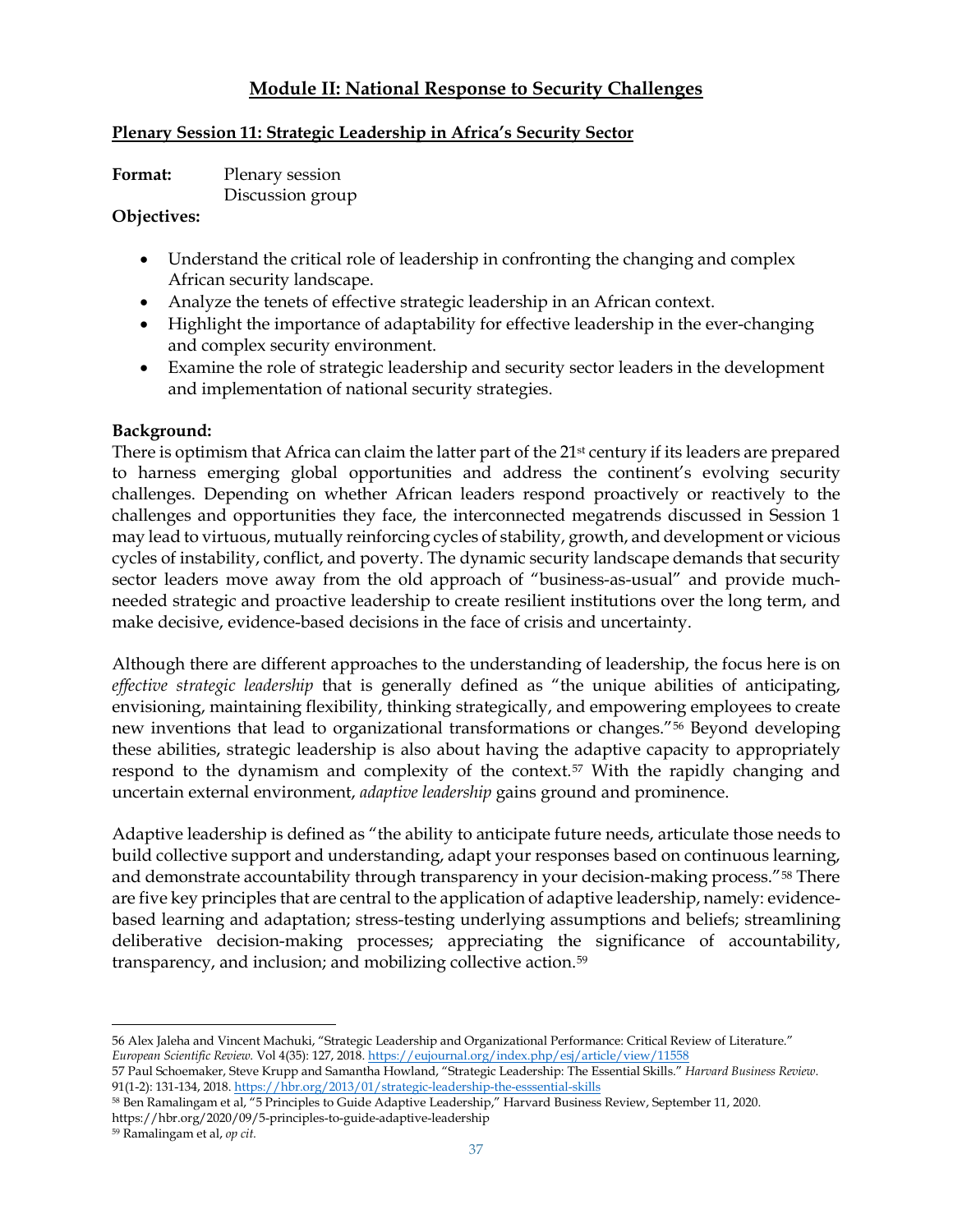## Module II: National Response to Security Challenges

### Plenary Session 11: Strategic Leadership in Africa's Security Sector

**Format:** Plenary session
Discussion group

**Objectives:**

- Understand the critical role of leadership in confronting the changing and complex African security landscape.
- Analyze the tenets of effective strategic leadership in an African context.
- Highlight the importance of adaptability for effective leadership in the ever-changing and complex security environment.
- Examine the role of strategic leadership and security sector leaders in the development and implementation of national security strategies.

**Background:**

There is optimism that Africa can claim the latter part of the 21st century if its leaders are prepared to harness emerging global opportunities and address the continent's evolving security challenges. Depending on whether African leaders respond proactively or reactively to the challenges and opportunities they face, the interconnected megatrends discussed in Session 1 may lead to virtuous, mutually reinforcing cycles of stability, growth, and development or vicious cycles of instability, conflict, and poverty. The dynamic security landscape demands that security sector leaders move away from the old approach of "business-as-usual" and provide much-needed strategic and proactive leadership to create resilient institutions over the long term, and make decisive, evidence-based decisions in the face of crisis and uncertainty.

Although there are different approaches to the understanding of leadership, the focus here is on *effective strategic leadership* that is generally defined as "the unique abilities of anticipating, envisioning, maintaining flexibility, thinking strategically, and empowering employees to create new inventions that lead to organizational transformations or changes."[56] Beyond developing these abilities, strategic leadership is also about having the adaptive capacity to appropriately respond to the dynamism and complexity of the context.[57] With the rapidly changing and uncertain external environment, *adaptive leadership* gains ground and prominence.

Adaptive leadership is defined as "the ability to anticipate future needs, articulate those needs to build collective support and understanding, adapt your responses based on continuous learning, and demonstrate accountability through transparency in your decision-making process."[58] There are five key principles that are central to the application of adaptive leadership, namely: evidence-based learning and adaptation; stress-testing underlying assumptions and beliefs; streamlining deliberative decision-making processes; appreciating the significance of accountability, transparency, and inclusion; and mobilizing collective action.[59]

---

56 Alex Jaleha and Vincent Machuki, "Strategic Leadership and Organizational Performance: Critical Review of Literature." *European Scientific Review.* Vol 4(35): 127, 2018. https://eujournal.org/index.php/esj/article/view/11558

57 Paul Schoemaker, Steve Krupp and Samantha Howland, "Strategic Leadership: The Essential Skills." *Harvard Business Review.* 91(1-2): 131-134, 2018. https://hbr.org/2013/01/strategic-leadership-the-esssential-skills

58 Ben Ramalingam et al, "5 Principles to Guide Adaptive Leadership," Harvard Business Review, September 11, 2020. https://hbr.org/2020/09/5-principles-to-guide-adaptive-leadership

59 Ramalingam et al, *op cit.*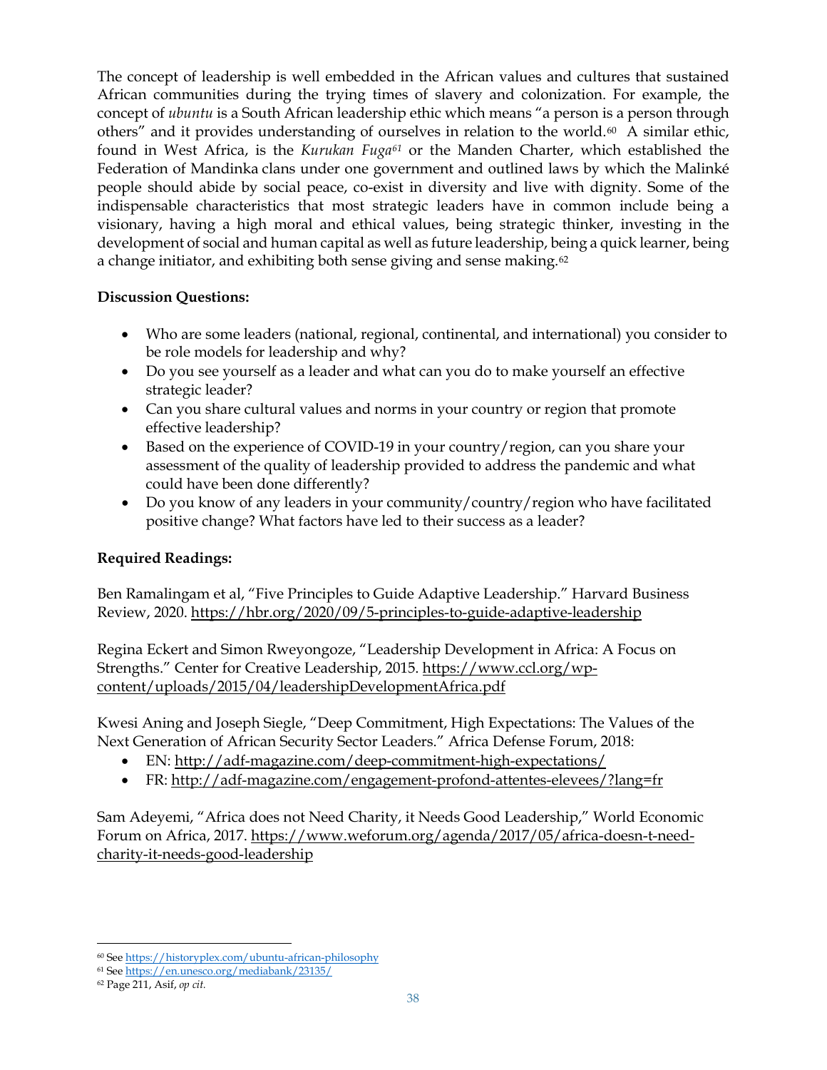The concept of leadership is well embedded in the African values and cultures that sustained African communities during the trying times of slavery and colonization. For example, the concept of *ubuntu* is a South African leadership ethic which means "a person is a person through others" and it provides understanding of ourselves in relation to the world.[60] A similar ethic, found in West Africa, is the *Kurukan Fuga*[61] or the Manden Charter, which established the Federation of Mandinka clans under one government and outlined laws by which the Malinké people should abide by social peace, co-exist in diversity and live with dignity. Some of the indispensable characteristics that most strategic leaders have in common include being a visionary, having a high moral and ethical values, being strategic thinker, investing in the development of social and human capital as well as future leadership, being a quick learner, being a change initiator, and exhibiting both sense giving and sense making.[62]

**Discussion Questions:**

- Who are some leaders (national, regional, continental, and international) you consider to be role models for leadership and why?
- Do you see yourself as a leader and what can you do to make yourself an effective strategic leader?
- Can you share cultural values and norms in your country or region that promote effective leadership?
- Based on the experience of COVID-19 in your country/region, can you share your assessment of the quality of leadership provided to address the pandemic and what could have been done differently?
- Do you know of any leaders in your community/country/region who have facilitated positive change? What factors have led to their success as a leader?

**Required Readings:**

Ben Ramalingam et al, "Five Principles to Guide Adaptive Leadership." Harvard Business Review, 2020. https://hbr.org/2020/09/5-principles-to-guide-adaptive-leadership

Regina Eckert and Simon Rweyongoze, "Leadership Development in Africa: A Focus on Strengths." Center for Creative Leadership, 2015. https://www.ccl.org/wp-content/uploads/2015/04/leadershipDevelopmentAfrica.pdf

Kwesi Aning and Joseph Siegle, "Deep Commitment, High Expectations: The Values of the Next Generation of African Security Sector Leaders." Africa Defense Forum, 2018:

- EN: http://adf-magazine.com/deep-commitment-high-expectations/
- FR: http://adf-magazine.com/engagement-profond-attentes-elevees/?lang=fr

Sam Adeyemi, "Africa does not Need Charity, it Needs Good Leadership," World Economic Forum on Africa, 2017. https://www.weforum.org/agenda/2017/05/africa-doesn-t-need-charity-it-needs-good-leadership

---

[60] See https://historyplex.com/ubuntu-african-philosophy

[61] See https://en.unesco.org/mediabank/23135/

[62] Page 211, Asif, *op cit.*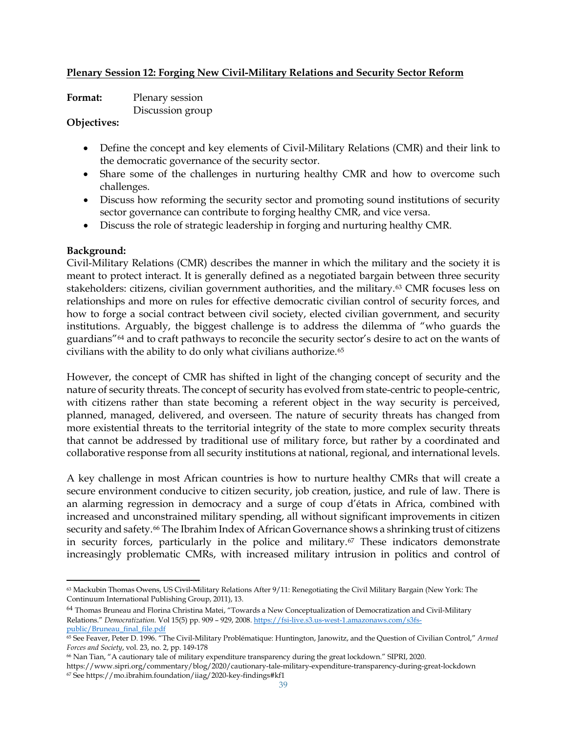**Plenary Session 12: Forging New Civil-Military Relations and Security Sector Reform**

**Format:** Plenary session
Discussion group

**Objectives:**

- Define the concept and key elements of Civil-Military Relations (CMR) and their link to the democratic governance of the security sector.
- Share some of the challenges in nurturing healthy CMR and how to overcome such challenges.
- Discuss how reforming the security sector and promoting sound institutions of security sector governance can contribute to forging healthy CMR, and vice versa.
- Discuss the role of strategic leadership in forging and nurturing healthy CMR.

**Background:**

Civil-Military Relations (CMR) describes the manner in which the military and the society it is meant to protect interact. It is generally defined as a negotiated bargain between three security stakeholders: citizens, civilian government authorities, and the military.[63] CMR focuses less on relationships and more on rules for effective democratic civilian control of security forces, and how to forge a social contract between civil society, elected civilian government, and security institutions. Arguably, the biggest challenge is to address the dilemma of "who guards the guardians"[64] and to craft pathways to reconcile the security sector's desire to act on the wants of civilians with the ability to do only what civilians authorize.[65]

However, the concept of CMR has shifted in light of the changing concept of security and the nature of security threats. The concept of security has evolved from state-centric to people-centric, with citizens rather than state becoming a referent object in the way security is perceived, planned, managed, delivered, and overseen. The nature of security threats has changed from more existential threats to the territorial integrity of the state to more complex security threats that cannot be addressed by traditional use of military force, but rather by a coordinated and collaborative response from all security institutions at national, regional, and international levels.

A key challenge in most African countries is how to nurture healthy CMRs that will create a secure environment conducive to citizen security, job creation, justice, and rule of law. There is an alarming regression in democracy and a surge of coup d'états in Africa, combined with increased and unconstrained military spending, all without significant improvements in citizen security and safety.[66] The Ibrahim Index of African Governance shows a shrinking trust of citizens in security forces, particularly in the police and military.[67] These indicators demonstrate increasingly problematic CMRs, with increased military intrusion in politics and control of

---

[63] Mackubin Thomas Owens, US Civil-Military Relations After 9/11: Renegotiating the Civil Military Bargain (New York: The Continuum International Publishing Group, 2011), 13.

[64] Thomas Bruneau and Florina Christina Matei, "Towards a New Conceptualization of Democratization and Civil-Military Relations." *Democratization.* Vol 15(5) pp. 909 – 929, 2008. https://fsi-live.s3.us-west-1.amazonaws.com/s3fs-public/Bruneau_final_file.pdf

[65] See Feaver, Peter D. 1996. "The Civil-Military Problématique: Huntington, Janowitz, and the Question of Civilian Control," *Armed Forces and Society*, vol. 23, no. 2, pp. 149-178

[66] Nan Tian, "A cautionary tale of military expenditure transparency during the great lockdown." SIPRI, 2020. https://www.sipri.org/commentary/blog/2020/cautionary-tale-military-expenditure-transparency-during-great-lockdown

[67] See https://mo.ibrahim.foundation/iiag/2020-key-findings#kf1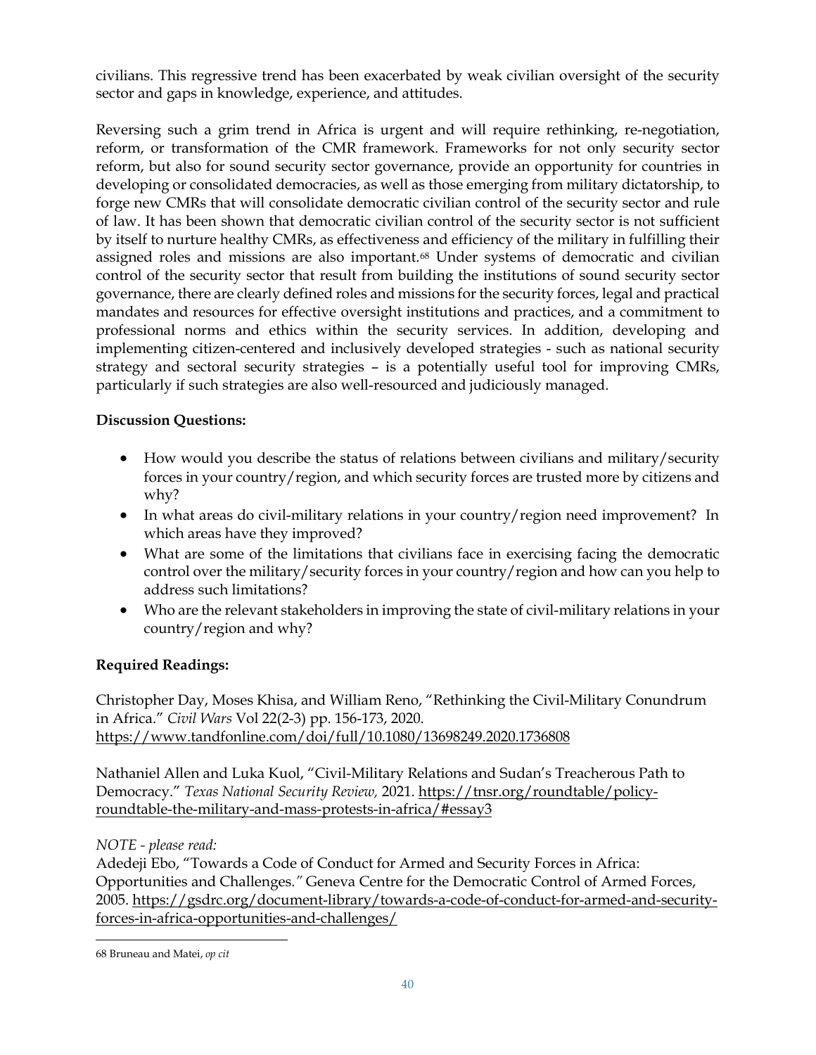civilians. This regressive trend has been exacerbated by weak civilian oversight of the security sector and gaps in knowledge, experience, and attitudes.

Reversing such a grim trend in Africa is urgent and will require rethinking, re-negotiation, reform, or transformation of the CMR framework. Frameworks for not only security sector reform, but also for sound security sector governance, provide an opportunity for countries in developing or consolidated democracies, as well as those emerging from military dictatorship, to forge new CMRs that will consolidate democratic civilian control of the security sector and rule of law. It has been shown that democratic civilian control of the security sector is not sufficient by itself to nurture healthy CMRs, as effectiveness and efficiency of the military in fulfilling their assigned roles and missions are also important.[68] Under systems of democratic and civilian control of the security sector that result from building the institutions of sound security sector governance, there are clearly defined roles and missions for the security forces, legal and practical mandates and resources for effective oversight institutions and practices, and a commitment to professional norms and ethics within the security services. In addition, developing and implementing citizen-centered and inclusively developed strategies - such as national security strategy and sectoral security strategies – is a potentially useful tool for improving CMRs, particularly if such strategies are also well-resourced and judiciously managed.

**Discussion Questions:**

- How would you describe the status of relations between civilians and military/security forces in your country/region, and which security forces are trusted more by citizens and why?
- In what areas do civil-military relations in your country/region need improvement? In which areas have they improved?
- What are some of the limitations that civilians face in exercising facing the democratic control over the military/security forces in your country/region and how can you help to address such limitations?
- Who are the relevant stakeholders in improving the state of civil-military relations in your country/region and why?

**Required Readings:**

Christopher Day, Moses Khisa, and William Reno, "Rethinking the Civil-Military Conundrum in Africa." *Civil Wars* Vol 22(2-3) pp. 156-173, 2020. https://www.tandfonline.com/doi/full/10.1080/13698249.2020.1736808

Nathaniel Allen and Luka Kuol, "Civil-Military Relations and Sudan's Treacherous Path to Democracy." *Texas National Security Review,* 2021. https://tnsr.org/roundtable/policy-roundtable-the-military-and-mass-protests-in-africa/#essay3

*NOTE - please read:*
Adedeji Ebo, "Towards a Code of Conduct for Armed and Security Forces in Africa: Opportunities and Challenges." Geneva Centre for the Democratic Control of Armed Forces, 2005. https://gsdrc.org/document-library/towards-a-code-of-conduct-for-armed-and-security-forces-in-africa-opportunities-and-challenges/

---

68 Bruneau and Matei, *op cit*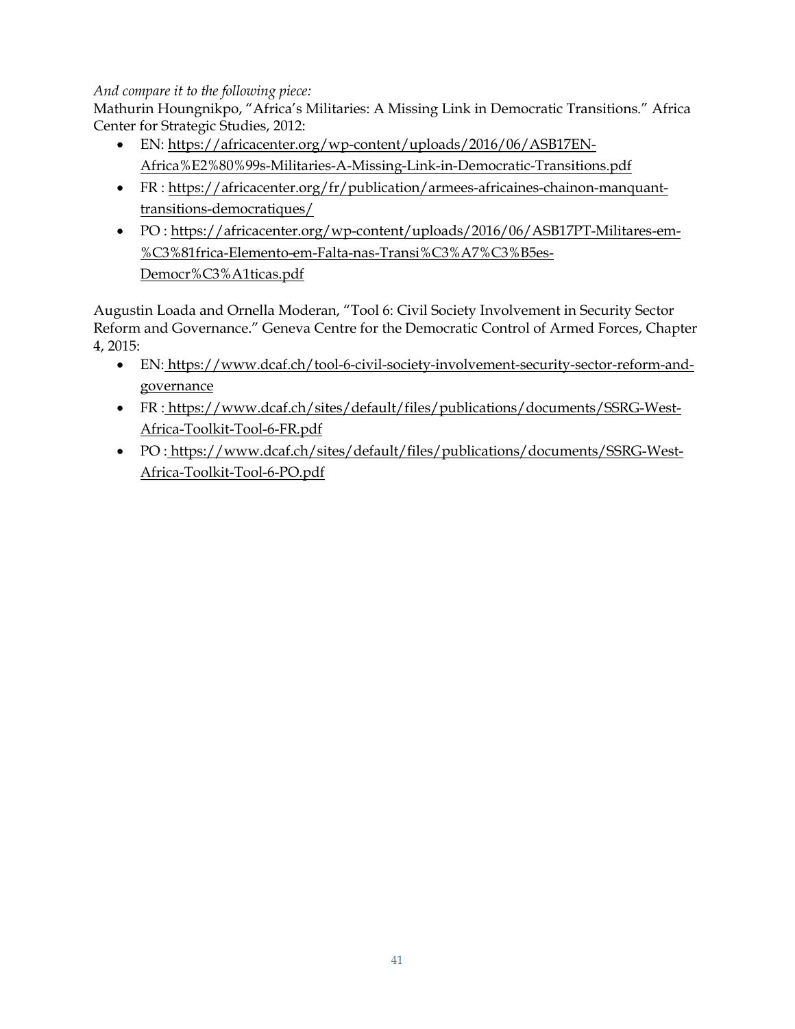*And compare it to the following piece:*

Mathurin Houngnikpo, "Africa's Militaries: A Missing Link in Democratic Transitions." Africa Center for Strategic Studies, 2012:

- EN: https://africacenter.org/wp-content/uploads/2016/06/ASB17EN-Africa%E2%80%99s-Militaries-A-Missing-Link-in-Democratic-Transitions.pdf
- FR : https://africacenter.org/fr/publication/armees-africaines-chainon-manquant-transitions-democratiques/
- PO : https://africacenter.org/wp-content/uploads/2016/06/ASB17PT-Militares-em-%C3%81frica-Elemento-em-Falta-nas-Transi%C3%A7%C3%B5es-Democr%C3%A1ticas.pdf

Augustin Loada and Ornella Moderan, "Tool 6: Civil Society Involvement in Security Sector Reform and Governance." Geneva Centre for the Democratic Control of Armed Forces, Chapter 4, 2015:

- EN: https://www.dcaf.ch/tool-6-civil-society-involvement-security-sector-reform-and-governance
- FR : https://www.dcaf.ch/sites/default/files/publications/documents/SSRG-West-Africa-Toolkit-Tool-6-FR.pdf
- PO : https://www.dcaf.ch/sites/default/files/publications/documents/SSRG-West-Africa-Toolkit-Tool-6-PO.pdf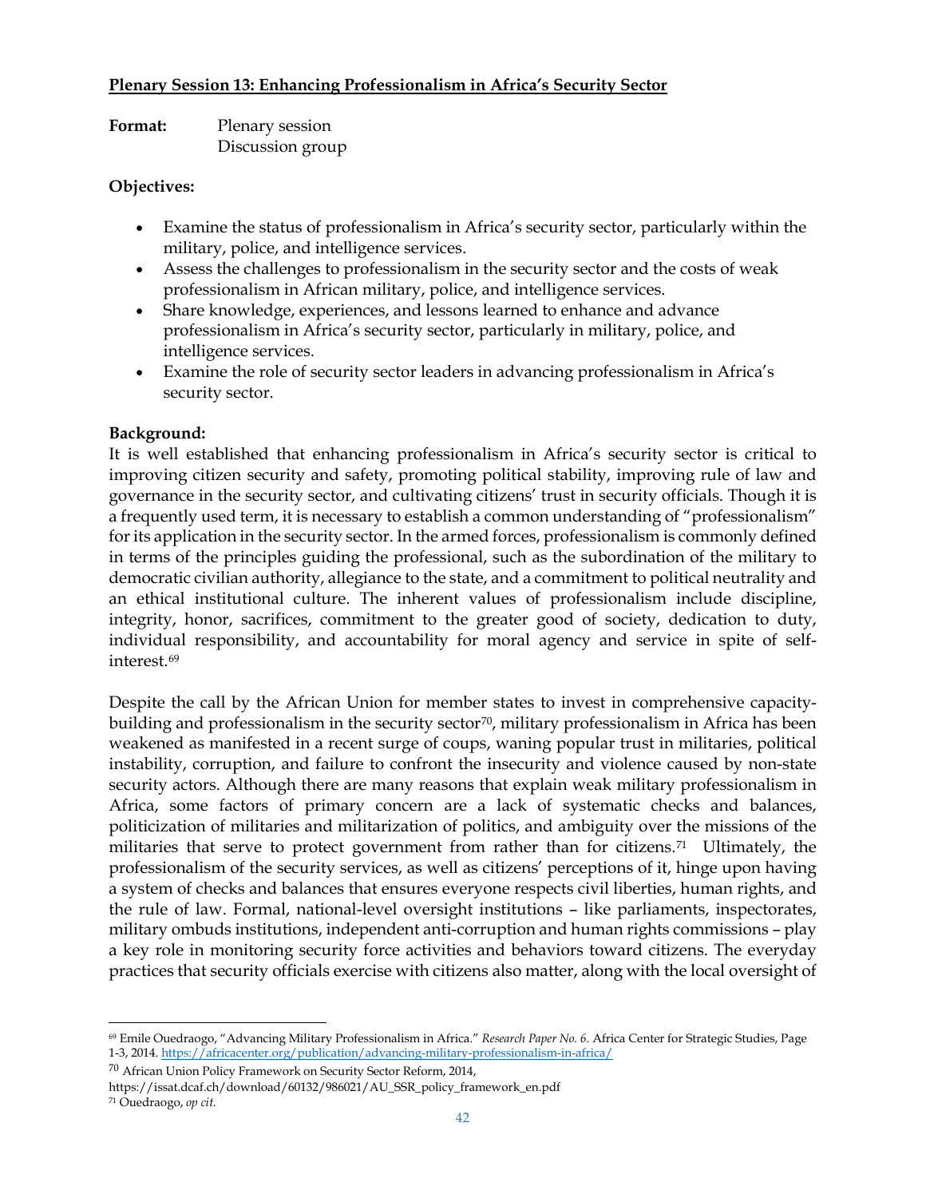**Plenary Session 13: Enhancing Professionalism in Africa's Security Sector**

**Format:** Plenary session
Discussion group

**Objectives:**

- Examine the status of professionalism in Africa's security sector, particularly within the military, police, and intelligence services.
- Assess the challenges to professionalism in the security sector and the costs of weak professionalism in African military, police, and intelligence services.
- Share knowledge, experiences, and lessons learned to enhance and advance professionalism in Africa's security sector, particularly in military, police, and intelligence services.
- Examine the role of security sector leaders in advancing professionalism in Africa's security sector.

**Background:**

It is well established that enhancing professionalism in Africa's security sector is critical to improving citizen security and safety, promoting political stability, improving rule of law and governance in the security sector, and cultivating citizens' trust in security officials. Though it is a frequently used term, it is necessary to establish a common understanding of "professionalism" for its application in the security sector. In the armed forces, professionalism is commonly defined in terms of the principles guiding the professional, such as the subordination of the military to democratic civilian authority, allegiance to the state, and a commitment to political neutrality and an ethical institutional culture. The inherent values of professionalism include discipline, integrity, honor, sacrifices, commitment to the greater good of society, dedication to duty, individual responsibility, and accountability for moral agency and service in spite of self-interest.[69]

Despite the call by the African Union for member states to invest in comprehensive capacity-building and professionalism in the security sector[70], military professionalism in Africa has been weakened as manifested in a recent surge of coups, waning popular trust in militaries, political instability, corruption, and failure to confront the insecurity and violence caused by non-state security actors. Although there are many reasons that explain weak military professionalism in Africa, some factors of primary concern are a lack of systematic checks and balances, politicization of militaries and militarization of politics, and ambiguity over the missions of the militaries that serve to protect government from rather than for citizens.[71] Ultimately, the professionalism of the security services, as well as citizens' perceptions of it, hinge upon having a system of checks and balances that ensures everyone respects civil liberties, human rights, and the rule of law. Formal, national-level oversight institutions – like parliaments, inspectorates, military ombuds institutions, independent anti-corruption and human rights commissions – play a key role in monitoring security force activities and behaviors toward citizens. The everyday practices that security officials exercise with citizens also matter, along with the local oversight of

---

[69] Emile Ouedraogo, "Advancing Military Professionalism in Africa." *Research Paper No. 6.* Africa Center for Strategic Studies, Page 1-3, 2014. https://africacenter.org/publication/advancing-military-professionalism-in-africa/

[70] African Union Policy Framework on Security Sector Reform, 2014, https://issat.dcaf.ch/download/60132/986021/AU_SSR_policy_framework_en.pdf

[71] Ouedraogo, *op cit.*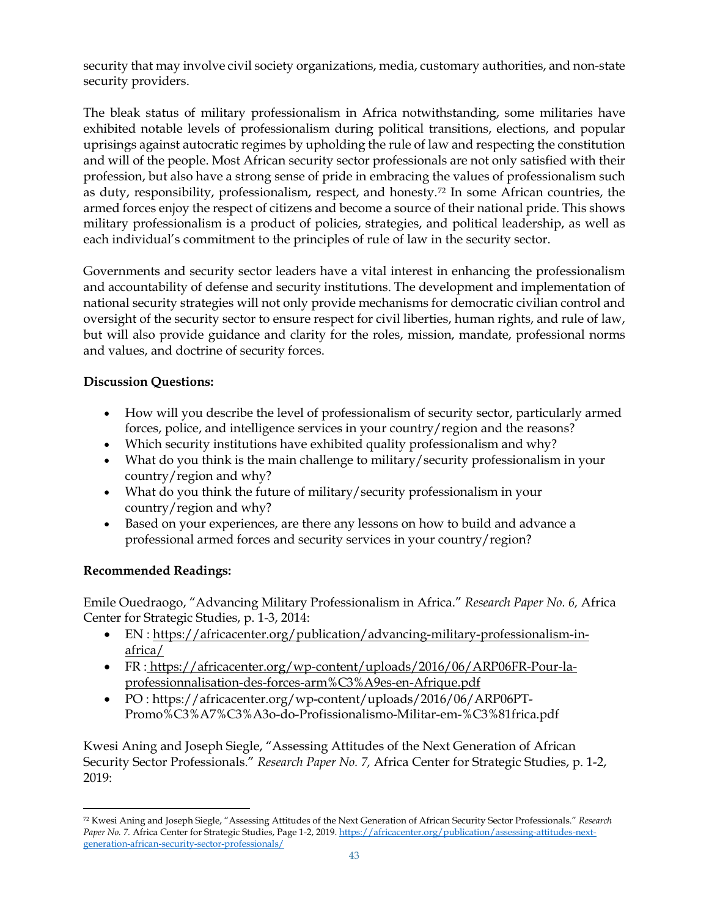security that may involve civil society organizations, media, customary authorities, and non-state security providers.

The bleak status of military professionalism in Africa notwithstanding, some militaries have exhibited notable levels of professionalism during political transitions, elections, and popular uprisings against autocratic regimes by upholding the rule of law and respecting the constitution and will of the people. Most African security sector professionals are not only satisfied with their profession, but also have a strong sense of pride in embracing the values of professionalism such as duty, responsibility, professionalism, respect, and honesty.[72] In some African countries, the armed forces enjoy the respect of citizens and become a source of their national pride. This shows military professionalism is a product of policies, strategies, and political leadership, as well as each individual's commitment to the principles of rule of law in the security sector.

Governments and security sector leaders have a vital interest in enhancing the professionalism and accountability of defense and security institutions. The development and implementation of national security strategies will not only provide mechanisms for democratic civilian control and oversight of the security sector to ensure respect for civil liberties, human rights, and rule of law, but will also provide guidance and clarity for the roles, mission, mandate, professional norms and values, and doctrine of security forces.

**Discussion Questions:**

- How will you describe the level of professionalism of security sector, particularly armed forces, police, and intelligence services in your country/region and the reasons?
- Which security institutions have exhibited quality professionalism and why?
- What do you think is the main challenge to military/security professionalism in your country/region and why?
- What do you think the future of military/security professionalism in your country/region and why?
- Based on your experiences, are there any lessons on how to build and advance a professional armed forces and security services in your country/region?

**Recommended Readings:**

Emile Ouedraogo, "Advancing Military Professionalism in Africa." *Research Paper No. 6,* Africa Center for Strategic Studies, p. 1-3, 2014:

- EN : https://africacenter.org/publication/advancing-military-professionalism-in-africa/
- FR : https://africacenter.org/wp-content/uploads/2016/06/ARP06FR-Pour-la-professionnalisation-des-forces-arm%C3%A9es-en-Afrique.pdf
- PO : https://africacenter.org/wp-content/uploads/2016/06/ARP06PT-Promo%C3%A7%C3%A3o-do-Profissionalismo-Militar-em-%C3%81frica.pdf

Kwesi Aning and Joseph Siegle, "Assessing Attitudes of the Next Generation of African Security Sector Professionals." *Research Paper No. 7,* Africa Center for Strategic Studies, p. 1-2, 2019:

---

[72] Kwesi Aning and Joseph Siegle, "Assessing Attitudes of the Next Generation of African Security Sector Professionals." *Research Paper No. 7.* Africa Center for Strategic Studies, Page 1-2, 2019. https://africacenter.org/publication/assessing-attitudes-next-generation-african-security-sector-professionals/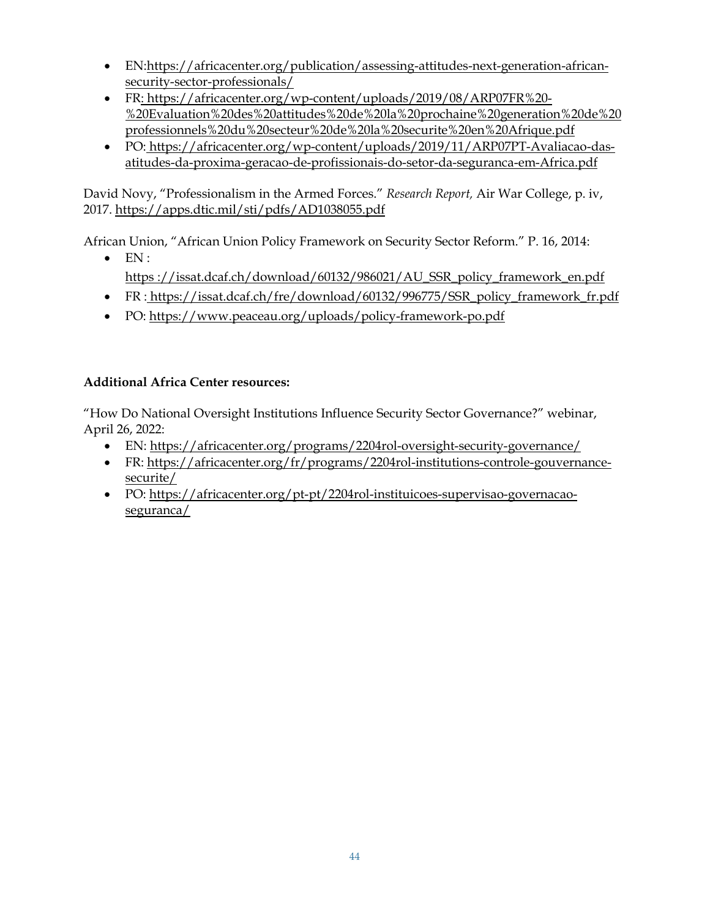- EN:https://africacenter.org/publication/assessing-attitudes-next-generation-african-security-sector-professionals/
- FR: https://africacenter.org/wp-content/uploads/2019/08/ARP07FR%20-%20Evaluation%20des%20attitudes%20de%20la%20prochaine%20generation%20de%20professionnels%20du%20secteur%20de%20la%20securite%20en%20Afrique.pdf
- PO: https://africacenter.org/wp-content/uploads/2019/11/ARP07PT-Avaliacao-das-atitudes-da-proxima-geracao-de-profissionais-do-setor-da-seguranca-em-Africa.pdf

David Novy, "Professionalism in the Armed Forces." *Research Report,* Air War College, p. iv, 2017. https://apps.dtic.mil/sti/pdfs/AD1038055.pdf

African Union, "African Union Policy Framework on Security Sector Reform." P. 16, 2014:

- EN : https ://issat.dcaf.ch/download/60132/986021/AU_SSR_policy_framework_en.pdf
- FR : https://issat.dcaf.ch/fre/download/60132/996775/SSR_policy_framework_fr.pdf
- PO: https://www.peaceau.org/uploads/policy-framework-po.pdf

**Additional Africa Center resources:**

"How Do National Oversight Institutions Influence Security Sector Governance?" webinar, April 26, 2022:

- EN: https://africacenter.org/programs/2204rol-oversight-security-governance/
- FR: https://africacenter.org/fr/programs/2204rol-institutions-controle-gouvernance-securite/
- PO: https://africacenter.org/pt-pt/2204rol-instituicoes-supervisao-governacao-seguranca/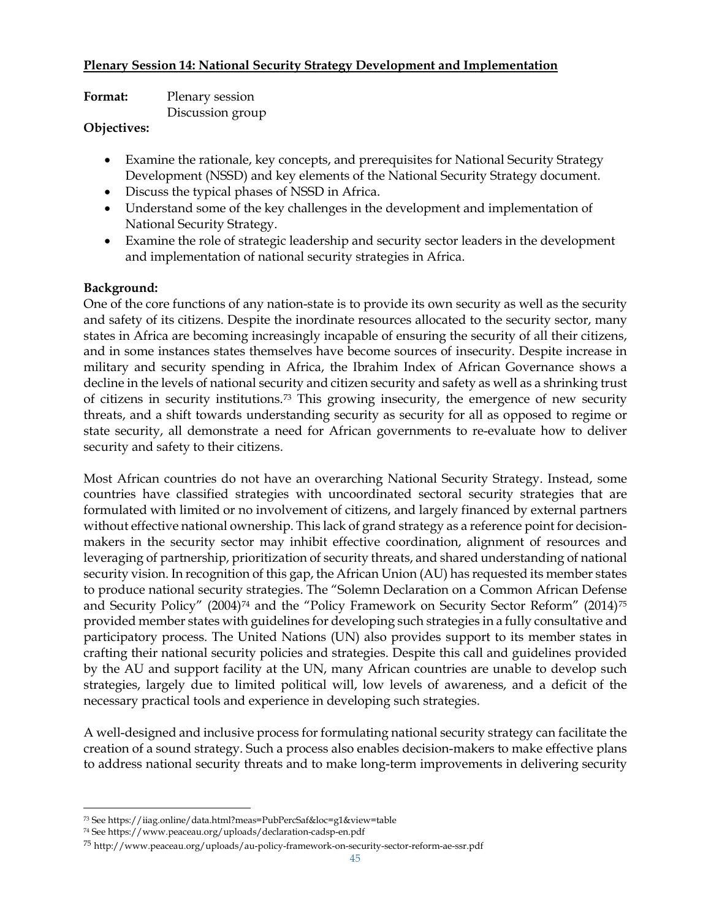**Plenary Session 14: National Security Strategy Development and Implementation**

**Format:** Plenary session
Discussion group

**Objectives:**

- Examine the rationale, key concepts, and prerequisites for National Security Strategy Development (NSSD) and key elements of the National Security Strategy document.
- Discuss the typical phases of NSSD in Africa.
- Understand some of the key challenges in the development and implementation of National Security Strategy.
- Examine the role of strategic leadership and security sector leaders in the development and implementation of national security strategies in Africa.

**Background:**

One of the core functions of any nation-state is to provide its own security as well as the security and safety of its citizens. Despite the inordinate resources allocated to the security sector, many states in Africa are becoming increasingly incapable of ensuring the security of all their citizens, and in some instances states themselves have become sources of insecurity. Despite increase in military and security spending in Africa, the Ibrahim Index of African Governance shows a decline in the levels of national security and citizen security and safety as well as a shrinking trust of citizens in security institutions.[73] This growing insecurity, the emergence of new security threats, and a shift towards understanding security as security for all as opposed to regime or state security, all demonstrate a need for African governments to re-evaluate how to deliver security and safety to their citizens.

Most African countries do not have an overarching National Security Strategy. Instead, some countries have classified strategies with uncoordinated sectoral security strategies that are formulated with limited or no involvement of citizens, and largely financed by external partners without effective national ownership. This lack of grand strategy as a reference point for decision-makers in the security sector may inhibit effective coordination, alignment of resources and leveraging of partnership, prioritization of security threats, and shared understanding of national security vision. In recognition of this gap, the African Union (AU) has requested its member states to produce national security strategies. The "Solemn Declaration on a Common African Defense and Security Policy" (2004)[74] and the "Policy Framework on Security Sector Reform" (2014)[75] provided member states with guidelines for developing such strategies in a fully consultative and participatory process. The United Nations (UN) also provides support to its member states in crafting their national security policies and strategies. Despite this call and guidelines provided by the AU and support facility at the UN, many African countries are unable to develop such strategies, largely due to limited political will, low levels of awareness, and a deficit of the necessary practical tools and experience in developing such strategies.

A well-designed and inclusive process for formulating national security strategy can facilitate the creation of a sound strategy. Such a process also enables decision-makers to make effective plans to address national security threats and to make long-term improvements in delivering security

---

[73] See https://iiag.online/data.html?meas=PubPercSaf&loc=g1&view=table

[74] See https://www.peaceau.org/uploads/declaration-cadsp-en.pdf

[75] http://www.peaceau.org/uploads/au-policy-framework-on-security-sector-reform-ae-ssr.pdf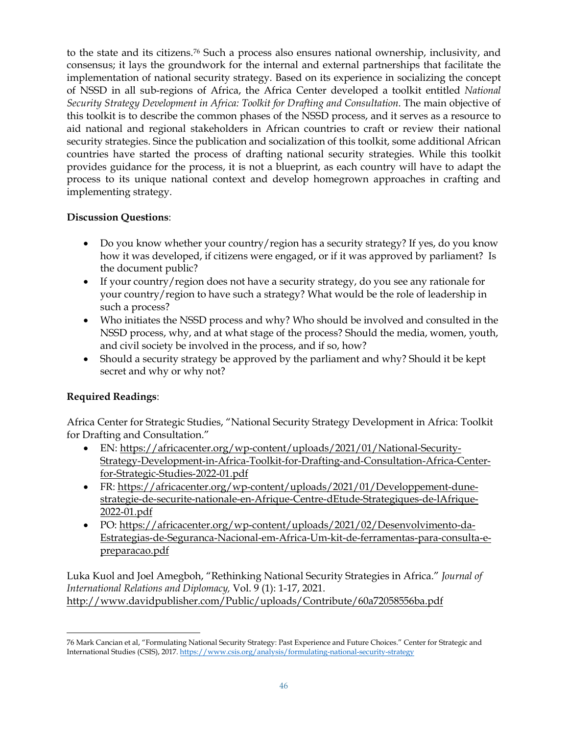to the state and its citizens.[76] Such a process also ensures national ownership, inclusivity, and consensus; it lays the groundwork for the internal and external partnerships that facilitate the implementation of national security strategy. Based on its experience in socializing the concept of NSSD in all sub-regions of Africa, the Africa Center developed a toolkit entitled *National Security Strategy Development in Africa: Toolkit for Drafting and Consultation*. The main objective of this toolkit is to describe the common phases of the NSSD process, and it serves as a resource to aid national and regional stakeholders in African countries to craft or review their national security strategies. Since the publication and socialization of this toolkit, some additional African countries have started the process of drafting national security strategies. While this toolkit provides guidance for the process, it is not a blueprint, as each country will have to adapt the process to its unique national context and develop homegrown approaches in crafting and implementing strategy.

**Discussion Questions**:

- Do you know whether your country/region has a security strategy? If yes, do you know how it was developed, if citizens were engaged, or if it was approved by parliament? Is the document public?
- If your country/region does not have a security strategy, do you see any rationale for your country/region to have such a strategy? What would be the role of leadership in such a process?
- Who initiates the NSSD process and why? Who should be involved and consulted in the NSSD process, why, and at what stage of the process? Should the media, women, youth, and civil society be involved in the process, and if so, how?
- Should a security strategy be approved by the parliament and why? Should it be kept secret and why or why not?

**Required Readings**:

Africa Center for Strategic Studies, "National Security Strategy Development in Africa: Toolkit for Drafting and Consultation."

- EN: https://africacenter.org/wp-content/uploads/2021/01/National-Security-Strategy-Development-in-Africa-Toolkit-for-Drafting-and-Consultation-Africa-Center-for-Strategic-Studies-2022-01.pdf
- FR: https://africacenter.org/wp-content/uploads/2021/01/Developpement-dune-strategie-de-securite-nationale-en-Afrique-Centre-dEtude-Strategiques-de-lAfrique-2022-01.pdf
- PO: https://africacenter.org/wp-content/uploads/2021/02/Desenvolvimento-da-Estrategias-de-Seguranca-Nacional-em-Africa-Um-kit-de-ferramentas-para-consulta-e-preparacao.pdf

Luka Kuol and Joel Amegboh, "Rethinking National Security Strategies in Africa." *Journal of International Relations and Diplomacy,* Vol. 9 (1): 1-17, 2021. http://www.davidpublisher.com/Public/uploads/Contribute/60a72058556ba.pdf

---

76 Mark Cancian et al, "Formulating National Security Strategy: Past Experience and Future Choices." Center for Strategic and International Studies (CSIS), 2017. https://www.csis.org/analysis/formulating-national-security-strategy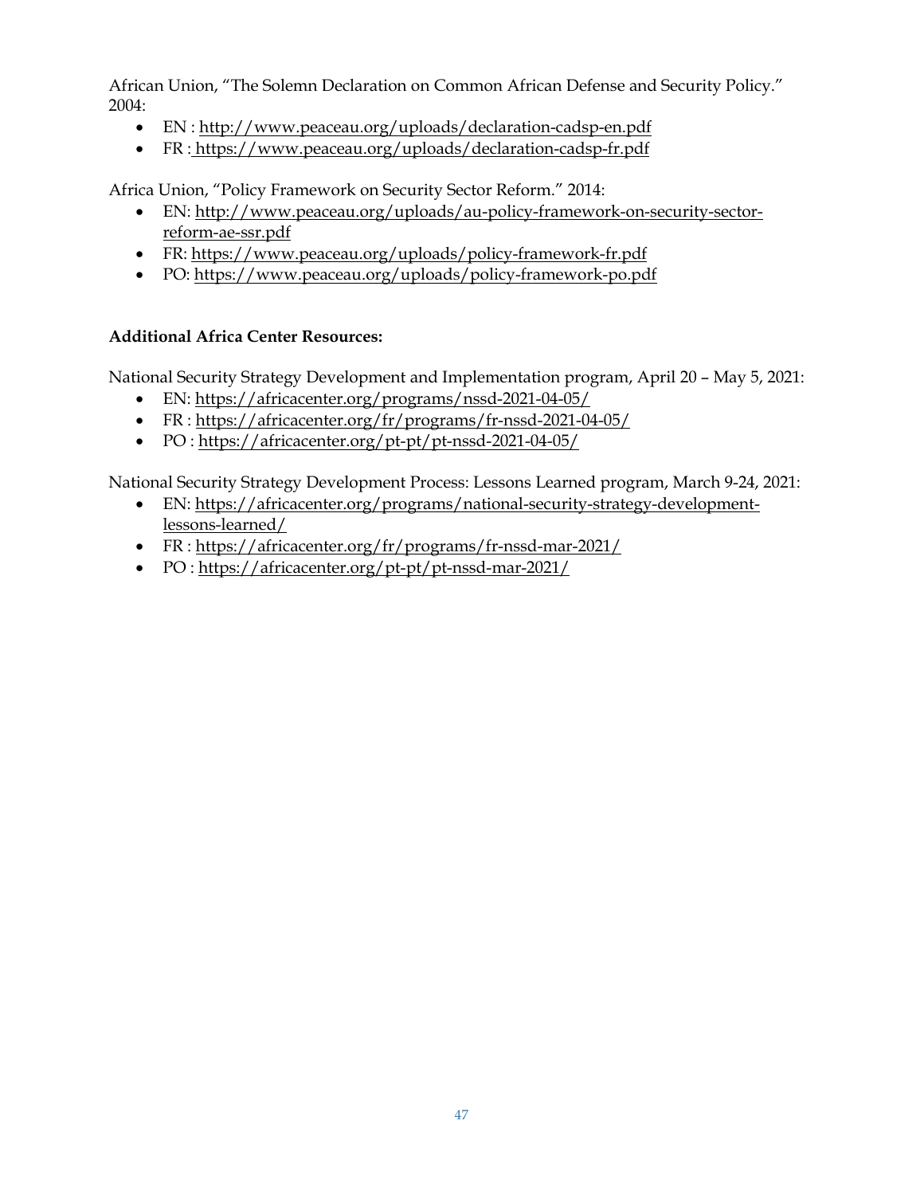African Union, "The Solemn Declaration on Common African Defense and Security Policy." 2004:

- EN : http://www.peaceau.org/uploads/declaration-cadsp-en.pdf
- FR : https://www.peaceau.org/uploads/declaration-cadsp-fr.pdf

Africa Union, "Policy Framework on Security Sector Reform." 2014:

- EN: http://www.peaceau.org/uploads/au-policy-framework-on-security-sector-reform-ae-ssr.pdf
- FR: https://www.peaceau.org/uploads/policy-framework-fr.pdf
- PO: https://www.peaceau.org/uploads/policy-framework-po.pdf

**Additional Africa Center Resources:**

National Security Strategy Development and Implementation program, April 20 – May 5, 2021:

- EN: https://africacenter.org/programs/nssd-2021-04-05/
- FR : https://africacenter.org/fr/programs/fr-nssd-2021-04-05/
- PO : https://africacenter.org/pt-pt/pt-nssd-2021-04-05/

National Security Strategy Development Process: Lessons Learned program, March 9-24, 2021:

- EN: https://africacenter.org/programs/national-security-strategy-development-lessons-learned/
- FR : https://africacenter.org/fr/programs/fr-nssd-mar-2021/
- PO : https://africacenter.org/pt-pt/pt-nssd-mar-2021/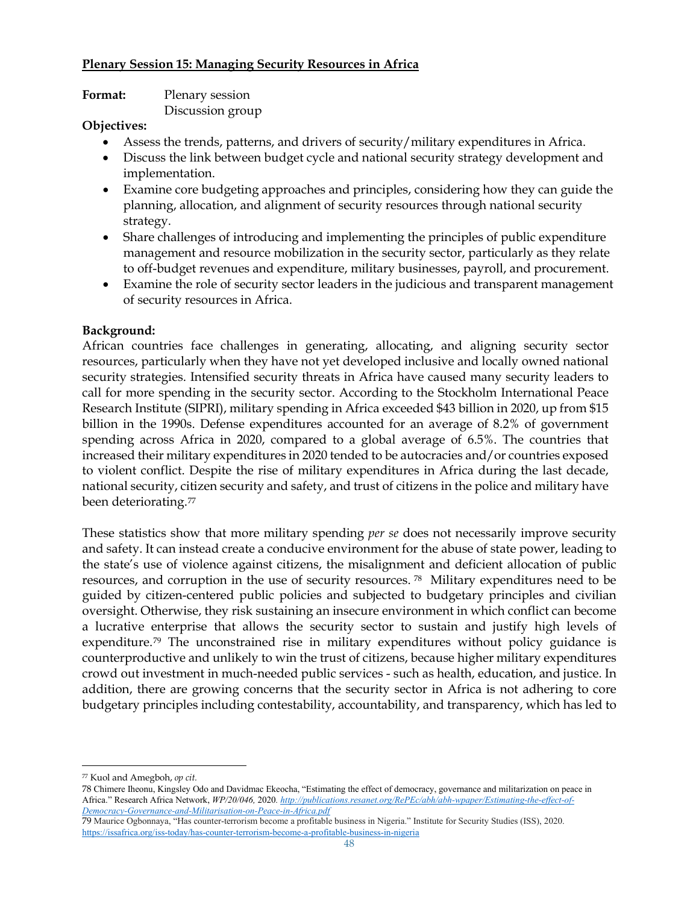**Plenary Session 15: Managing Security Resources in Africa**

**Format:** Plenary session
Discussion group

**Objectives:**

- Assess the trends, patterns, and drivers of security/military expenditures in Africa.
- Discuss the link between budget cycle and national security strategy development and implementation.
- Examine core budgeting approaches and principles, considering how they can guide the planning, allocation, and alignment of security resources through national security strategy.
- Share challenges of introducing and implementing the principles of public expenditure management and resource mobilization in the security sector, particularly as they relate to off-budget revenues and expenditure, military businesses, payroll, and procurement.
- Examine the role of security sector leaders in the judicious and transparent management of security resources in Africa.

**Background:**

African countries face challenges in generating, allocating, and aligning security sector resources, particularly when they have not yet developed inclusive and locally owned national security strategies. Intensified security threats in Africa have caused many security leaders to call for more spending in the security sector. According to the Stockholm International Peace Research Institute (SIPRI), military spending in Africa exceeded $43 billion in 2020, up from $15 billion in the 1990s. Defense expenditures accounted for an average of 8.2% of government spending across Africa in 2020, compared to a global average of 6.5%. The countries that increased their military expenditures in 2020 tended to be autocracies and/or countries exposed to violent conflict. Despite the rise of military expenditures in Africa during the last decade, national security, citizen security and safety, and trust of citizens in the police and military have been deteriorating.[77]

These statistics show that more military spending *per se* does not necessarily improve security and safety. It can instead create a conducive environment for the abuse of state power, leading to the state's use of violence against citizens, the misalignment and deficient allocation of public resources, and corruption in the use of security resources.[78] Military expenditures need to be guided by citizen-centered public policies and subjected to budgetary principles and civilian oversight. Otherwise, they risk sustaining an insecure environment in which conflict can become a lucrative enterprise that allows the security sector to sustain and justify high levels of expenditure.[79] The unconstrained rise in military expenditures without policy guidance is counterproductive and unlikely to win the trust of citizens, because higher military expenditures crowd out investment in much-needed public services - such as health, education, and justice. In addition, there are growing concerns that the security sector in Africa is not adhering to core budgetary principles including contestability, accountability, and transparency, which has led to

---

[77] Kuol and Amegboh, *op cit.*

[78] Chimere Iheonu, Kingsley Odo and Davidmac Ekeocha, "Estimating the effect of democracy, governance and militarization on peace in Africa." Research Africa Network, *WP/20/046,* 2020. *http://publications.resanet.org/RePEc/abh/abh-wpaper/Estimating-the-effect-of-Democracy-Governance-and-Militarisation-on-Peace-in-Africa.pdf*

[79] Maurice Ogbonnaya, "Has counter-terrorism become a profitable business in Nigeria." Institute for Security Studies (ISS), 2020. https://issafrica.org/iss-today/has-counter-terrorism-become-a-profitable-business-in-nigeria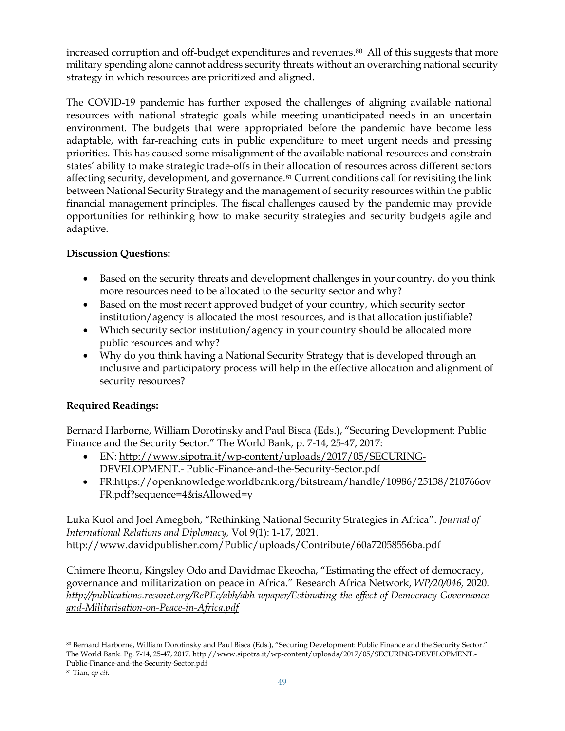increased corruption and off-budget expenditures and revenues.[80] All of this suggests that more military spending alone cannot address security threats without an overarching national security strategy in which resources are prioritized and aligned.

The COVID-19 pandemic has further exposed the challenges of aligning available national resources with national strategic goals while meeting unanticipated needs in an uncertain environment. The budgets that were appropriated before the pandemic have become less adaptable, with far-reaching cuts in public expenditure to meet urgent needs and pressing priorities. This has caused some misalignment of the available national resources and constrain states' ability to make strategic trade-offs in their allocation of resources across different sectors affecting security, development, and governance.[81] Current conditions call for revisiting the link between National Security Strategy and the management of security resources within the public financial management principles. The fiscal challenges caused by the pandemic may provide opportunities for rethinking how to make security strategies and security budgets agile and adaptive.

**Discussion Questions:**

- Based on the security threats and development challenges in your country, do you think more resources need to be allocated to the security sector and why?
- Based on the most recent approved budget of your country, which security sector institution/agency is allocated the most resources, and is that allocation justifiable?
- Which security sector institution/agency in your country should be allocated more public resources and why?
- Why do you think having a National Security Strategy that is developed through an inclusive and participatory process will help in the effective allocation and alignment of security resources?

**Required Readings:**

Bernard Harborne, William Dorotinsky and Paul Bisca (Eds.), "Securing Development: Public Finance and the Security Sector." The World Bank, p. 7-14, 25-47, 2017:

- EN: http://www.sipotra.it/wp-content/uploads/2017/05/SECURING-DEVELOPMENT.- Public-Finance-and-the-Security-Sector.pdf
- FR:https://openknowledge.worldbank.org/bitstream/handle/10986/25138/210766ovFR.pdf?sequence=4&isAllowed=y

Luka Kuol and Joel Amegboh, "Rethinking National Security Strategies in Africa". *Journal of International Relations and Diplomacy,* Vol 9(1): 1-17, 2021. http://www.davidpublisher.com/Public/uploads/Contribute/60a72058556ba.pdf

Chimere Iheonu, Kingsley Odo and Davidmac Ekeocha, "Estimating the effect of democracy, governance and militarization on peace in Africa." Research Africa Network, *WP/20/046,* 2020. *http://publications.resanet.org/RePEc/abh/abh-wpaper/Estimating-the-effect-of-Democracy-Governance-and-Militarisation-on-Peace-in-Africa.pdf*

---

[80] Bernard Harborne, William Dorotinsky and Paul Bisca (Eds.), "Securing Development: Public Finance and the Security Sector." The World Bank. Pg. 7-14, 25-47, 2017. http://www.sipotra.it/wp-content/uploads/2017/05/SECURING-DEVELOPMENT.-Public-Finance-and-the-Security-Sector.pdf

[81] Tian, *op cit.*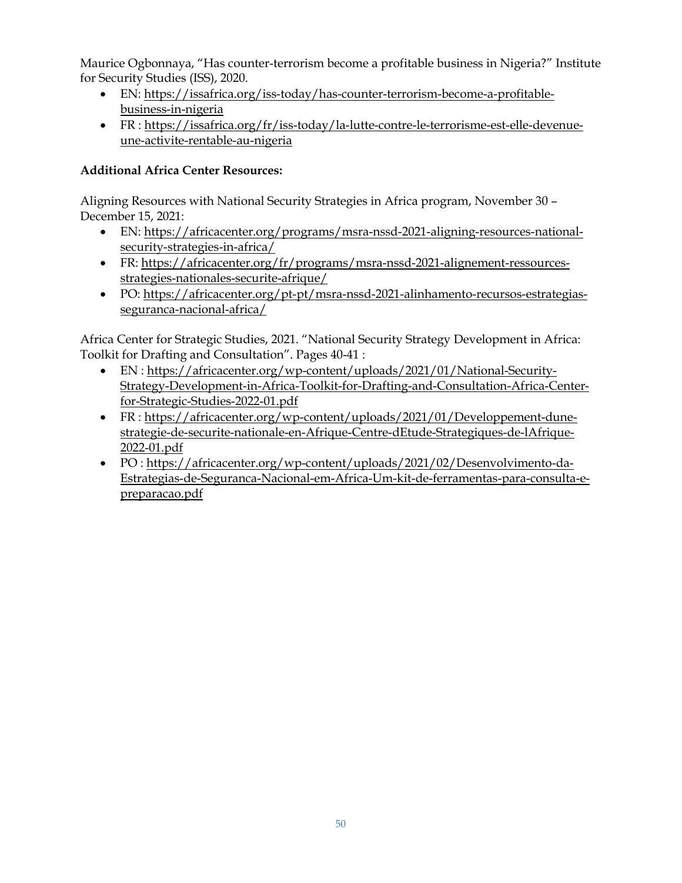Maurice Ogbonnaya, "Has counter-terrorism become a profitable business in Nigeria?" Institute for Security Studies (ISS), 2020.

- EN: https://issafrica.org/iss-today/has-counter-terrorism-become-a-profitable-business-in-nigeria
- FR : https://issafrica.org/fr/iss-today/la-lutte-contre-le-terrorisme-est-elle-devenue-une-activite-rentable-au-nigeria

**Additional Africa Center Resources:**

Aligning Resources with National Security Strategies in Africa program, November 30 – December 15, 2021:

- EN: https://africacenter.org/programs/msra-nssd-2021-aligning-resources-national-security-strategies-in-africa/
- FR: https://africacenter.org/fr/programs/msra-nssd-2021-alignement-ressources-strategies-nationales-securite-afrique/
- PO: https://africacenter.org/pt-pt/msra-nssd-2021-alinhamento-recursos-estrategias-seguranca-nacional-africa/

Africa Center for Strategic Studies, 2021. "National Security Strategy Development in Africa: Toolkit for Drafting and Consultation". Pages 40-41 :

- EN : https://africacenter.org/wp-content/uploads/2021/01/National-Security-Strategy-Development-in-Africa-Toolkit-for-Drafting-and-Consultation-Africa-Center-for-Strategic-Studies-2022-01.pdf
- FR : https://africacenter.org/wp-content/uploads/2021/01/Developpement-dune-strategie-de-securite-nationale-en-Afrique-Centre-dEtude-Strategiques-de-lAfrique-2022-01.pdf
- PO : https://africacenter.org/wp-content/uploads/2021/02/Desenvolvimento-da-Estrategias-de-Seguranca-Nacional-em-Africa-Um-kit-de-ferramentas-para-consulta-e-preparacao.pdf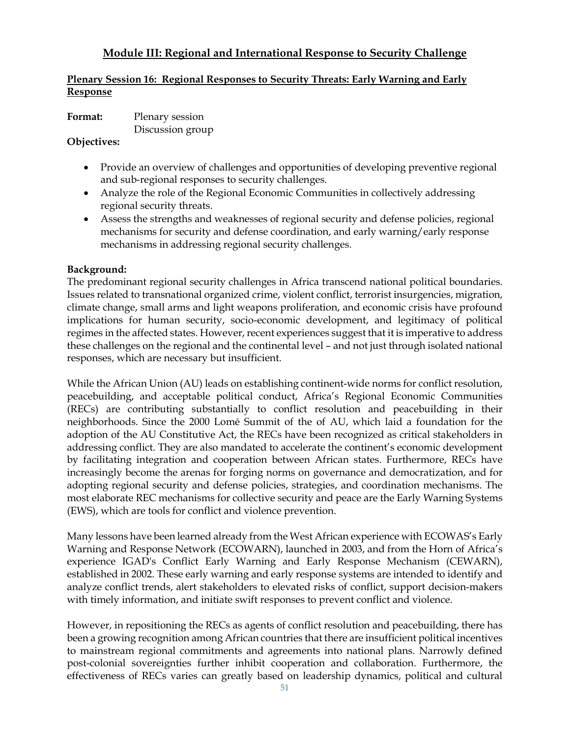## Module III: Regional and International Response to Security Challenge

### Plenary Session 16: Regional Responses to Security Threats: Early Warning and Early Response

**Format:** Plenary session
Discussion group

**Objectives:**

- Provide an overview of challenges and opportunities of developing preventive regional and sub-regional responses to security challenges.
- Analyze the role of the Regional Economic Communities in collectively addressing regional security threats.
- Assess the strengths and weaknesses of regional security and defense policies, regional mechanisms for security and defense coordination, and early warning/early response mechanisms in addressing regional security challenges.

**Background:**

The predominant regional security challenges in Africa transcend national political boundaries. Issues related to transnational organized crime, violent conflict, terrorist insurgencies, migration, climate change, small arms and light weapons proliferation, and economic crisis have profound implications for human security, socio-economic development, and legitimacy of political regimes in the affected states. However, recent experiences suggest that it is imperative to address these challenges on the regional and the continental level – and not just through isolated national responses, which are necessary but insufficient.

While the African Union (AU) leads on establishing continent-wide norms for conflict resolution, peacebuilding, and acceptable political conduct, Africa's Regional Economic Communities (RECs) are contributing substantially to conflict resolution and peacebuilding in their neighborhoods. Since the 2000 Lomé Summit of the of AU, which laid a foundation for the adoption of the AU Constitutive Act, the RECs have been recognized as critical stakeholders in addressing conflict. They are also mandated to accelerate the continent's economic development by facilitating integration and cooperation between African states. Furthermore, RECs have increasingly become the arenas for forging norms on governance and democratization, and for adopting regional security and defense policies, strategies, and coordination mechanisms. The most elaborate REC mechanisms for collective security and peace are the Early Warning Systems (EWS), which are tools for conflict and violence prevention.

Many lessons have been learned already from the West African experience with ECOWAS's Early Warning and Response Network (ECOWARN), launched in 2003, and from the Horn of Africa's experience IGAD's Conflict Early Warning and Early Response Mechanism (CEWARN), established in 2002. These early warning and early response systems are intended to identify and analyze conflict trends, alert stakeholders to elevated risks of conflict, support decision-makers with timely information, and initiate swift responses to prevent conflict and violence.

However, in repositioning the RECs as agents of conflict resolution and peacebuilding, there has been a growing recognition among African countries that there are insufficient political incentives to mainstream regional commitments and agreements into national plans. Narrowly defined post-colonial sovereignties further inhibit cooperation and collaboration. Furthermore, the effectiveness of RECs varies can greatly based on leadership dynamics, political and cultural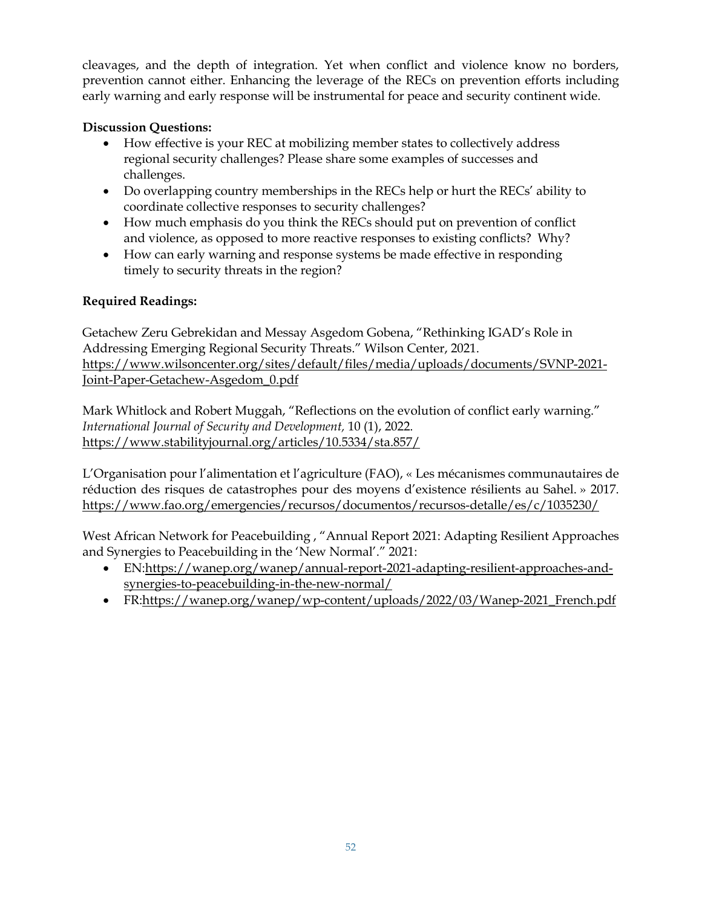cleavages, and the depth of integration. Yet when conflict and violence know no borders, prevention cannot either. Enhancing the leverage of the RECs on prevention efforts including early warning and early response will be instrumental for peace and security continent wide.

**Discussion Questions:**

- How effective is your REC at mobilizing member states to collectively address regional security challenges? Please share some examples of successes and challenges.
- Do overlapping country memberships in the RECs help or hurt the RECs' ability to coordinate collective responses to security challenges?
- How much emphasis do you think the RECs should put on prevention of conflict and violence, as opposed to more reactive responses to existing conflicts? Why?
- How can early warning and response systems be made effective in responding timely to security threats in the region?

**Required Readings:**

Getachew Zeru Gebrekidan and Messay Asgedom Gobena, "Rethinking IGAD's Role in Addressing Emerging Regional Security Threats." Wilson Center, 2021. https://www.wilsoncenter.org/sites/default/files/media/uploads/documents/SVNP-2021-Joint-Paper-Getachew-Asgedom_0.pdf

Mark Whitlock and Robert Muggah, "Reflections on the evolution of conflict early warning." *International Journal of Security and Development,* 10 (1), 2022. https://www.stabilityjournal.org/articles/10.5334/sta.857/

L'Organisation pour l'alimentation et l'agriculture (FAO), « Les mécanismes communautaires de réduction des risques de catastrophes pour des moyens d'existence résilients au Sahel. » 2017. https://www.fao.org/emergencies/recursos/documentos/recursos-detalle/es/c/1035230/

West African Network for Peacebuilding , "Annual Report 2021: Adapting Resilient Approaches and Synergies to Peacebuilding in the 'New Normal'." 2021:

- EN:https://wanep.org/wanep/annual-report-2021-adapting-resilient-approaches-and-synergies-to-peacebuilding-in-the-new-normal/
- FR:https://wanep.org/wanep/wp-content/uploads/2022/03/Wanep-2021_French.pdf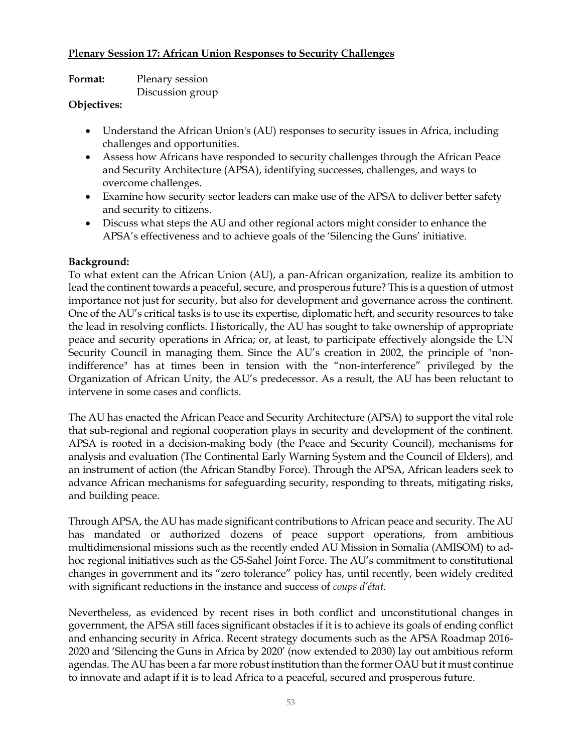**Plenary Session 17: African Union Responses to Security Challenges**

**Format:** Plenary session
Discussion group

**Objectives:**

- Understand the African Union's (AU) responses to security issues in Africa, including challenges and opportunities.
- Assess how Africans have responded to security challenges through the African Peace and Security Architecture (APSA), identifying successes, challenges, and ways to overcome challenges.
- Examine how security sector leaders can make use of the APSA to deliver better safety and security to citizens.
- Discuss what steps the AU and other regional actors might consider to enhance the APSA's effectiveness and to achieve goals of the 'Silencing the Guns' initiative.

**Background:**

To what extent can the African Union (AU), a pan-African organization, realize its ambition to lead the continent towards a peaceful, secure, and prosperous future? This is a question of utmost importance not just for security, but also for development and governance across the continent. One of the AU's critical tasks is to use its expertise, diplomatic heft, and security resources to take the lead in resolving conflicts. Historically, the AU has sought to take ownership of appropriate peace and security operations in Africa; or, at least, to participate effectively alongside the UN Security Council in managing them. Since the AU's creation in 2002, the principle of "non-indifference" has at times been in tension with the "non-interference" privileged by the Organization of African Unity, the AU's predecessor. As a result, the AU has been reluctant to intervene in some cases and conflicts.

The AU has enacted the African Peace and Security Architecture (APSA) to support the vital role that sub-regional and regional cooperation plays in security and development of the continent. APSA is rooted in a decision-making body (the Peace and Security Council), mechanisms for analysis and evaluation (The Continental Early Warning System and the Council of Elders), and an instrument of action (the African Standby Force). Through the APSA, African leaders seek to advance African mechanisms for safeguarding security, responding to threats, mitigating risks, and building peace.

Through APSA, the AU has made significant contributions to African peace and security. The AU has mandated or authorized dozens of peace support operations, from ambitious multidimensional missions such as the recently ended AU Mission in Somalia (AMISOM) to ad-hoc regional initiatives such as the G5-Sahel Joint Force. The AU's commitment to constitutional changes in government and its "zero tolerance" policy has, until recently, been widely credited with significant reductions in the instance and success of *coups d'état*.

Nevertheless, as evidenced by recent rises in both conflict and unconstitutional changes in government, the APSA still faces significant obstacles if it is to achieve its goals of ending conflict and enhancing security in Africa. Recent strategy documents such as the APSA Roadmap 2016-2020 and 'Silencing the Guns in Africa by 2020' (now extended to 2030) lay out ambitious reform agendas. The AU has been a far more robust institution than the former OAU but it must continue to innovate and adapt if it is to lead Africa to a peaceful, secured and prosperous future.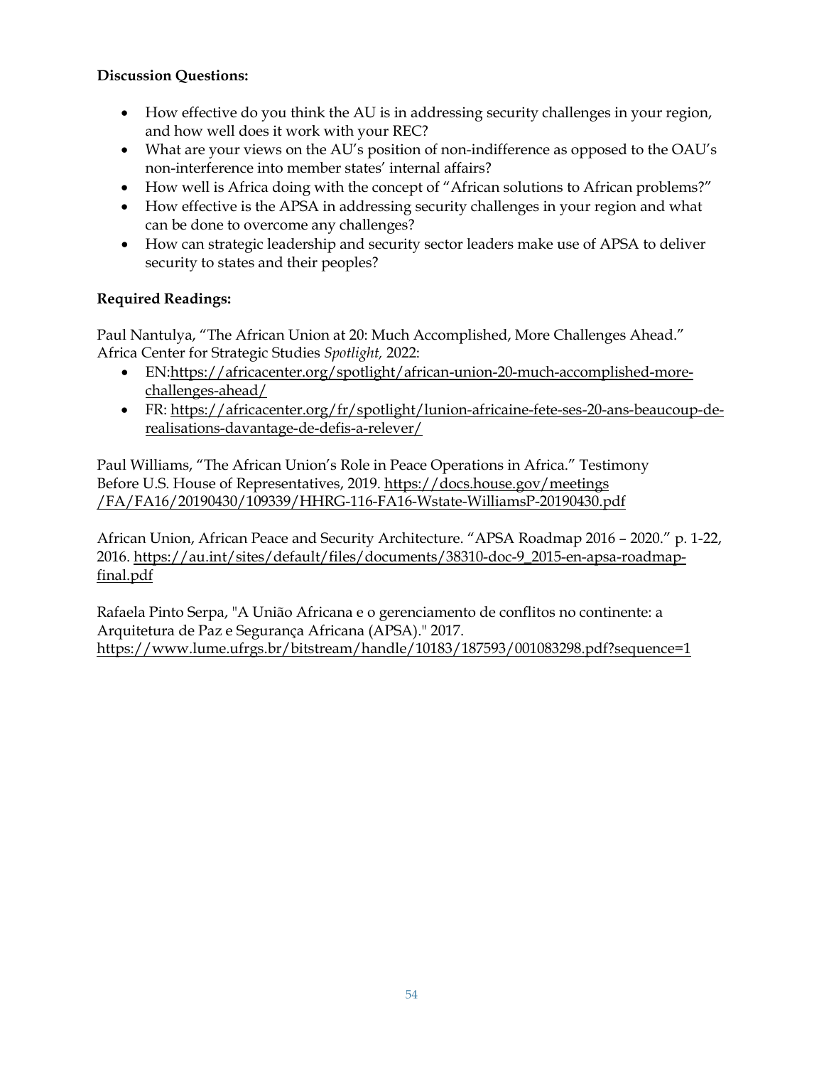**Discussion Questions:**

- How effective do you think the AU is in addressing security challenges in your region, and how well does it work with your REC?
- What are your views on the AU's position of non-indifference as opposed to the OAU's non-interference into member states' internal affairs?
- How well is Africa doing with the concept of "African solutions to African problems?"
- How effective is the APSA in addressing security challenges in your region and what can be done to overcome any challenges?
- How can strategic leadership and security sector leaders make use of APSA to deliver security to states and their peoples?

**Required Readings:**

Paul Nantulya, "The African Union at 20: Much Accomplished, More Challenges Ahead." Africa Center for Strategic Studies *Spotlight,* 2022:

- EN:https://africacenter.org/spotlight/african-union-20-much-accomplished-more-challenges-ahead/
- FR: https://africacenter.org/fr/spotlight/lunion-africaine-fete-ses-20-ans-beaucoup-de-realisations-davantage-de-defis-a-relever/

Paul Williams, "The African Union's Role in Peace Operations in Africa." Testimony Before U.S. House of Representatives, 2019. https://docs.house.gov/meetings/FA/FA16/20190430/109339/HHRG-116-FA16-Wstate-WilliamsP-20190430.pdf

African Union, African Peace and Security Architecture. "APSA Roadmap 2016 – 2020." p. 1-22, 2016. https://au.int/sites/default/files/documents/38310-doc-9_2015-en-apsa-roadmap-final.pdf

Rafaela Pinto Serpa, "A União Africana e o gerenciamento de conflitos no continente: a Arquitetura de Paz e Segurança Africana (APSA)." 2017. https://www.lume.ufrgs.br/bitstream/handle/10183/187593/001083298.pdf?sequence=1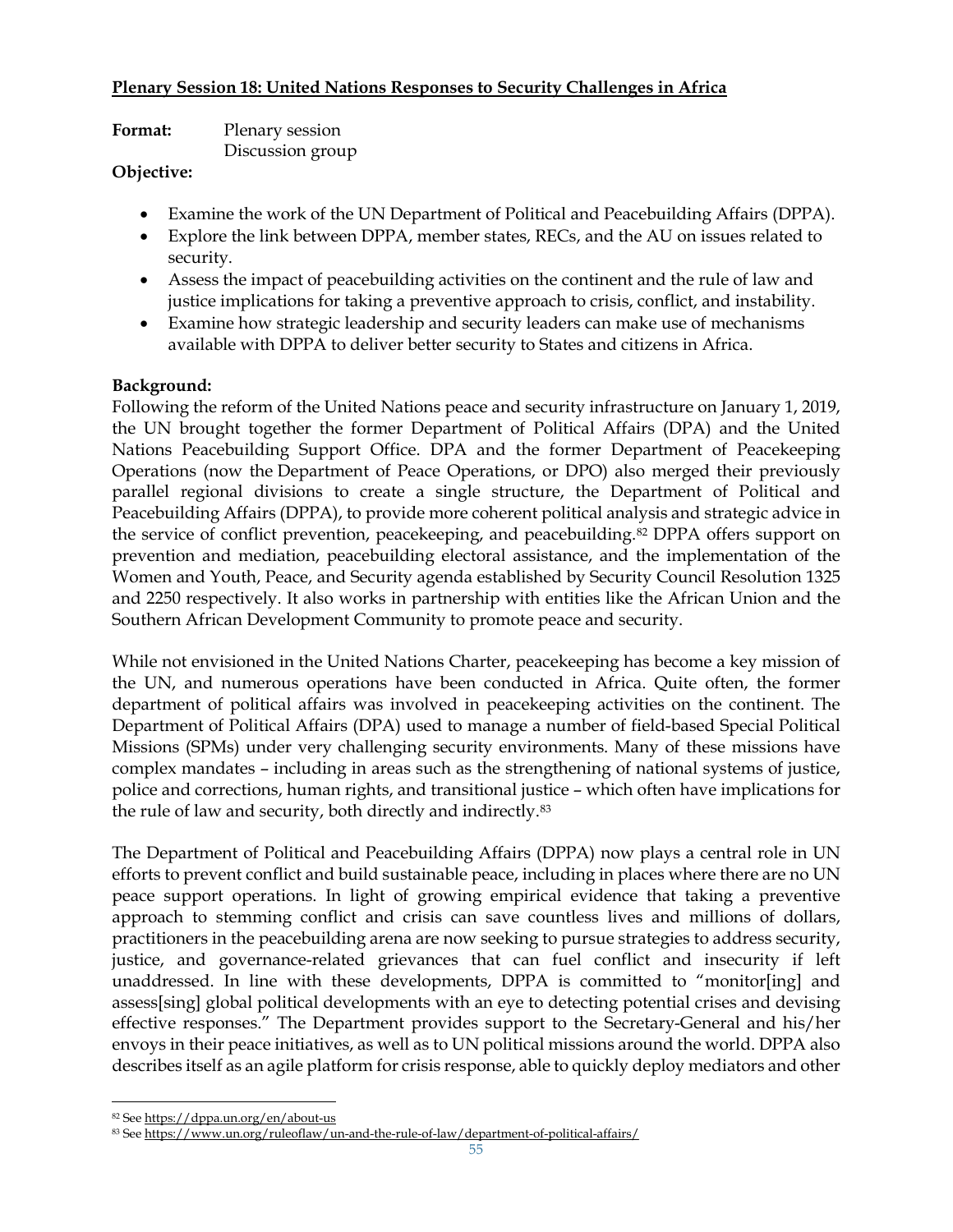**Plenary Session 18: United Nations Responses to Security Challenges in Africa**

**Format:** Plenary session
Discussion group

**Objective:**

- Examine the work of the UN Department of Political and Peacebuilding Affairs (DPPA).
- Explore the link between DPPA, member states, RECs, and the AU on issues related to security.
- Assess the impact of peacebuilding activities on the continent and the rule of law and justice implications for taking a preventive approach to crisis, conflict, and instability.
- Examine how strategic leadership and security leaders can make use of mechanisms available with DPPA to deliver better security to States and citizens in Africa.

**Background:**

Following the reform of the United Nations peace and security infrastructure on January 1, 2019, the UN brought together the former Department of Political Affairs (DPA) and the United Nations Peacebuilding Support Office. DPA and the former Department of Peacekeeping Operations (now the Department of Peace Operations, or DPO) also merged their previously parallel regional divisions to create a single structure, the Department of Political and Peacebuilding Affairs (DPPA), to provide more coherent political analysis and strategic advice in the service of conflict prevention, peacekeeping, and peacebuilding.[82] DPPA offers support on prevention and mediation, peacebuilding electoral assistance, and the implementation of the Women and Youth, Peace, and Security agenda established by Security Council Resolution 1325 and 2250 respectively. It also works in partnership with entities like the African Union and the Southern African Development Community to promote peace and security.

While not envisioned in the United Nations Charter, peacekeeping has become a key mission of the UN, and numerous operations have been conducted in Africa. Quite often, the former department of political affairs was involved in peacekeeping activities on the continent. The Department of Political Affairs (DPA) used to manage a number of field-based Special Political Missions (SPMs) under very challenging security environments. Many of these missions have complex mandates – including in areas such as the strengthening of national systems of justice, police and corrections, human rights, and transitional justice – which often have implications for the rule of law and security, both directly and indirectly.[83]

The Department of Political and Peacebuilding Affairs (DPPA) now plays a central role in UN efforts to prevent conflict and build sustainable peace, including in places where there are no UN peace support operations. In light of growing empirical evidence that taking a preventive approach to stemming conflict and crisis can save countless lives and millions of dollars, practitioners in the peacebuilding arena are now seeking to pursue strategies to address security, justice, and governance-related grievances that can fuel conflict and insecurity if left unaddressed. In line with these developments, DPPA is committed to "monitor[ing] and assess[sing] global political developments with an eye to detecting potential crises and devising effective responses." The Department provides support to the Secretary-General and his/her envoys in their peace initiatives, as well as to UN political missions around the world. DPPA also describes itself as an agile platform for crisis response, able to quickly deploy mediators and other

---

[82] See https://dppa.un.org/en/about-us

[83] See https://www.un.org/ruleoflaw/un-and-the-rule-of-law/department-of-political-affairs/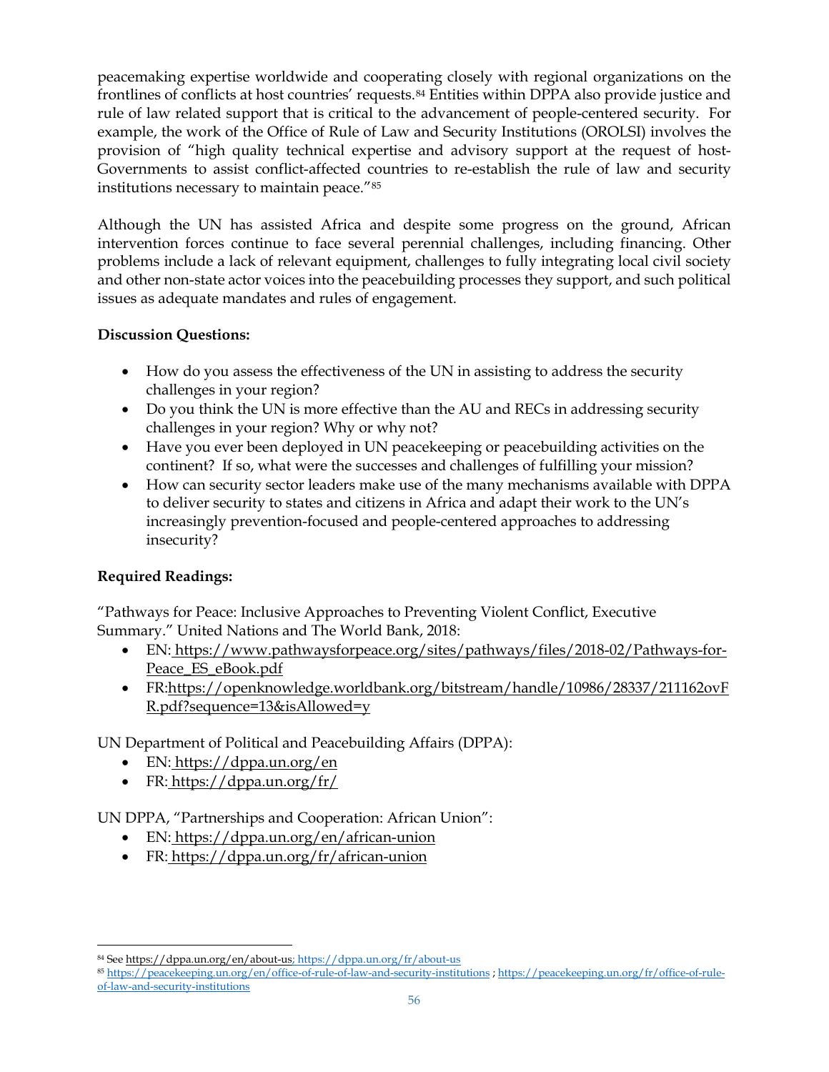peacemaking expertise worldwide and cooperating closely with regional organizations on the frontlines of conflicts at host countries' requests.[84] Entities within DPPA also provide justice and rule of law related support that is critical to the advancement of people-centered security. For example, the work of the Office of Rule of Law and Security Institutions (OROLSI) involves the provision of "high quality technical expertise and advisory support at the request of host-Governments to assist conflict-affected countries to re-establish the rule of law and security institutions necessary to maintain peace."[85]

Although the UN has assisted Africa and despite some progress on the ground, African intervention forces continue to face several perennial challenges, including financing. Other problems include a lack of relevant equipment, challenges to fully integrating local civil society and other non-state actor voices into the peacebuilding processes they support, and such political issues as adequate mandates and rules of engagement.

**Discussion Questions:**

- How do you assess the effectiveness of the UN in assisting to address the security challenges in your region?
- Do you think the UN is more effective than the AU and RECs in addressing security challenges in your region? Why or why not?
- Have you ever been deployed in UN peacekeeping or peacebuilding activities on the continent? If so, what were the successes and challenges of fulfilling your mission?
- How can security sector leaders make use of the many mechanisms available with DPPA to deliver security to states and citizens in Africa and adapt their work to the UN's increasingly prevention-focused and people-centered approaches to addressing insecurity?

**Required Readings:**

"Pathways for Peace: Inclusive Approaches to Preventing Violent Conflict, Executive Summary." United Nations and The World Bank, 2018:

- EN: https://www.pathwaysforpeace.org/sites/pathways/files/2018-02/Pathways-for-Peace_ES_eBook.pdf
- FR: https://openknowledge.worldbank.org/bitstream/handle/10986/28337/211162ovFR.pdf?sequence=13&isAllowed=y

UN Department of Political and Peacebuilding Affairs (DPPA):

- EN: https://dppa.un.org/en
- FR: https://dppa.un.org/fr/

UN DPPA, "Partnerships and Cooperation: African Union":

- EN: https://dppa.un.org/en/african-union
- FR: https://dppa.un.org/fr/african-union

---

[84] See https://dppa.un.org/en/about-us; https://dppa.un.org/fr/about-us

[85] https://peacekeeping.un.org/en/office-of-rule-of-law-and-security-institutions ; https://peacekeeping.un.org/fr/office-of-rule-of-law-and-security-institutions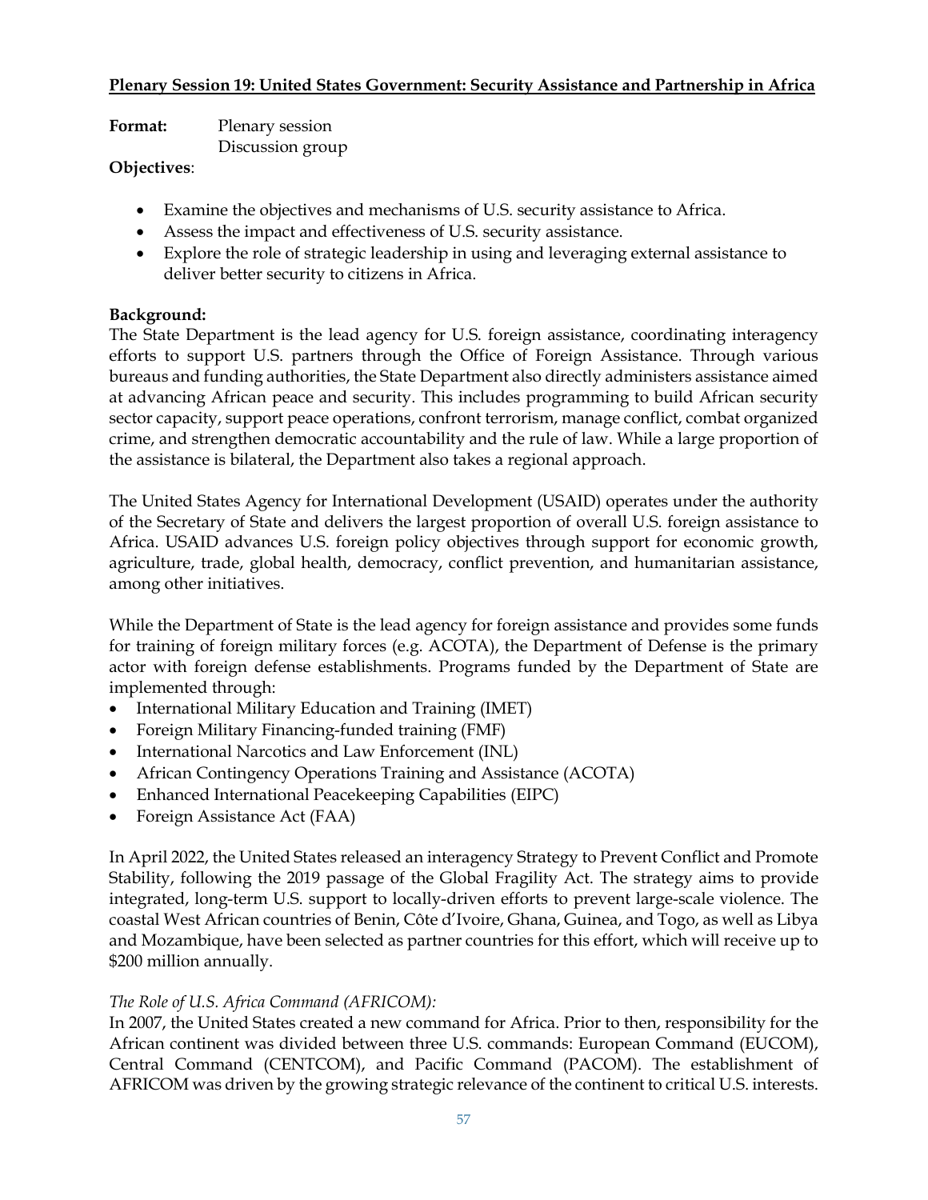## Plenary Session 19: United States Government: Security Assistance and Partnership in Africa

**Format:** Plenary session
Discussion group

**Objectives**:

- Examine the objectives and mechanisms of U.S. security assistance to Africa.
- Assess the impact and effectiveness of U.S. security assistance.
- Explore the role of strategic leadership in using and leveraging external assistance to deliver better security to citizens in Africa.

**Background:**
The State Department is the lead agency for U.S. foreign assistance, coordinating interagency efforts to support U.S. partners through the Office of Foreign Assistance. Through various bureaus and funding authorities, the State Department also directly administers assistance aimed at advancing African peace and security. This includes programming to build African security sector capacity, support peace operations, confront terrorism, manage conflict, combat organized crime, and strengthen democratic accountability and the rule of law. While a large proportion of the assistance is bilateral, the Department also takes a regional approach.

The United States Agency for International Development (USAID) operates under the authority of the Secretary of State and delivers the largest proportion of overall U.S. foreign assistance to Africa. USAID advances U.S. foreign policy objectives through support for economic growth, agriculture, trade, global health, democracy, conflict prevention, and humanitarian assistance, among other initiatives.

While the Department of State is the lead agency for foreign assistance and provides some funds for training of foreign military forces (e.g. ACOTA), the Department of Defense is the primary actor with foreign defense establishments. Programs funded by the Department of State are implemented through:

- International Military Education and Training (IMET)
- Foreign Military Financing-funded training (FMF)
- International Narcotics and Law Enforcement (INL)
- African Contingency Operations Training and Assistance (ACOTA)
- Enhanced International Peacekeeping Capabilities (EIPC)
- Foreign Assistance Act (FAA)

In April 2022, the United States released an interagency Strategy to Prevent Conflict and Promote Stability, following the 2019 passage of the Global Fragility Act. The strategy aims to provide integrated, long-term U.S. support to locally-driven efforts to prevent large-scale violence. The coastal West African countries of Benin, Côte d'Ivoire, Ghana, Guinea, and Togo, as well as Libya and Mozambique, have been selected as partner countries for this effort, which will receive up to $200 million annually.

*The Role of U.S. Africa Command (AFRICOM):*
In 2007, the United States created a new command for Africa. Prior to then, responsibility for the African continent was divided between three U.S. commands: European Command (EUCOM), Central Command (CENTCOM), and Pacific Command (PACOM). The establishment of AFRICOM was driven by the growing strategic relevance of the continent to critical U.S. interests.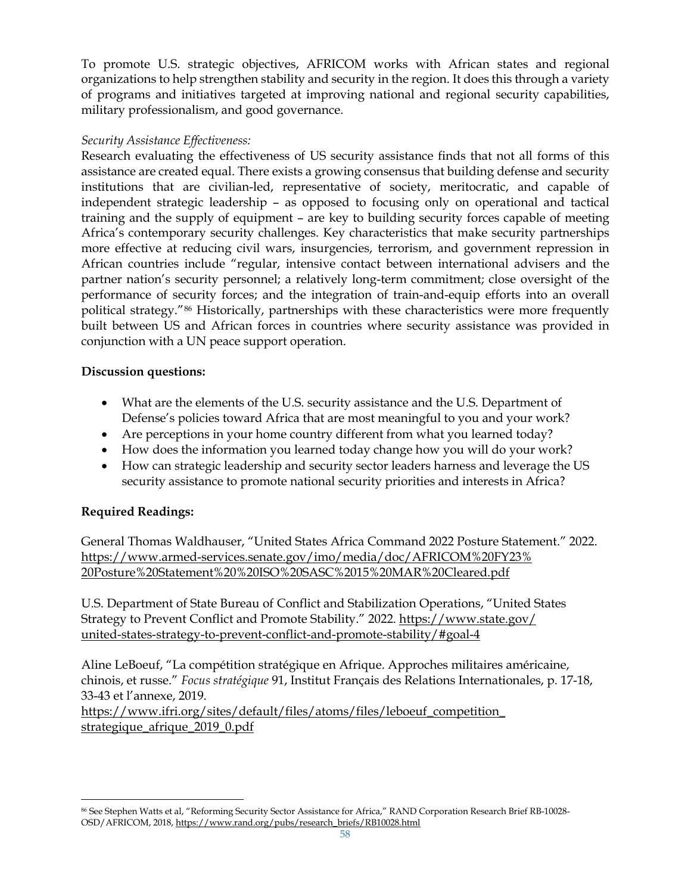To promote U.S. strategic objectives, AFRICOM works with African states and regional organizations to help strengthen stability and security in the region. It does this through a variety of programs and initiatives targeted at improving national and regional security capabilities, military professionalism, and good governance.

*Security Assistance Effectiveness:*

Research evaluating the effectiveness of US security assistance finds that not all forms of this assistance are created equal. There exists a growing consensus that building defense and security institutions that are civilian-led, representative of society, meritocratic, and capable of independent strategic leadership – as opposed to focusing only on operational and tactical training and the supply of equipment – are key to building security forces capable of meeting Africa's contemporary security challenges. Key characteristics that make security partnerships more effective at reducing civil wars, insurgencies, terrorism, and government repression in African countries include "regular, intensive contact between international advisers and the partner nation's security personnel; a relatively long-term commitment; close oversight of the performance of security forces; and the integration of train-and-equip efforts into an overall political strategy."[86] Historically, partnerships with these characteristics were more frequently built between US and African forces in countries where security assistance was provided in conjunction with a UN peace support operation.

**Discussion questions:**

- What are the elements of the U.S. security assistance and the U.S. Department of Defense's policies toward Africa that are most meaningful to you and your work?
- Are perceptions in your home country different from what you learned today?
- How does the information you learned today change how you will do your work?
- How can strategic leadership and security sector leaders harness and leverage the US security assistance to promote national security priorities and interests in Africa?

**Required Readings:**

General Thomas Waldhauser, "United States Africa Command 2022 Posture Statement." 2022. https://www.armed-services.senate.gov/imo/media/doc/AFRICOM%20FY23%20Posture%20Statement%20%20ISO%20SASC%2015%20MAR%20Cleared.pdf

U.S. Department of State Bureau of Conflict and Stabilization Operations, "United States Strategy to Prevent Conflict and Promote Stability." 2022. https://www.state.gov/united-states-strategy-to-prevent-conflict-and-promote-stability/#goal-4

Aline LeBoeuf, "La compétition stratégique en Afrique. Approches militaires américaine, chinois, et russe." *Focus stratégique* 91, Institut Français des Relations Internationales, p. 17-18, 33-43 et l'annexe, 2019. https://www.ifri.org/sites/default/files/atoms/files/leboeuf_competition_strategique_afrique_2019_0.pdf

---

[86] See Stephen Watts et al, "Reforming Security Sector Assistance for Africa," RAND Corporation Research Brief RB-10028-OSD/AFRICOM, 2018, https://www.rand.org/pubs/research_briefs/RB10028.html